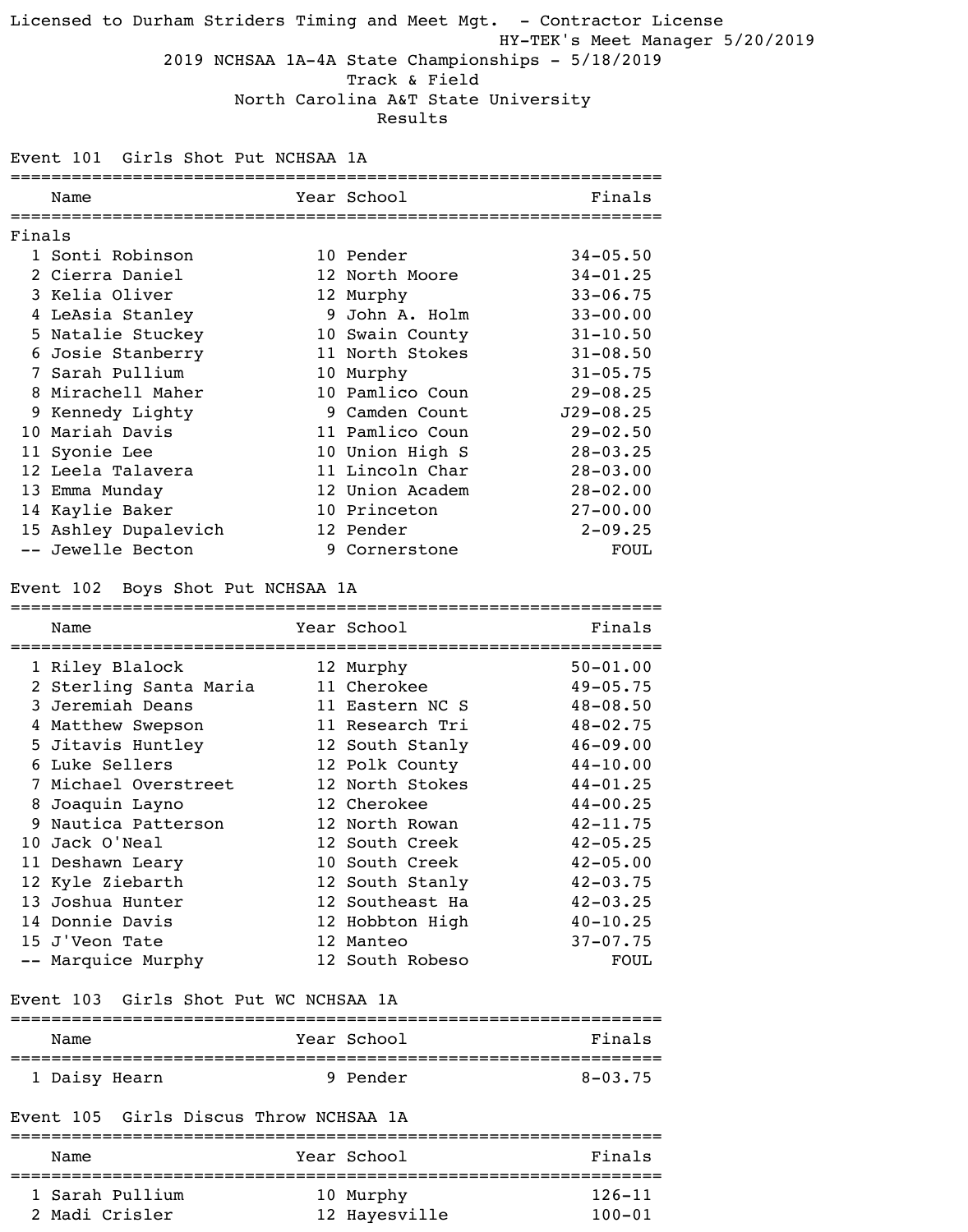Licensed to Durham Striders Timing and Meet Mgt. - Contractor License

HY-TEK's Meet Manager 5/20/2019

# 2019 NCHSAA 1A-4A State Championships - 5/18/2019

## Track & Field

## North Carolina A&T State University

## Results

### Event 101 Girls Shot Put NCHSAA 1A

Finals

| | Name | Year | School | Finals |
|---|---|---|---|---|
| 1 | Sonti Robinson | 10 | Pender | 34-05.50 |
| 2 | Cierra Daniel | 12 | North Moore | 34-01.25 |
| 3 | Kelia Oliver | 12 | Murphy | 33-06.75 |
| 4 | LeAsia Stanley | 9 | John A. Holm | 33-00.00 |
| 5 | Natalie Stuckey | 10 | Swain County | 31-10.50 |
| 6 | Josie Stanberry | 11 | North Stokes | 31-08.50 |
| 7 | Sarah Pullium | 10 | Murphy | 31-05.75 |
| 8 | Mirachell Maher | 10 | Pamlico Coun | 29-08.25 |
| 9 | Kennedy Lighty | 9 | Camden Count | J29-08.25 |
| 10 | Mariah Davis | 11 | Pamlico Coun | 29-02.50 |
| 11 | Syonie Lee | 10 | Union High S | 28-03.25 |
| 12 | Leela Talavera | 11 | Lincoln Char | 28-03.00 |
| 13 | Emma Munday | 12 | Union Academ | 28-02.00 |
| 14 | Kaylie Baker | 10 | Princeton | 27-00.00 |
| 15 | Ashley Dupalevich | 12 | Pender | 2-09.25 |
| -- | Jewelle Becton | 9 | Cornerstone | FOUL |

### Event 102 Boys Shot Put NCHSAA 1A

| | Name | Year | School | Finals |
|---|---|---|---|---|
| 1 | Riley Blalock | 12 | Murphy | 50-01.00 |
| 2 | Sterling Santa Maria | 11 | Cherokee | 49-05.75 |
| 3 | Jeremiah Deans | 11 | Eastern NC S | 48-08.50 |
| 4 | Matthew Swepson | 11 | Research Tri | 48-02.75 |
| 5 | Jitavis Huntley | 12 | South Stanly | 46-09.00 |
| 6 | Luke Sellers | 12 | Polk County | 44-10.00 |
| 7 | Michael Overstreet | 12 | North Stokes | 44-01.25 |
| 8 | Joaquin Layno | 12 | Cherokee | 44-00.25 |
| 9 | Nautica Patterson | 12 | North Rowan | 42-11.75 |
| 10 | Jack O'Neal | 12 | South Creek | 42-05.25 |
| 11 | Deshawn Leary | 10 | South Creek | 42-05.00 |
| 12 | Kyle Ziebarth | 12 | South Stanly | 42-03.75 |
| 13 | Joshua Hunter | 12 | Southeast Ha | 42-03.25 |
| 14 | Donnie Davis | 12 | Hobbton High | 40-10.25 |
| 15 | J'Veon Tate | 12 | Manteo | 37-07.75 |
| -- | Marquice Murphy | 12 | South Robeso | FOUL |

### Event 103 Girls Shot Put WC NCHSAA 1A

| | Name | Year | School | Finals |
|---|---|---|---|---|
| 1 | Daisy Hearn | 9 | Pender | 8-03.75 |

### Event 105 Girls Discus Throw NCHSAA 1A

| | Name | Year | School | Finals |
|---|---|---|---|---|
| 1 | Sarah Pullium | 10 | Murphy | 126-11 |
| 2 | Madi Crisler | 12 | Hayesville | 100-01 |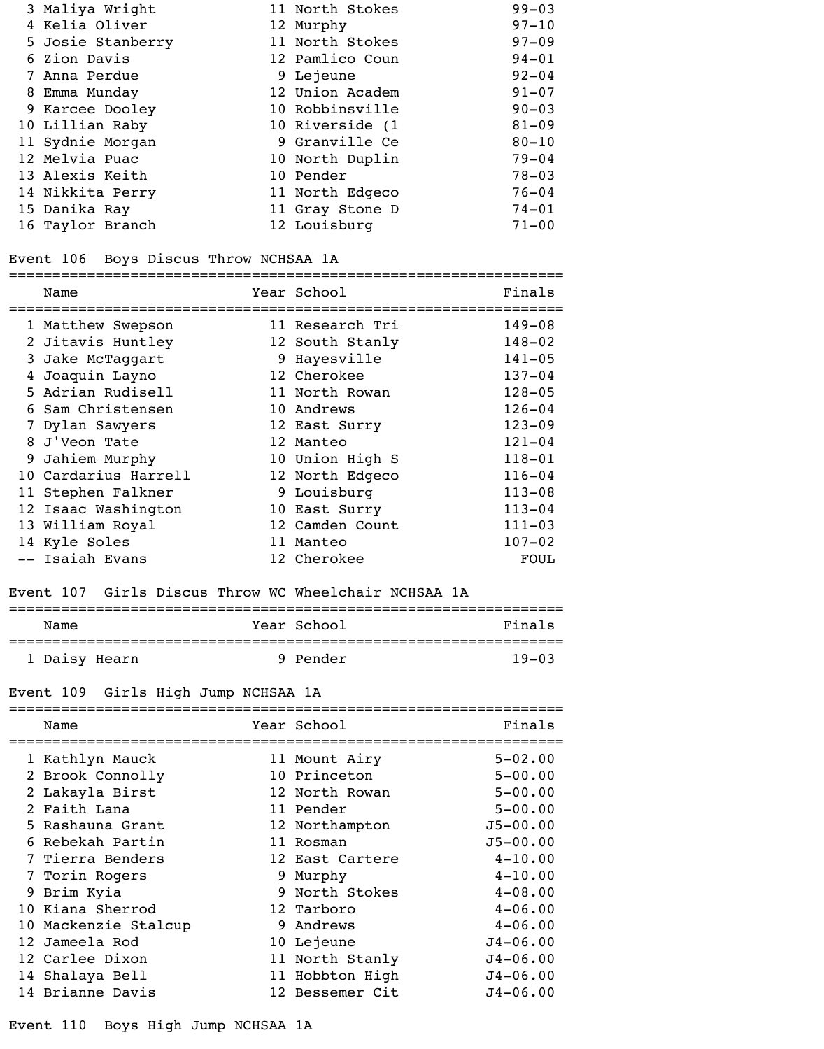| Place | Name | Year | School | Finals |
|---|---|---|---|---|
| 3 | Maliya Wright | 11 | North Stokes | 99-03 |
| 4 | Kelia Oliver | 12 | Murphy | 97-10 |
| 5 | Josie Stanberry | 11 | North Stokes | 97-09 |
| 6 | Zion Davis | 12 | Pamlico Coun | 94-01 |
| 7 | Anna Perdue | 9 | Lejeune | 92-04 |
| 8 | Emma Munday | 12 | Union Academ | 91-07 |
| 9 | Karcee Dooley | 10 | Robbinsville | 90-03 |
| 10 | Lillian Raby | 10 | Riverside (1 | 81-09 |
| 11 | Sydnie Morgan | 9 | Granville Ce | 80-10 |
| 12 | Melvia Puac | 10 | North Duplin | 79-04 |
| 13 | Alexis Keith | 10 | Pender | 78-03 |
| 14 | Nikkita Perry | 11 | North Edgeco | 76-04 |
| 15 | Danika Ray | 11 | Gray Stone D | 74-01 |
| 16 | Taylor Branch | 12 | Louisburg | 71-00 |

## Event 106 Boys Discus Throw NCHSAA 1A

| Place | Name | Year | School | Finals |
|---|---|---|---|---|
| 1 | Matthew Swepson | 11 | Research Tri | 149-08 |
| 2 | Jitavis Huntley | 12 | South Stanly | 148-02 |
| 3 | Jake McTaggart | 9 | Hayesville | 141-05 |
| 4 | Joaquin Layno | 12 | Cherokee | 137-04 |
| 5 | Adrian Rudisell | 11 | North Rowan | 128-05 |
| 6 | Sam Christensen | 10 | Andrews | 126-04 |
| 7 | Dylan Sawyers | 12 | East Surry | 123-09 |
| 8 | J'Veon Tate | 12 | Manteo | 121-04 |
| 9 | Jahiem Murphy | 10 | Union High S | 118-01 |
| 10 | Cardarius Harrell | 12 | North Edgeco | 116-04 |
| 11 | Stephen Falkner | 9 | Louisburg | 113-08 |
| 12 | Isaac Washington | 10 | East Surry | 113-04 |
| 13 | William Royal | 12 | Camden Count | 111-03 |
| 14 | Kyle Soles | 11 | Manteo | 107-02 |
| -- | Isaiah Evans | 12 | Cherokee | FOUL |

## Event 107 Girls Discus Throw WC Wheelchair NCHSAA 1A

| Place | Name | Year | School | Finals |
|---|---|---|---|---|
| 1 | Daisy Hearn | 9 | Pender | 19-03 |

## Event 109 Girls High Jump NCHSAA 1A

| Place | Name | Year | School | Finals |
|---|---|---|---|---|
| 1 | Kathlyn Mauck | 11 | Mount Airy | 5-02.00 |
| 2 | Brook Connolly | 10 | Princeton | 5-00.00 |
| 2 | Lakayla Birst | 12 | North Rowan | 5-00.00 |
| 2 | Faith Lana | 11 | Pender | 5-00.00 |
| 5 | Rashauna Grant | 12 | Northampton | J5-00.00 |
| 6 | Rebekah Partin | 11 | Rosman | J5-00.00 |
| 7 | Tierra Benders | 12 | East Cartere | 4-10.00 |
| 7 | Torin Rogers | 9 | Murphy | 4-10.00 |
| 9 | Brim Kyia | 9 | North Stokes | 4-08.00 |
| 10 | Kiana Sherrod | 12 | Tarboro | 4-06.00 |
| 10 | Mackenzie Stalcup | 9 | Andrews | 4-06.00 |
| 12 | Jameela Rod | 10 | Lejeune | J4-06.00 |
| 12 | Carlee Dixon | 11 | North Stanly | J4-06.00 |
| 14 | Shalaya Bell | 11 | Hobbton High | J4-06.00 |
| 14 | Brianne Davis | 12 | Bessemer Cit | J4-06.00 |

## Event 110 Boys High Jump NCHSAA 1A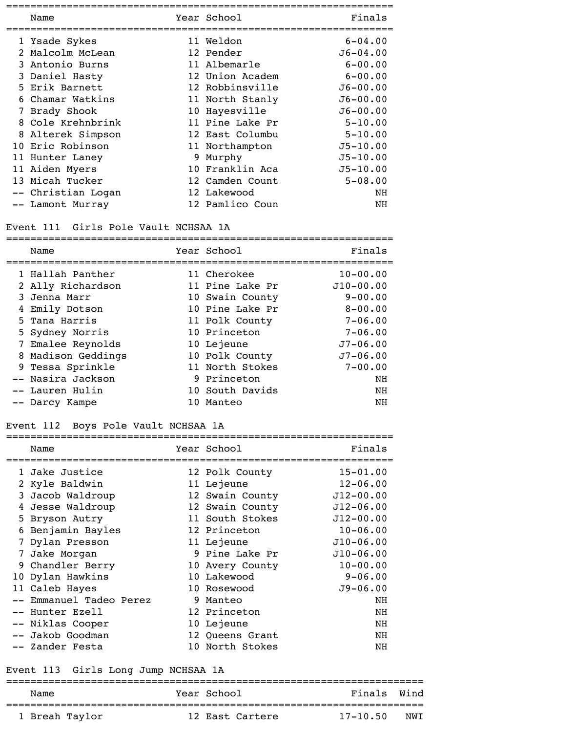| | Name | Year | School | Finals |
|---|---|---|---|---|
| 1 | Ysade Sykes | 11 | Weldon | 6-04.00 |
| 2 | Malcolm McLean | 12 | Pender | J6-04.00 |
| 3 | Antonio Burns | 11 | Albemarle | 6-00.00 |
| 3 | Daniel Hasty | 12 | Union Academ | 6-00.00 |
| 5 | Erik Barnett | 12 | Robbinsville | J6-00.00 |
| 6 | Chamar Watkins | 11 | North Stanly | J6-00.00 |
| 7 | Brady Shook | 10 | Hayesville | J6-00.00 |
| 8 | Cole Krehnbrink | 11 | Pine Lake Pr | 5-10.00 |
| 8 | Alterek Simpson | 12 | East Columbu | 5-10.00 |
| 10 | Eric Robinson | 11 | Northampton | J5-10.00 |
| 11 | Hunter Laney | 9 | Murphy | J5-10.00 |
| 11 | Aiden Myers | 10 | Franklin Aca | J5-10.00 |
| 13 | Micah Tucker | 12 | Camden Count | 5-08.00 |
| -- | Christian Logan | 12 | Lakewood | NH |
| -- | Lamont Murray | 12 | Pamlico Coun | NH |

## Event 111 Girls Pole Vault NCHSAA 1A

| | Name | Year | School | Finals |
|---|---|---|---|---|
| 1 | Hallah Panther | 11 | Cherokee | 10-00.00 |
| 2 | Ally Richardson | 11 | Pine Lake Pr | J10-00.00 |
| 3 | Jenna Marr | 10 | Swain County | 9-00.00 |
| 4 | Emily Dotson | 10 | Pine Lake Pr | 8-00.00 |
| 5 | Tana Harris | 11 | Polk County | 7-06.00 |
| 5 | Sydney Norris | 10 | Princeton | 7-06.00 |
| 7 | Emalee Reynolds | 10 | Lejeune | J7-06.00 |
| 8 | Madison Geddings | 10 | Polk County | J7-06.00 |
| 9 | Tessa Sprinkle | 11 | North Stokes | 7-00.00 |
| -- | Nasira Jackson | 9 | Princeton | NH |
| -- | Lauren Hulin | 10 | South Davids | NH |
| -- | Darcy Kampe | 10 | Manteo | NH |

## Event 112 Boys Pole Vault NCHSAA 1A

| | Name | Year | School | Finals |
|---|---|---|---|---|
| 1 | Jake Justice | 12 | Polk County | 15-01.00 |
| 2 | Kyle Baldwin | 11 | Lejeune | 12-06.00 |
| 3 | Jacob Waldroup | 12 | Swain County | J12-00.00 |
| 4 | Jesse Waldroup | 12 | Swain County | J12-06.00 |
| 5 | Bryson Autry | 11 | South Stokes | J12-00.00 |
| 6 | Benjamin Bayles | 12 | Princeton | 10-06.00 |
| 7 | Dylan Presson | 11 | Lejeune | J10-06.00 |
| 7 | Jake Morgan | 9 | Pine Lake Pr | J10-06.00 |
| 9 | Chandler Berry | 10 | Avery County | 10-00.00 |
| 10 | Dylan Hawkins | 10 | Lakewood | 9-06.00 |
| 11 | Caleb Hayes | 10 | Rosewood | J9-06.00 |
| -- | Emmanuel Tadeo Perez | 9 | Manteo | NH |
| -- | Hunter Ezell | 12 | Princeton | NH |
| -- | Niklas Cooper | 10 | Lejeune | NH |
| -- | Jakob Goodman | 12 | Queens Grant | NH |
| -- | Zander Festa | 10 | North Stokes | NH |

## Event 113 Girls Long Jump NCHSAA 1A

| | Name | Year | School | Finals | Wind |
|---|---|---|---|---|---|
| 1 | Breah Taylor | 12 | East Cartere | 17-10.50 | NWI |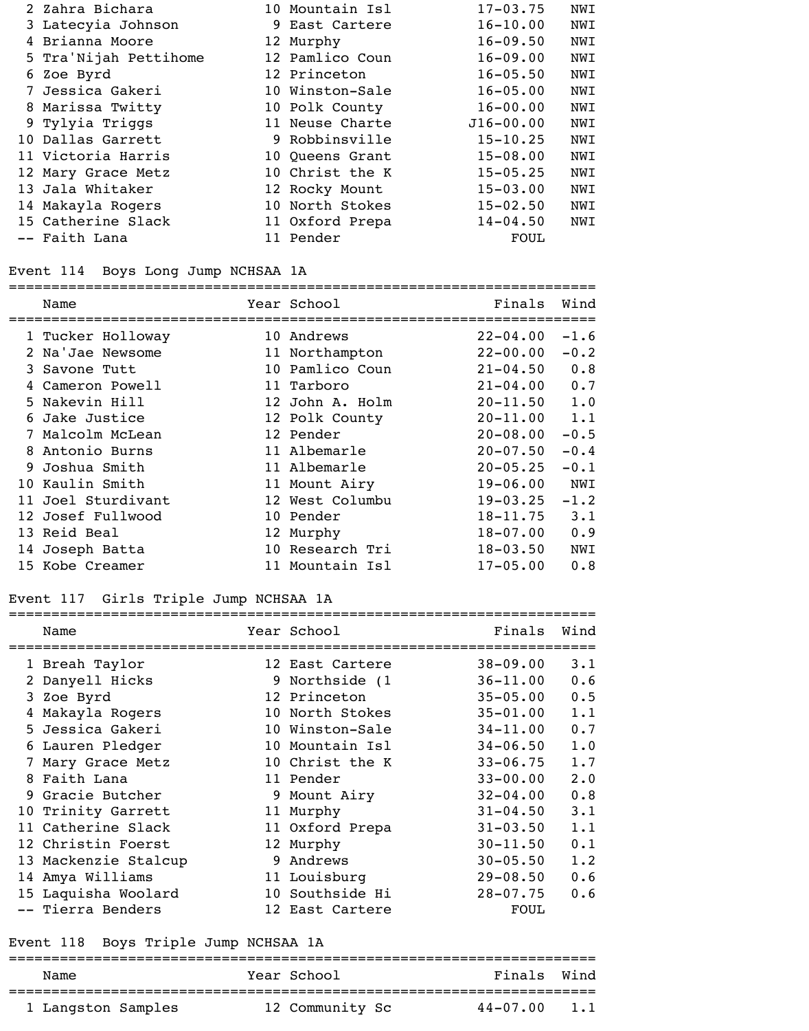| Place | Name | Year | School | Finals | Wind |
|---|---|---|---|---|---|
| 2 | Zahra Bichara | 10 | Mountain Isl | 17-03.75 | NWI |
| 3 | Latecyia Johnson | 9 | East Cartere | 16-10.00 | NWI |
| 4 | Brianna Moore | 12 | Murphy | 16-09.50 | NWI |
| 5 | Tra'Nijah Pettihome | 12 | Pamlico Coun | 16-09.00 | NWI |
| 6 | Zoe Byrd | 12 | Princeton | 16-05.50 | NWI |
| 7 | Jessica Gakeri | 10 | Winston-Sale | 16-05.00 | NWI |
| 8 | Marissa Twitty | 10 | Polk County | 16-00.00 | NWI |
| 9 | Tylyia Triggs | 11 | Neuse Charte | J16-00.00 | NWI |
| 10 | Dallas Garrett | 9 | Robbinsville | 15-10.25 | NWI |
| 11 | Victoria Harris | 10 | Queens Grant | 15-08.00 | NWI |
| 12 | Mary Grace Metz | 10 | Christ the K | 15-05.25 | NWI |
| 13 | Jala Whitaker | 12 | Rocky Mount | 15-03.00 | NWI |
| 14 | Makayla Rogers | 10 | North Stokes | 15-02.50 | NWI |
| 15 | Catherine Slack | 11 | Oxford Prepa | 14-04.50 | NWI |
| -- | Faith Lana | 11 | Pender | FOUL | |

## Event 114 Boys Long Jump NCHSAA 1A

| Place | Name | Year | School | Finals | Wind |
|---|---|---|---|---|---|
| 1 | Tucker Holloway | 10 | Andrews | 22-04.00 | -1.6 |
| 2 | Na'Jae Newsome | 11 | Northampton | 22-00.00 | -0.2 |
| 3 | Savone Tutt | 10 | Pamlico Coun | 21-04.50 | 0.8 |
| 4 | Cameron Powell | 11 | Tarboro | 21-04.00 | 0.7 |
| 5 | Nakevin Hill | 12 | John A. Holm | 20-11.50 | 1.0 |
| 6 | Jake Justice | 12 | Polk County | 20-11.00 | 1.1 |
| 7 | Malcolm McLean | 12 | Pender | 20-08.00 | -0.5 |
| 8 | Antonio Burns | 11 | Albemarle | 20-07.50 | -0.4 |
| 9 | Joshua Smith | 11 | Albemarle | 20-05.25 | -0.1 |
| 10 | Kaulin Smith | 11 | Mount Airy | 19-06.00 | NWI |
| 11 | Joel Sturdivant | 12 | West Columbu | 19-03.25 | -1.2 |
| 12 | Josef Fullwood | 10 | Pender | 18-11.75 | 3.1 |
| 13 | Reid Beal | 12 | Murphy | 18-07.00 | 0.9 |
| 14 | Joseph Batta | 10 | Research Tri | 18-03.50 | NWI |
| 15 | Kobe Creamer | 11 | Mountain Isl | 17-05.00 | 0.8 |

## Event 117 Girls Triple Jump NCHSAA 1A

| Place | Name | Year | School | Finals | Wind |
|---|---|---|---|---|---|
| 1 | Breah Taylor | 12 | East Cartere | 38-09.00 | 3.1 |
| 2 | Danyell Hicks | 9 | Northside (1 | 36-11.00 | 0.6 |
| 3 | Zoe Byrd | 12 | Princeton | 35-05.00 | 0.5 |
| 4 | Makayla Rogers | 10 | North Stokes | 35-01.00 | 1.1 |
| 5 | Jessica Gakeri | 10 | Winston-Sale | 34-11.00 | 0.7 |
| 6 | Lauren Pledger | 10 | Mountain Isl | 34-06.50 | 1.0 |
| 7 | Mary Grace Metz | 10 | Christ the K | 33-06.75 | 1.7 |
| 8 | Faith Lana | 11 | Pender | 33-00.00 | 2.0 |
| 9 | Gracie Butcher | 9 | Mount Airy | 32-04.00 | 0.8 |
| 10 | Trinity Garrett | 11 | Murphy | 31-04.50 | 3.1 |
| 11 | Catherine Slack | 11 | Oxford Prepa | 31-03.50 | 1.1 |
| 12 | Christin Foerst | 12 | Murphy | 30-11.50 | 0.1 |
| 13 | Mackenzie Stalcup | 9 | Andrews | 30-05.50 | 1.2 |
| 14 | Amya Williams | 11 | Louisburg | 29-08.50 | 0.6 |
| 15 | Laquisha Woolard | 10 | Southside Hi | 28-07.75 | 0.6 |
| -- | Tierra Benders | 12 | East Cartere | FOUL | |

## Event 118 Boys Triple Jump NCHSAA 1A

| Place | Name | Year | School | Finals | Wind |
|---|---|---|---|---|---|
| 1 | Langston Samples | 12 | Community Sc | 44-07.00 | 1.1 |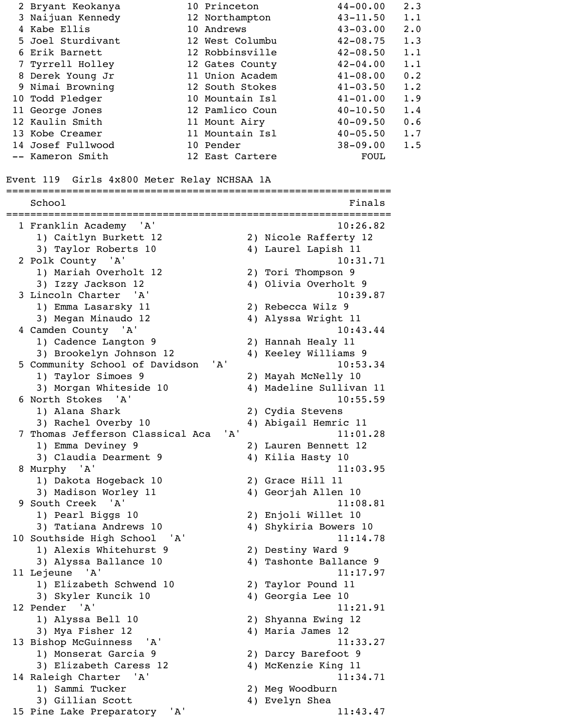| Place | Name | Year | School | Finals | Wind |
|---|---|---|---|---|---|
| 2 | Bryant Keokanya | 10 | Princeton | 44-00.00 | 2.3 |
| 3 | Naijuan Kennedy | 12 | Northampton | 43-11.50 | 1.1 |
| 4 | Kabe Ellis | 10 | Andrews | 43-03.00 | 2.0 |
| 5 | Joel Sturdivant | 12 | West Columbu | 42-08.75 | 1.3 |
| 6 | Erik Barnett | 12 | Robbinsville | 42-08.50 | 1.1 |
| 7 | Tyrrell Holley | 12 | Gates County | 42-04.00 | 1.1 |
| 8 | Derek Young Jr | 11 | Union Academ | 41-08.00 | 0.2 |
| 9 | Nimai Browning | 12 | South Stokes | 41-03.50 | 1.2 |
| 10 | Todd Pledger | 10 | Mountain Isl | 41-01.00 | 1.9 |
| 11 | George Jones | 12 | Pamlico Coun | 40-10.50 | 1.4 |
| 12 | Kaulin Smith | 11 | Mount Airy | 40-09.50 | 0.6 |
| 13 | Kobe Creamer | 11 | Mountain Isl | 40-05.50 | 1.7 |
| 14 | Josef Fullwood | 10 | Pender | 38-09.00 | 1.5 |
| -- | Kameron Smith | 12 | East Cartere | FOUL | |

## Event 119 Girls 4x800 Meter Relay NCHSAA 1A

| Place | School | Finals |
|---|---|---|
| 1 | Franklin Academy 'A' | 10:26.82 |
| | 1) Caitlyn Burkett 12, 2) Nicole Rafferty 12, 3) Taylor Roberts 10, 4) Laurel Lapish 11 | |
| 2 | Polk County 'A' | 10:31.71 |
| | 1) Mariah Overholt 12, 2) Tori Thompson 9, 3) Izzy Jackson 12, 4) Olivia Overholt 9 | |
| 3 | Lincoln Charter 'A' | 10:39.87 |
| | 1) Emma Lasarsky 11, 2) Rebecca Wilz 9, 3) Megan Minaudo 12, 4) Alyssa Wright 11 | |
| 4 | Camden County 'A' | 10:43.44 |
| | 1) Cadence Langton 9, 2) Hannah Healy 11, 3) Brookelyn Johnson 12, 4) Keeley Williams 9 | |
| 5 | Community School of Davidson 'A' | 10:53.34 |
| | 1) Taylor Simoes 9, 2) Mayah McNelly 10, 3) Morgan Whiteside 10, 4) Madeline Sullivan 11 | |
| 6 | North Stokes 'A' | 10:55.59 |
| | 1) Alana Shark, 2) Cydia Stevens, 3) Rachel Overby 10, 4) Abigail Hemric 11 | |
| 7 | Thomas Jefferson Classical Aca 'A' | 11:01.28 |
| | 1) Emma Deviney 9, 2) Lauren Bennett 12, 3) Claudia Dearment 9, 4) Kilia Hasty 10 | |
| 8 | Murphy 'A' | 11:03.95 |
| | 1) Dakota Hogeback 10, 2) Grace Hill 11, 3) Madison Worley 11, 4) Georjah Allen 10 | |
| 9 | South Creek 'A' | 11:08.81 |
| | 1) Pearl Biggs 10, 2) Enjoli Willet 10, 3) Tatiana Andrews 10, 4) Shykiria Bowers 10 | |
| 10 | Southside High School 'A' | 11:14.78 |
| | 1) Alexis Whitehurst 9, 2) Destiny Ward 9, 3) Alyssa Ballance 10, 4) Tashonte Ballance 9 | |
| 11 | Lejeune 'A' | 11:17.97 |
| | 1) Elizabeth Schwend 10, 2) Taylor Pound 11, 3) Skyler Kuncik 10, 4) Georgia Lee 10 | |
| 12 | Pender 'A' | 11:21.91 |
| | 1) Alyssa Bell 10, 2) Shyanna Ewing 12, 3) Mya Fisher 12, 4) Maria James 12 | |
| 13 | Bishop McGuinness 'A' | 11:33.27 |
| | 1) Monserat Garcia 9, 2) Darcy Barefoot 9, 3) Elizabeth Caress 12, 4) McKenzie King 11 | |
| 14 | Raleigh Charter 'A' | 11:34.71 |
| | 1) Sammi Tucker, 2) Meg Woodburn, 3) Gillian Scott, 4) Evelyn Shea | |
| 15 | Pine Lake Preparatory 'A' | 11:43.47 |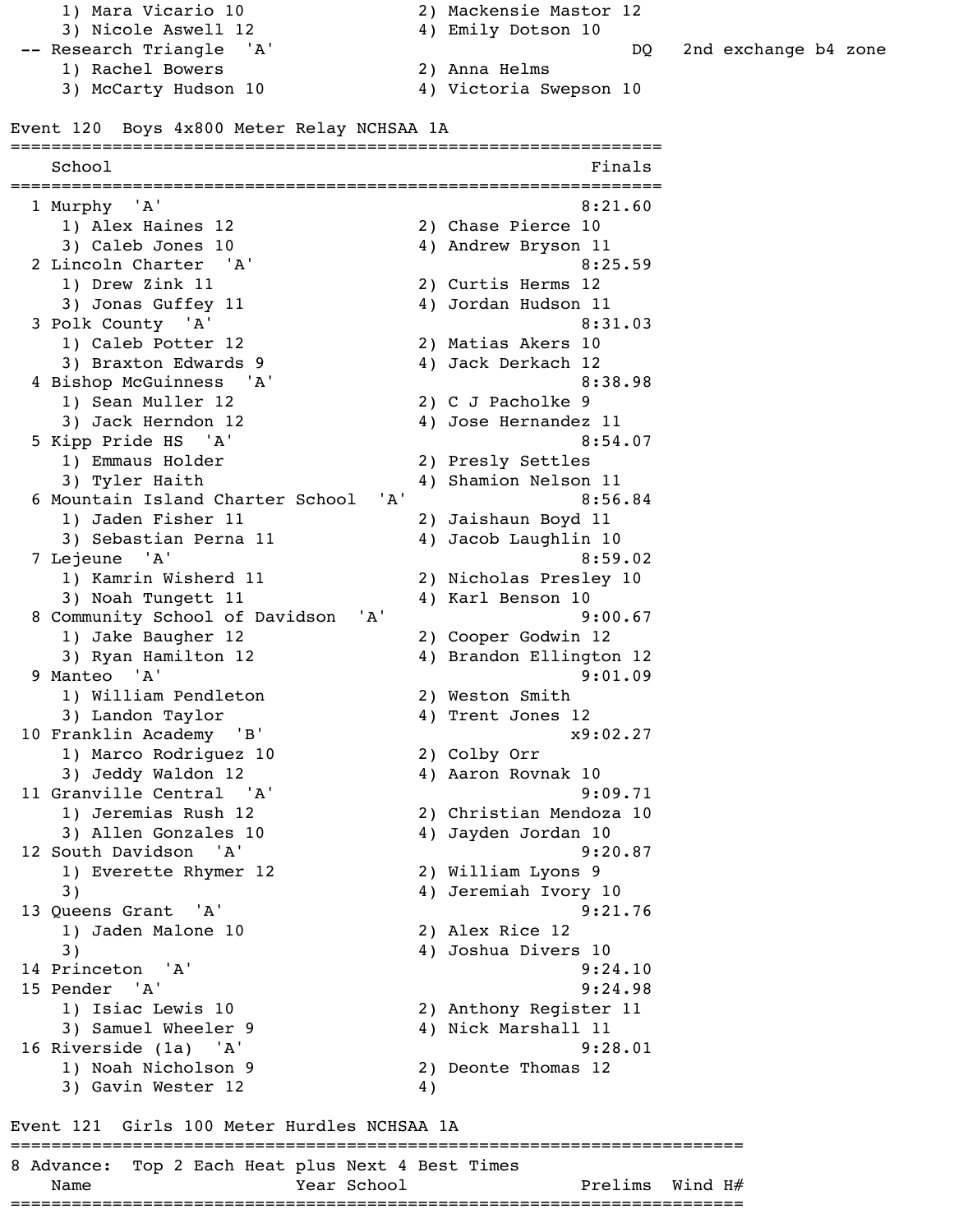```
     1) Mara Vicario 10                 2) Mackensie Mastor 12
     3) Nicole Aswell 12                4) Emily Dotson 10
 -- Research Triangle  'A'                               DQ   2nd exchange b4 zone
     1) Rachel Bowers                   2) Anna Helms
     3) McCarty Hudson 10               4) Victoria Swepson 10
```

## Event 120  Boys 4x800 Meter Relay NCHSAA 1A

```
=================================================================
    School                                                 Finals
=================================================================
  1 Murphy  'A'                                           8:21.60
     1) Alex Haines 12                  2) Chase Pierce 10
     3) Caleb Jones 10                  4) Andrew Bryson 11
  2 Lincoln Charter  'A'                                  8:25.59
     1) Drew Zink 11                    2) Curtis Herms 12
     3) Jonas Guffey 11                 4) Jordan Hudson 11
  3 Polk County  'A'                                      8:31.03
     1) Caleb Potter 12                 2) Matias Akers 10
     3) Braxton Edwards 9               4) Jack Derkach 12
  4 Bishop McGuinness  'A'                                8:38.98
     1) Sean Muller 12                  2) C J Pacholke 9
     3) Jack Herndon 12                 4) Jose Hernandez 11
  5 Kipp Pride HS  'A'                                    8:54.07
     1) Emmaus Holder                   2) Presly Settles
     3) Tyler Haith                     4) Shamion Nelson 11
  6 Mountain Island Charter School  'A'                   8:56.84
     1) Jaden Fisher 11                 2) Jaishaun Boyd 11
     3) Sebastian Perna 11              4) Jacob Laughlin 10
  7 Lejeune  'A'                                          8:59.02
     1) Kamrin Wisherd 11               2) Nicholas Presley 10
     3) Noah Tungett 11                 4) Karl Benson 10
  8 Community School of Davidson  'A'                     9:00.67
     1) Jake Baugher 12                 2) Cooper Godwin 12
     3) Ryan Hamilton 12                4) Brandon Ellington 12
  9 Manteo  'A'                                           9:01.09
     1) William Pendleton               2) Weston Smith
     3) Landon Taylor                   4) Trent Jones 12
 10 Franklin Academy  'B'                                x9:02.27
     1) Marco Rodriguez 10              2) Colby Orr
     3) Jeddy Waldon 12                 4) Aaron Rovnak 10
 11 Granville Central  'A'                                9:09.71
     1) Jeremias Rush 12                2) Christian Mendoza 10
     3) Allen Gonzales 10               4) Jayden Jordan 10
 12 South Davidson  'A'                                   9:20.87
     1) Everette Rhymer 12              2) William Lyons 9
     3)                                 4) Jeremiah Ivory 10
 13 Queens Grant  'A'                                     9:21.76
     1) Jaden Malone 10                 2) Alex Rice 12
     3)                                 4) Joshua Divers 10
 14 Princeton  'A'                                        9:24.10
 15 Pender  'A'                                           9:24.98
     1) Isiac Lewis 10                  2) Anthony Register 11
     3) Samuel Wheeler 9                4) Nick Marshall 11
 16 Riverside (1a)  'A'                                   9:28.01
     1) Noah Nicholson 9                2) Deonte Thomas 12
     3) Gavin Wester 12                 4)
```

## Event 121  Girls 100 Meter Hurdles NCHSAA 1A

```
=========================================================================
8 Advance:  Top 2 Each Heat plus Next 4 Best Times
    Name                  Year School                 Prelims  Wind H#
=========================================================================
```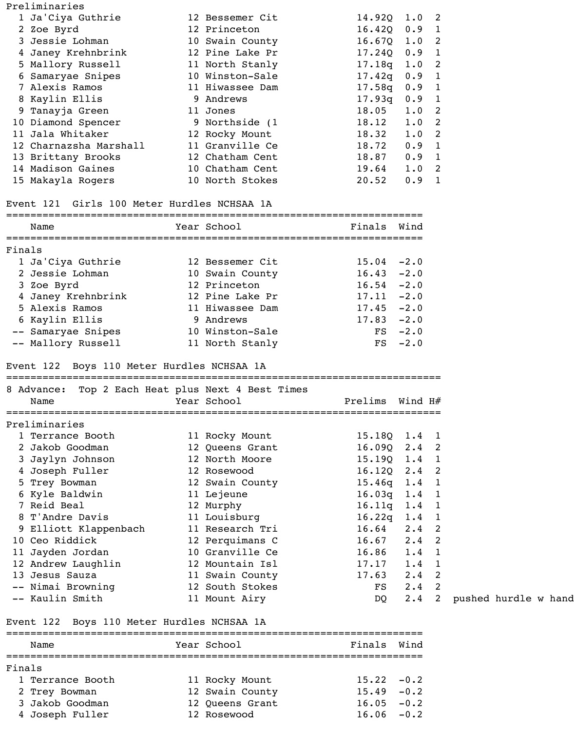Preliminaries

| Place | Name | Year | School | Prelims | Wind | H# |
|---|---|---|---|---|---|---|
| 1 | Ja'Ciya Guthrie | 12 | Bessemer Cit | 14.92Q | 1.0 | 2 |
| 2 | Zoe Byrd | 12 | Princeton | 16.42Q | 0.9 | 1 |
| 3 | Jessie Lohman | 10 | Swain County | 16.67Q | 1.0 | 2 |
| 4 | Janey Krehnbrink | 12 | Pine Lake Pr | 17.24Q | 0.9 | 1 |
| 5 | Mallory Russell | 11 | North Stanly | 17.18q | 1.0 | 2 |
| 6 | Samaryae Snipes | 10 | Winston-Sale | 17.42q | 0.9 | 1 |
| 7 | Alexis Ramos | 11 | Hiwassee Dam | 17.58q | 0.9 | 1 |
| 8 | Kaylin Ellis | 9 | Andrews | 17.93q | 0.9 | 1 |
| 9 | Tanayja Green | 11 | Jones | 18.05 | 1.0 | 2 |
| 10 | Diamond Spencer | 9 | Northside (1 | 18.12 | 1.0 | 2 |
| 11 | Jala Whitaker | 12 | Rocky Mount | 18.32 | 1.0 | 2 |
| 12 | Charnazsha Marshall | 11 | Granville Ce | 18.72 | 0.9 | 1 |
| 13 | Brittany Brooks | 12 | Chatham Cent | 18.87 | 0.9 | 1 |
| 14 | Madison Gaines | 10 | Chatham Cent | 19.64 | 1.0 | 2 |
| 15 | Makayla Rogers | 10 | North Stokes | 20.52 | 0.9 | 1 |

## Event 121 Girls 100 Meter Hurdles NCHSAA 1A

Finals

| Place | Name | Year | School | Finals | Wind |
|---|---|---|---|---|---|
| 1 | Ja'Ciya Guthrie | 12 | Bessemer Cit | 15.04 | -2.0 |
| 2 | Jessie Lohman | 10 | Swain County | 16.43 | -2.0 |
| 3 | Zoe Byrd | 12 | Princeton | 16.54 | -2.0 |
| 4 | Janey Krehnbrink | 12 | Pine Lake Pr | 17.11 | -2.0 |
| 5 | Alexis Ramos | 11 | Hiwassee Dam | 17.45 | -2.0 |
| 6 | Kaylin Ellis | 9 | Andrews | 17.83 | -2.0 |
| -- | Samaryae Snipes | 10 | Winston-Sale | FS | -2.0 |
| -- | Mallory Russell | 11 | North Stanly | FS | -2.0 |

## Event 122 Boys 110 Meter Hurdles NCHSAA 1A

8 Advance: Top 2 Each Heat plus Next 4 Best Times

Preliminaries

| Place | Name | Year | School | Prelims | Wind | H# | Notes |
|---|---|---|---|---|---|---|---|
| 1 | Terrance Booth | 11 | Rocky Mount | 15.18Q | 1.4 | 1 | |
| 2 | Jakob Goodman | 12 | Queens Grant | 16.09Q | 2.4 | 2 | |
| 3 | Jaylyn Johnson | 12 | North Moore | 15.19Q | 1.4 | 1 | |
| 4 | Joseph Fuller | 12 | Rosewood | 16.12Q | 2.4 | 2 | |
| 5 | Trey Bowman | 12 | Swain County | 15.46q | 1.4 | 1 | |
| 6 | Kyle Baldwin | 11 | Lejeune | 16.03q | 1.4 | 1 | |
| 7 | Reid Beal | 12 | Murphy | 16.11q | 1.4 | 1 | |
| 8 | T'Andre Davis | 11 | Louisburg | 16.22q | 1.4 | 1 | |
| 9 | Elliott Klappenbach | 11 | Research Tri | 16.64 | 2.4 | 2 | |
| 10 | Ceo Riddick | 12 | Perquimans C | 16.67 | 2.4 | 2 | |
| 11 | Jayden Jordan | 10 | Granville Ce | 16.86 | 1.4 | 1 | |
| 12 | Andrew Laughlin | 12 | Mountain Isl | 17.17 | 1.4 | 1 | |
| 13 | Jesus Sauza | 11 | Swain County | 17.63 | 2.4 | 2 | |
| -- | Nimai Browning | 12 | South Stokes | FS | 2.4 | 2 | |
| -- | Kaulin Smith | 11 | Mount Airy | DQ | 2.4 | 2 | pushed hurdle w hand |

## Event 122 Boys 110 Meter Hurdles NCHSAA 1A

Finals

| Place | Name | Year | School | Finals | Wind |
|---|---|---|---|---|---|
| 1 | Terrance Booth | 11 | Rocky Mount | 15.22 | -0.2 |
| 2 | Trey Bowman | 12 | Swain County | 15.49 | -0.2 |
| 3 | Jakob Goodman | 12 | Queens Grant | 16.05 | -0.2 |
| 4 | Joseph Fuller | 12 | Rosewood | 16.06 | -0.2 |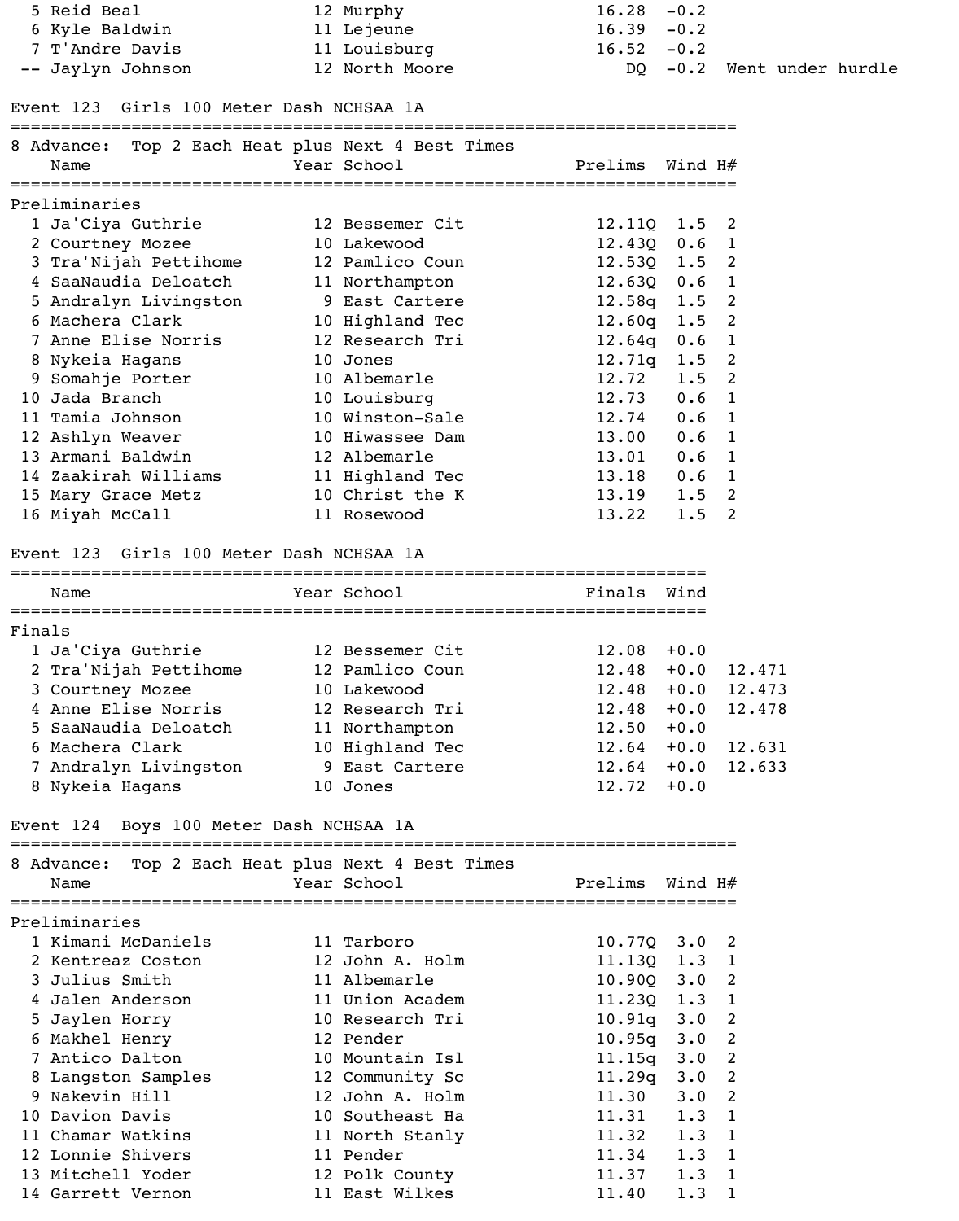| Place | Name | Year | School | Finals | Wind | Note |
|---|---|---|---|---|---|---|
| 5 | Reid Beal | 12 | Murphy | 16.28 | -0.2 | |
| 6 | Kyle Baldwin | 11 | Lejeune | 16.39 | -0.2 | |
| 7 | T'Andre Davis | 11 | Louisburg | 16.52 | -0.2 | |
| -- | Jaylyn Johnson | 12 | North Moore | DQ | -0.2 | Went under hurdle |

## Event 123 Girls 100 Meter Dash NCHSAA 1A

8 Advance: Top 2 Each Heat plus Next 4 Best Times

### Preliminaries

| Place | Name | Year | School | Prelims | Wind | H# |
|---|---|---|---|---|---|---|
| 1 | Ja'Ciya Guthrie | 12 | Bessemer Cit | 12.11Q | 1.5 | 2 |
| 2 | Courtney Mozee | 10 | Lakewood | 12.43Q | 0.6 | 1 |
| 3 | Tra'Nijah Pettihome | 12 | Pamlico Coun | 12.53Q | 1.5 | 2 |
| 4 | SaaNaudia Deloatch | 11 | Northampton | 12.63Q | 0.6 | 1 |
| 5 | Andralyn Livingston | 9 | East Cartere | 12.58q | 1.5 | 2 |
| 6 | Machera Clark | 10 | Highland Tec | 12.60q | 1.5 | 2 |
| 7 | Anne Elise Norris | 12 | Research Tri | 12.64q | 0.6 | 1 |
| 8 | Nykeia Hagans | 10 | Jones | 12.71q | 1.5 | 2 |
| 9 | Somahje Porter | 10 | Albemarle | 12.72 | 1.5 | 2 |
| 10 | Jada Branch | 10 | Louisburg | 12.73 | 0.6 | 1 |
| 11 | Tamia Johnson | 10 | Winston-Sale | 12.74 | 0.6 | 1 |
| 12 | Ashlyn Weaver | 10 | Hiwassee Dam | 13.00 | 0.6 | 1 |
| 13 | Armani Baldwin | 12 | Albemarle | 13.01 | 0.6 | 1 |
| 14 | Zaakirah Williams | 11 | Highland Tec | 13.18 | 0.6 | 1 |
| 15 | Mary Grace Metz | 10 | Christ the K | 13.19 | 1.5 | 2 |
| 16 | Miyah McCall | 11 | Rosewood | 13.22 | 1.5 | 2 |

## Event 123 Girls 100 Meter Dash NCHSAA 1A

### Finals

| Place | Name | Year | School | Finals | Wind | |
|---|---|---|---|---|---|---|
| 1 | Ja'Ciya Guthrie | 12 | Bessemer Cit | 12.08 | +0.0 | |
| 2 | Tra'Nijah Pettihome | 12 | Pamlico Coun | 12.48 | +0.0 | 12.471 |
| 3 | Courtney Mozee | 10 | Lakewood | 12.48 | +0.0 | 12.473 |
| 4 | Anne Elise Norris | 12 | Research Tri | 12.48 | +0.0 | 12.478 |
| 5 | SaaNaudia Deloatch | 11 | Northampton | 12.50 | +0.0 | |
| 6 | Machera Clark | 10 | Highland Tec | 12.64 | +0.0 | 12.631 |
| 7 | Andralyn Livingston | 9 | East Cartere | 12.64 | +0.0 | 12.633 |
| 8 | Nykeia Hagans | 10 | Jones | 12.72 | +0.0 | |

## Event 124 Boys 100 Meter Dash NCHSAA 1A

8 Advance: Top 2 Each Heat plus Next 4 Best Times

### Preliminaries

| Place | Name | Year | School | Prelims | Wind | H# |
|---|---|---|---|---|---|---|
| 1 | Kimani McDaniels | 11 | Tarboro | 10.77Q | 3.0 | 2 |
| 2 | Kentreaz Coston | 12 | John A. Holm | 11.13Q | 1.3 | 1 |
| 3 | Julius Smith | 11 | Albemarle | 10.90Q | 3.0 | 2 |
| 4 | Jalen Anderson | 11 | Union Academ | 11.23Q | 1.3 | 1 |
| 5 | Jaylen Horry | 10 | Research Tri | 10.91q | 3.0 | 2 |
| 6 | Makhel Henry | 12 | Pender | 10.95q | 3.0 | 2 |
| 7 | Antico Dalton | 10 | Mountain Isl | 11.15q | 3.0 | 2 |
| 8 | Langston Samples | 12 | Community Sc | 11.29q | 3.0 | 2 |
| 9 | Nakevin Hill | 12 | John A. Holm | 11.30 | 3.0 | 2 |
| 10 | Davion Davis | 10 | Southeast Ha | 11.31 | 1.3 | 1 |
| 11 | Chamar Watkins | 11 | North Stanly | 11.32 | 1.3 | 1 |
| 12 | Lonnie Shivers | 11 | Pender | 11.34 | 1.3 | 1 |
| 13 | Mitchell Yoder | 12 | Polk County | 11.37 | 1.3 | 1 |
| 14 | Garrett Vernon | 11 | East Wilkes | 11.40 | 1.3 | 1 |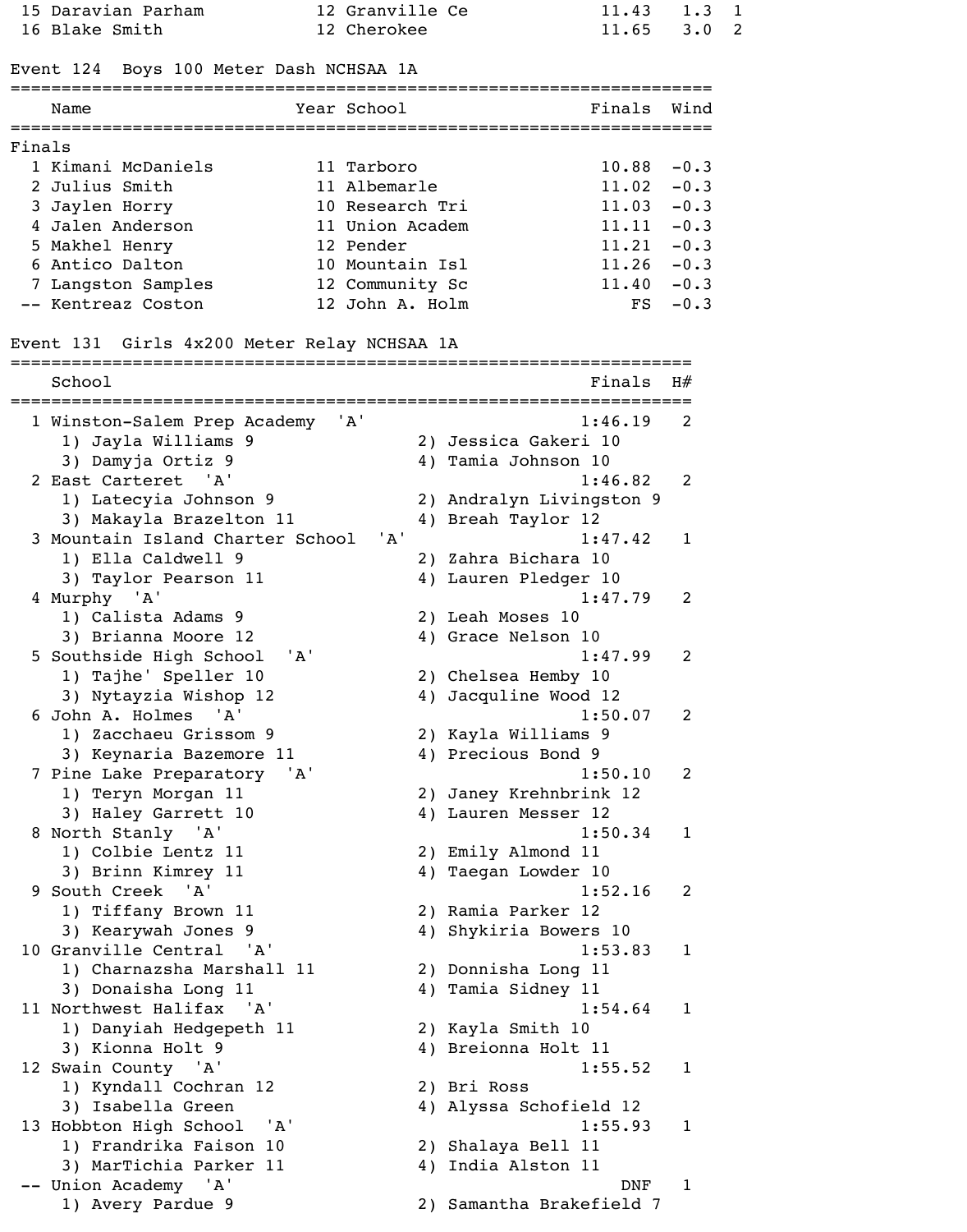| | Name | Year | School | Finals | Wind | H# |
|---|---|---|---|---|---|---|
| 15 | Daravian Parham | 12 | Granville Ce | 11.43 | 1.3 | 1 |
| 16 | Blake Smith | 12 | Cherokee | 11.65 | 3.0 | 2 |

## Event 124 Boys 100 Meter Dash NCHSAA 1A

**Finals**

| | Name | Year | School | Finals | Wind |
|---|---|---|---|---|---|
| 1 | Kimani McDaniels | 11 | Tarboro | 10.88 | -0.3 |
| 2 | Julius Smith | 11 | Albemarle | 11.02 | -0.3 |
| 3 | Jaylen Horry | 10 | Research Tri | 11.03 | -0.3 |
| 4 | Jalen Anderson | 11 | Union Academ | 11.11 | -0.3 |
| 5 | Makhel Henry | 12 | Pender | 11.21 | -0.3 |
| 6 | Antico Dalton | 10 | Mountain Isl | 11.26 | -0.3 |
| 7 | Langston Samples | 12 | Community Sc | 11.40 | -0.3 |
| -- | Kentreaz Coston | 12 | John A. Holm | FS | -0.3 |

## Event 131 Girls 4x200 Meter Relay NCHSAA 1A

| | School | Finals | H# |
|---|---|---|---|
| 1 | Winston-Salem Prep Academy 'A' | 1:46.19 | 2 |
| | 1) Jayla Williams 9; 2) Jessica Gakeri 10; 3) Damyja Ortiz 9; 4) Tamia Johnson 10 | | |
| 2 | East Carteret 'A' | 1:46.82 | 2 |
| | 1) Latecyia Johnson 9; 2) Andralyn Livingston 9; 3) Makayla Brazelton 11; 4) Breah Taylor 12 | | |
| 3 | Mountain Island Charter School 'A' | 1:47.42 | 1 |
| | 1) Ella Caldwell 9; 2) Zahra Bichara 10; 3) Taylor Pearson 11; 4) Lauren Pledger 10 | | |
| 4 | Murphy 'A' | 1:47.79 | 2 |
| | 1) Calista Adams 9; 2) Leah Moses 10; 3) Brianna Moore 12; 4) Grace Nelson 10 | | |
| 5 | Southside High School 'A' | 1:47.99 | 2 |
| | 1) Tajhe' Speller 10; 2) Chelsea Hemby 10; 3) Nytayzia Wishop 12; 4) Jacquline Wood 12 | | |
| 6 | John A. Holmes 'A' | 1:50.07 | 2 |
| | 1) Zacchaeu Grissom 9; 2) Kayla Williams 9; 3) Keynaria Bazemore 11; 4) Precious Bond 9 | | |
| 7 | Pine Lake Preparatory 'A' | 1:50.10 | 2 |
| | 1) Teryn Morgan 11; 2) Janey Krehnbrink 12; 3) Haley Garrett 10; 4) Lauren Messer 12 | | |
| 8 | North Stanly 'A' | 1:50.34 | 1 |
| | 1) Colbie Lentz 11; 2) Emily Almond 11; 3) Brinn Kimrey 11; 4) Taegan Lowder 10 | | |
| 9 | South Creek 'A' | 1:52.16 | 2 |
| | 1) Tiffany Brown 11; 2) Ramia Parker 12; 3) Kearywah Jones 9; 4) Shykiria Bowers 10 | | |
| 10 | Granville Central 'A' | 1:53.83 | 1 |
| | 1) Charnazsha Marshall 11; 2) Donnisha Long 11; 3) Donaisha Long 11; 4) Tamia Sidney 11 | | |
| 11 | Northwest Halifax 'A' | 1:54.64 | 1 |
| | 1) Danyiah Hedgepeth 11; 2) Kayla Smith 10; 3) Kionna Holt 9; 4) Breionna Holt 11 | | |
| 12 | Swain County 'A' | 1:55.52 | 1 |
| | 1) Kyndall Cochran 12; 2) Bri Ross; 3) Isabella Green; 4) Alyssa Schofield 12 | | |
| 13 | Hobbton High School 'A' | 1:55.93 | 1 |
| | 1) Frandrika Faison 10; 2) Shalaya Bell 11; 3) MarTichia Parker 11; 4) India Alston 11 | | |
| -- | Union Academy 'A' | DNF | 1 |
| | 1) Avery Pardue 9; 2) Samantha Brakefield 7 | | |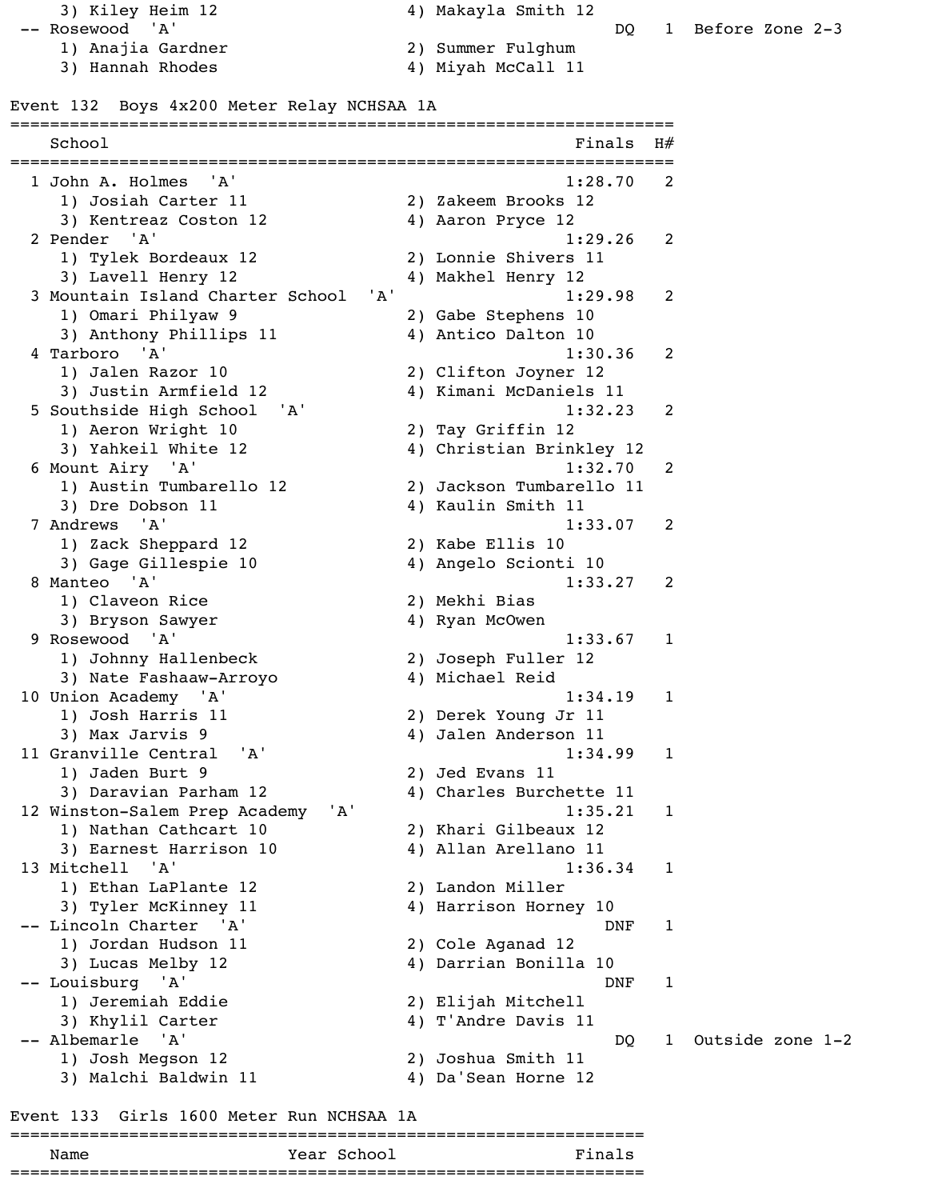| | | | | |
|---|---|---|---|---|
| 3) Kiley Heim 12 | 4) Makayla Smith 12 | | | |
| -- Rosewood 'A' | | DQ | 1 | Before Zone 2-3 |
| 1) Anajia Gardner | 2) Summer Fulghum | | | |
| 3) Hannah Rhodes | 4) Miyah McCall 11 | | | |

## Event 132 Boys 4x200 Meter Relay NCHSAA 1A

| School | | Finals | H# | |
|---|---|---|---|---|
| 1 John A. Holmes 'A' | | 1:28.70 | 2 | |
| 1) Josiah Carter 11 | 2) Zakeem Brooks 12 | | | |
| 3) Kentreaz Coston 12 | 4) Aaron Pryce 12 | | | |
| 2 Pender 'A' | | 1:29.26 | 2 | |
| 1) Tylek Bordeaux 12 | 2) Lonnie Shivers 11 | | | |
| 3) Lavell Henry 12 | 4) Makhel Henry 12 | | | |
| 3 Mountain Island Charter School 'A' | | 1:29.98 | 2 | |
| 1) Omari Philyaw 9 | 2) Gabe Stephens 10 | | | |
| 3) Anthony Phillips 11 | 4) Antico Dalton 10 | | | |
| 4 Tarboro 'A' | | 1:30.36 | 2 | |
| 1) Jalen Razor 10 | 2) Clifton Joyner 12 | | | |
| 3) Justin Armfield 12 | 4) Kimani McDaniels 11 | | | |
| 5 Southside High School 'A' | | 1:32.23 | 2 | |
| 1) Aeron Wright 10 | 2) Tay Griffin 12 | | | |
| 3) Yahkeil White 12 | 4) Christian Brinkley 12 | | | |
| 6 Mount Airy 'A' | | 1:32.70 | 2 | |
| 1) Austin Tumbarello 12 | 2) Jackson Tumbarello 11 | | | |
| 3) Dre Dobson 11 | 4) Kaulin Smith 11 | | | |
| 7 Andrews 'A' | | 1:33.07 | 2 | |
| 1) Zack Sheppard 12 | 2) Kabe Ellis 10 | | | |
| 3) Gage Gillespie 10 | 4) Angelo Scionti 10 | | | |
| 8 Manteo 'A' | | 1:33.27 | 2 | |
| 1) Claveon Rice | 2) Mekhi Bias | | | |
| 3) Bryson Sawyer | 4) Ryan McOwen | | | |
| 9 Rosewood 'A' | | 1:33.67 | 1 | |
| 1) Johnny Hallenbeck | 2) Joseph Fuller 12 | | | |
| 3) Nate Fashaaw-Arroyo | 4) Michael Reid | | | |
| 10 Union Academy 'A' | | 1:34.19 | 1 | |
| 1) Josh Harris 11 | 2) Derek Young Jr 11 | | | |
| 3) Max Jarvis 9 | 4) Jalen Anderson 11 | | | |
| 11 Granville Central 'A' | | 1:34.99 | 1 | |
| 1) Jaden Burt 9 | 2) Jed Evans 11 | | | |
| 3) Daravian Parham 12 | 4) Charles Burchette 11 | | | |
| 12 Winston-Salem Prep Academy 'A' | | 1:35.21 | 1 | |
| 1) Nathan Cathcart 10 | 2) Khari Gilbeaux 12 | | | |
| 3) Earnest Harrison 10 | 4) Allan Arellano 11 | | | |
| 13 Mitchell 'A' | | 1:36.34 | 1 | |
| 1) Ethan LaPlante 12 | 2) Landon Miller | | | |
| 3) Tyler McKinney 11 | 4) Harrison Horney 10 | | | |
| -- Lincoln Charter 'A' | | DNF | 1 | |
| 1) Jordan Hudson 11 | 2) Cole Aganad 12 | | | |
| 3) Lucas Melby 12 | 4) Darrian Bonilla 10 | | | |
| -- Louisburg 'A' | | DNF | 1 | |
| 1) Jeremiah Eddie | 2) Elijah Mitchell | | | |
| 3) Khylil Carter | 4) T'Andre Davis 11 | | | |
| -- Albemarle 'A' | | DQ | 1 | Outside zone 1-2 |
| 1) Josh Megson 12 | 2) Joshua Smith 11 | | | |
| 3) Malchi Baldwin 11 | 4) Da'Sean Horne 12 | | | |

## Event 133 Girls 1600 Meter Run NCHSAA 1A

| Name | Year | School | Finals |
|---|---|---|---|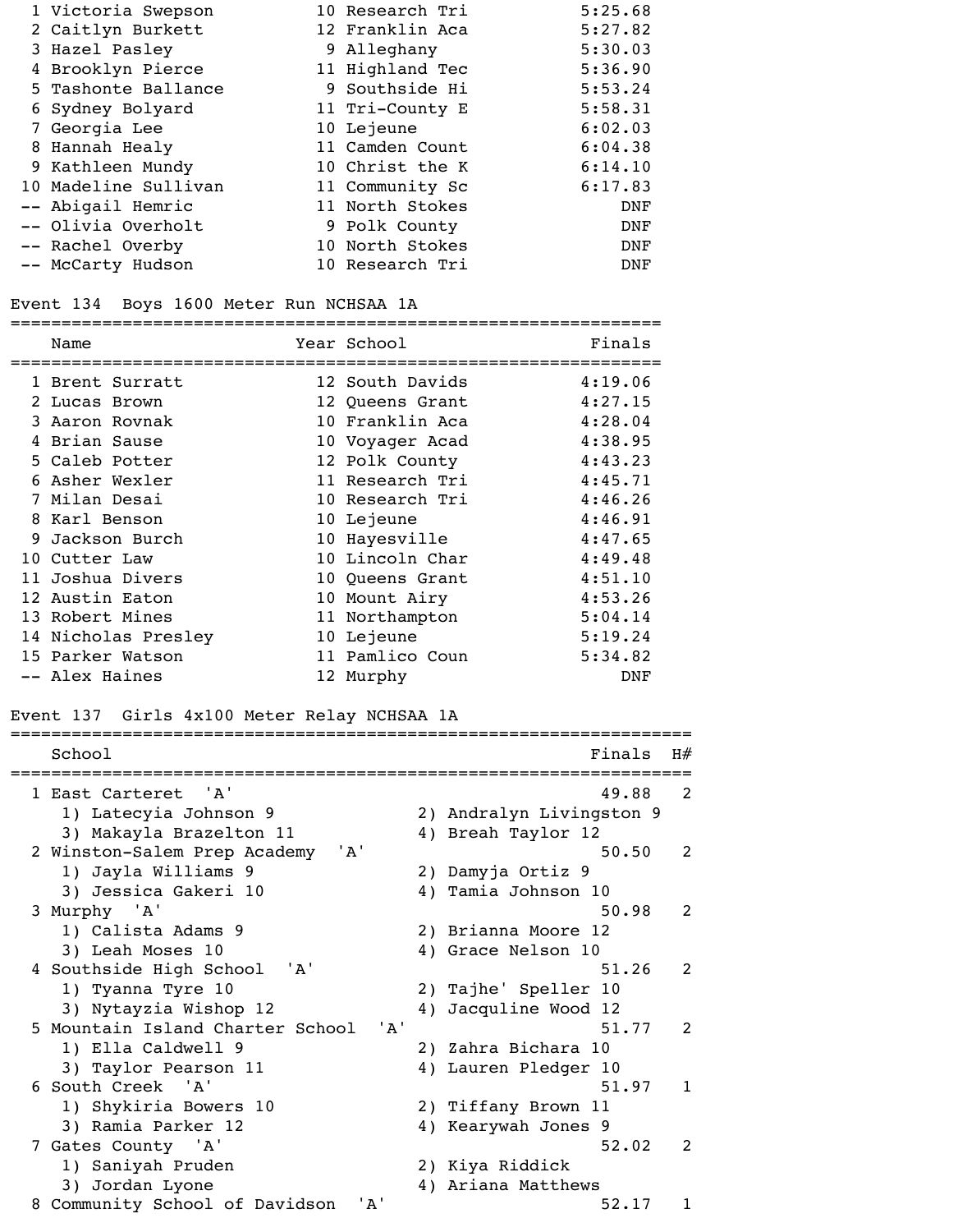| Place | Name | Year | School | Finals |
|---|---|---|---|---|
| 1 | Victoria Swepson | 10 | Research Tri | 5:25.68 |
| 2 | Caitlyn Burkett | 12 | Franklin Aca | 5:27.82 |
| 3 | Hazel Pasley | 9 | Alleghany | 5:30.03 |
| 4 | Brooklyn Pierce | 11 | Highland Tec | 5:36.90 |
| 5 | Tashonte Ballance | 9 | Southside Hi | 5:53.24 |
| 6 | Sydney Bolyard | 11 | Tri-County E | 5:58.31 |
| 7 | Georgia Lee | 10 | Lejeune | 6:02.03 |
| 8 | Hannah Healy | 11 | Camden Count | 6:04.38 |
| 9 | Kathleen Mundy | 10 | Christ the K | 6:14.10 |
| 10 | Madeline Sullivan | 11 | Community Sc | 6:17.83 |
| -- | Abigail Hemric | 11 | North Stokes | DNF |
| -- | Olivia Overholt | 9 | Polk County | DNF |
| -- | Rachel Overby | 10 | North Stokes | DNF |
| -- | McCarty Hudson | 10 | Research Tri | DNF |

## Event 134 Boys 1600 Meter Run NCHSAA 1A

| Place | Name | Year | School | Finals |
|---|---|---|---|---|
| 1 | Brent Surratt | 12 | South Davids | 4:19.06 |
| 2 | Lucas Brown | 12 | Queens Grant | 4:27.15 |
| 3 | Aaron Rovnak | 10 | Franklin Aca | 4:28.04 |
| 4 | Brian Sause | 10 | Voyager Acad | 4:38.95 |
| 5 | Caleb Potter | 12 | Polk County | 4:43.23 |
| 6 | Asher Wexler | 11 | Research Tri | 4:45.71 |
| 7 | Milan Desai | 10 | Research Tri | 4:46.26 |
| 8 | Karl Benson | 10 | Lejeune | 4:46.91 |
| 9 | Jackson Burch | 10 | Hayesville | 4:47.65 |
| 10 | Cutter Law | 10 | Lincoln Char | 4:49.48 |
| 11 | Joshua Divers | 10 | Queens Grant | 4:51.10 |
| 12 | Austin Eaton | 10 | Mount Airy | 4:53.26 |
| 13 | Robert Mines | 11 | Northampton | 5:04.14 |
| 14 | Nicholas Presley | 10 | Lejeune | 5:19.24 |
| 15 | Parker Watson | 11 | Pamlico Coun | 5:34.82 |
| -- | Alex Haines | 12 | Murphy | DNF |

## Event 137 Girls 4x100 Meter Relay NCHSAA 1A

| Place | School | Finals | H# |
|---|---|---|---|
| 1 | East Carteret 'A' | 49.88 | 2 |
| | 1) Latecyia Johnson 9; 2) Andralyn Livingston 9; 3) Makayla Brazelton 11; 4) Breah Taylor 12 | | |
| 2 | Winston-Salem Prep Academy 'A' | 50.50 | 2 |
| | 1) Jayla Williams 9; 2) Damyja Ortiz 9; 3) Jessica Gakeri 10; 4) Tamia Johnson 10 | | |
| 3 | Murphy 'A' | 50.98 | 2 |
| | 1) Calista Adams 9; 2) Brianna Moore 12; 3) Leah Moses 10; 4) Grace Nelson 10 | | |
| 4 | Southside High School 'A' | 51.26 | 2 |
| | 1) Tyanna Tyre 10; 2) Tajhe' Speller 10; 3) Nytayzia Wishop 12; 4) Jacquline Wood 12 | | |
| 5 | Mountain Island Charter School 'A' | 51.77 | 2 |
| | 1) Ella Caldwell 9; 2) Zahra Bichara 10; 3) Taylor Pearson 11; 4) Lauren Pledger 10 | | |
| 6 | South Creek 'A' | 51.97 | 1 |
| | 1) Shykiria Bowers 10; 2) Tiffany Brown 11; 3) Ramia Parker 12; 4) Kearywah Jones 9 | | |
| 7 | Gates County 'A' | 52.02 | 2 |
| | 1) Saniyah Pruden; 2) Kiya Riddick; 3) Jordan Lyone; 4) Ariana Matthews | | |
| 8 | Community School of Davidson 'A' | 52.17 | 1 |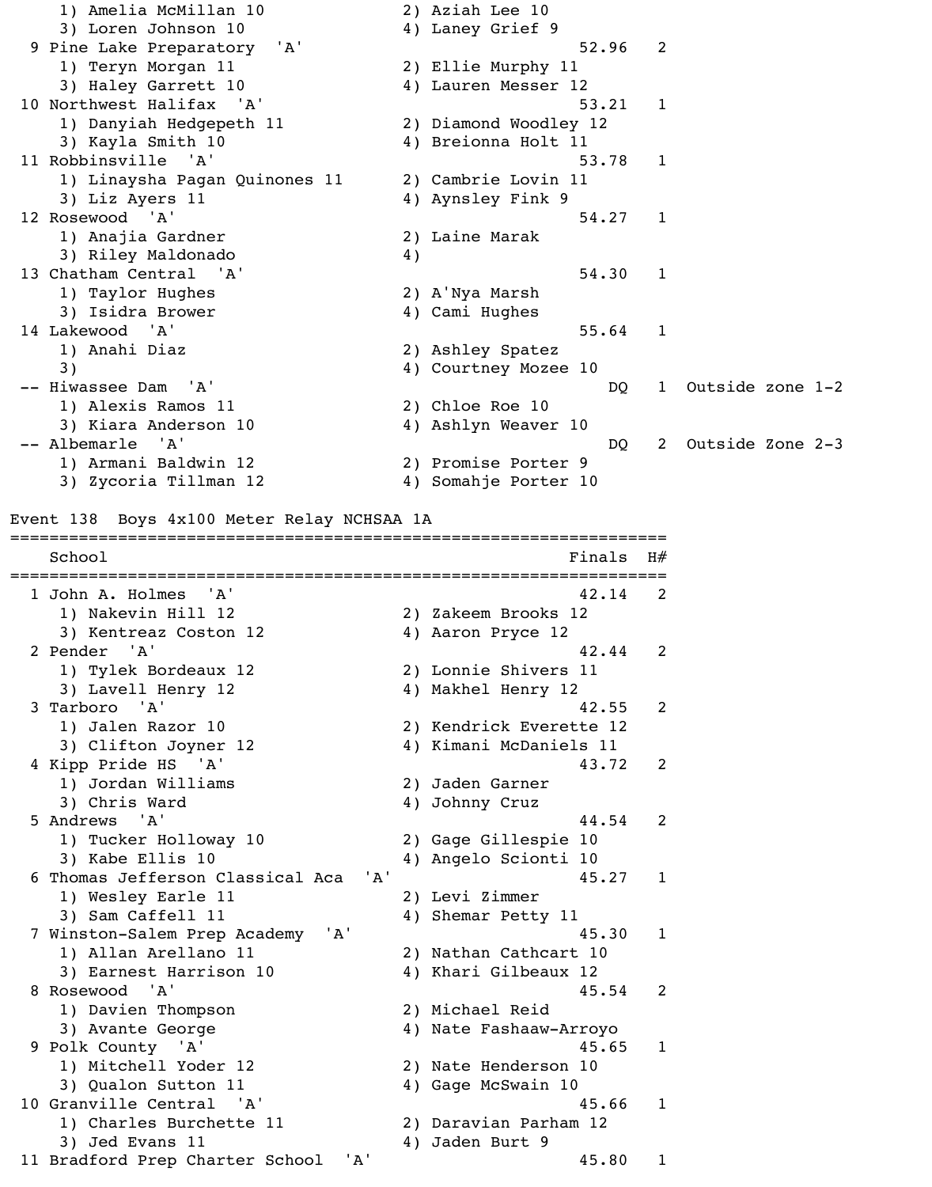| Place | School | Finals | H# | Notes |
|---|---|---|---|---|
| | 1) Amelia McMillan 10; 2) Aziah Lee 10; 3) Loren Johnson 10; 4) Laney Grief 9 | | | |
| 9 | Pine Lake Preparatory 'A' | 52.96 | 2 | |
| | 1) Teryn Morgan 11; 2) Ellie Murphy 11; 3) Haley Garrett 10; 4) Lauren Messer 12 | | | |
| 10 | Northwest Halifax 'A' | 53.21 | 1 | |
| | 1) Danyiah Hedgepeth 11; 2) Diamond Woodley 12; 3) Kayla Smith 10; 4) Breionna Holt 11 | | | |
| 11 | Robbinsville 'A' | 53.78 | 1 | |
| | 1) Linaysha Pagan Quinones 11; 2) Cambrie Lovin 11; 3) Liz Ayers 11; 4) Aynsley Fink 9 | | | |
| 12 | Rosewood 'A' | 54.27 | 1 | |
| | 1) Anajia Gardner; 2) Laine Marak; 3) Riley Maldonado; 4) | | | |
| 13 | Chatham Central 'A' | 54.30 | 1 | |
| | 1) Taylor Hughes; 2) A'Nya Marsh; 3) Isidra Brower; 4) Cami Hughes | | | |
| 14 | Lakewood 'A' | 55.64 | 1 | |
| | 1) Anahi Diaz; 2) Ashley Spatez; 3); 4) Courtney Mozee 10 | | | |
| -- | Hiwassee Dam 'A' | DQ | 1 | Outside zone 1-2 |
| | 1) Alexis Ramos 11; 2) Chloe Roe 10; 3) Kiara Anderson 10; 4) Ashlyn Weaver 10 | | | |
| -- | Albemarle 'A' | DQ | 2 | Outside Zone 2-3 |
| | 1) Armani Baldwin 12; 2) Promise Porter 9; 3) Zycoria Tillman 12; 4) Somahje Porter 10 | | | |

## Event 138 Boys 4x100 Meter Relay NCHSAA 1A

| Place | School | Finals | H# |
|---|---|---|---|
| 1 | John A. Holmes 'A' | 42.14 | 2 |
| | 1) Nakevin Hill 12; 2) Zakeem Brooks 12; 3) Kentreaz Coston 12; 4) Aaron Pryce 12 | | |
| 2 | Pender 'A' | 42.44 | 2 |
| | 1) Tylek Bordeaux 12; 2) Lonnie Shivers 11; 3) Lavell Henry 12; 4) Makhel Henry 12 | | |
| 3 | Tarboro 'A' | 42.55 | 2 |
| | 1) Jalen Razor 10; 2) Kendrick Everette 12; 3) Clifton Joyner 12; 4) Kimani McDaniels 11 | | |
| 4 | Kipp Pride HS 'A' | 43.72 | 2 |
| | 1) Jordan Williams; 2) Jaden Garner; 3) Chris Ward; 4) Johnny Cruz | | |
| 5 | Andrews 'A' | 44.54 | 2 |
| | 1) Tucker Holloway 10; 2) Gage Gillespie 10; 3) Kabe Ellis 10; 4) Angelo Scionti 10 | | |
| 6 | Thomas Jefferson Classical Aca 'A' | 45.27 | 1 |
| | 1) Wesley Earle 11; 2) Levi Zimmer; 3) Sam Caffell 11; 4) Shemar Petty 11 | | |
| 7 | Winston-Salem Prep Academy 'A' | 45.30 | 1 |
| | 1) Allan Arellano 11; 2) Nathan Cathcart 10; 3) Earnest Harrison 10; 4) Khari Gilbeaux 12 | | |
| 8 | Rosewood 'A' | 45.54 | 2 |
| | 1) Davien Thompson; 2) Michael Reid; 3) Avante George; 4) Nate Fashaaw-Arroyo | | |
| 9 | Polk County 'A' | 45.65 | 1 |
| | 1) Mitchell Yoder 12; 2) Nate Henderson 10; 3) Qualon Sutton 11; 4) Gage McSwain 10 | | |
| 10 | Granville Central 'A' | 45.66 | 1 |
| | 1) Charles Burchette 11; 2) Daravian Parham 12; 3) Jed Evans 11; 4) Jaden Burt 9 | | |
| 11 | Bradford Prep Charter School 'A' | 45.80 | 1 |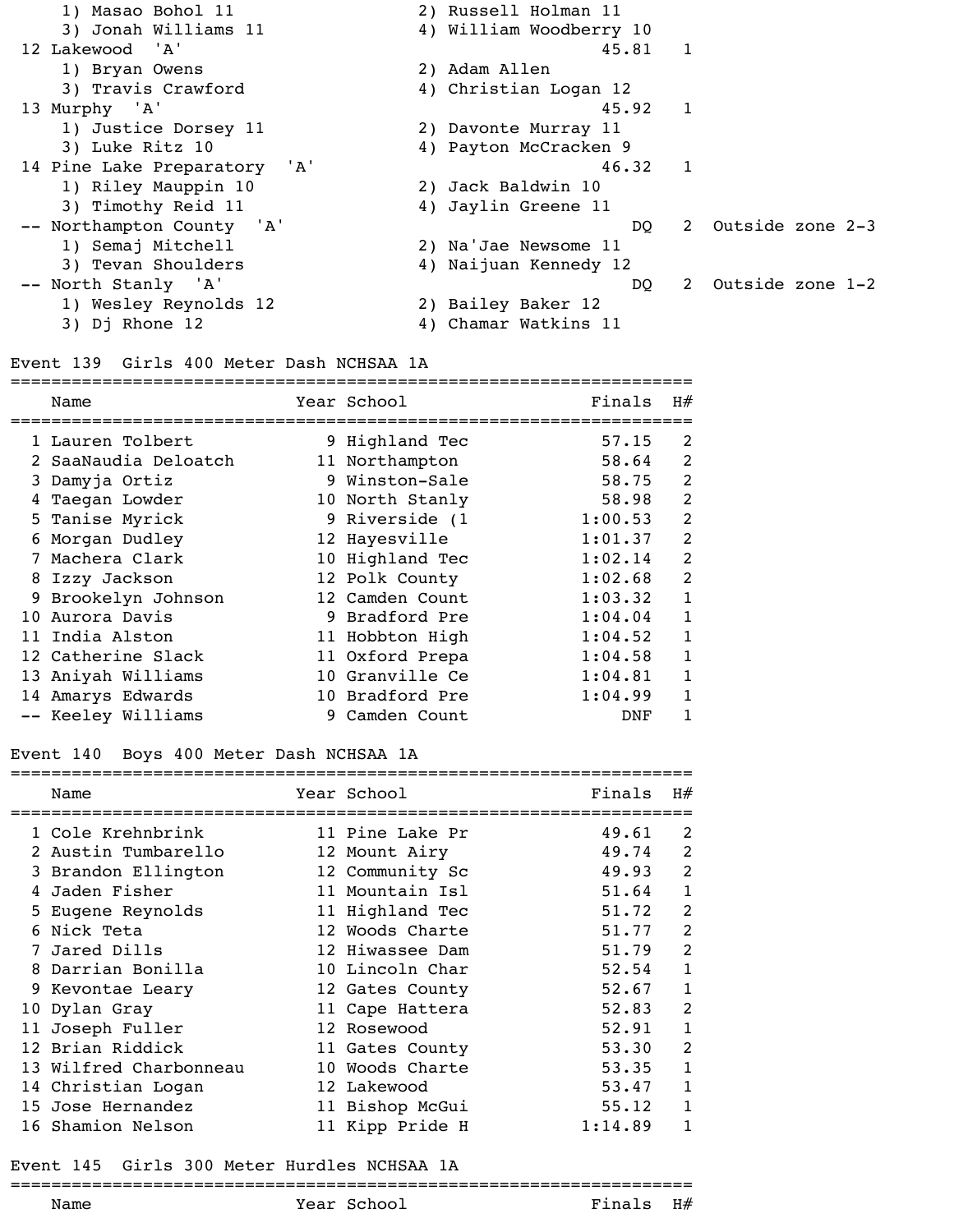| | | | |
|---|---|---|---|
| 1) Masao Bohol 11 | 2) Russell Holman 11 | | |
| 3) Jonah Williams 11 | 4) William Woodberry 10 | | |
| 12 Lakewood 'A' | | 45.81 | 1 |
| 1) Bryan Owens | 2) Adam Allen | | |
| 3) Travis Crawford | 4) Christian Logan 12 | | |
| 13 Murphy 'A' | | 45.92 | 1 |
| 1) Justice Dorsey 11 | 2) Davonte Murray 11 | | |
| 3) Luke Ritz 10 | 4) Payton McCracken 9 | | |
| 14 Pine Lake Preparatory 'A' | | 46.32 | 1 |
| 1) Riley Mauppin 10 | 2) Jack Baldwin 10 | | |
| 3) Timothy Reid 11 | 4) Jaylin Greene 11 | | |
| -- Northampton County 'A' | | DQ | 2 Outside zone 2-3 |
| 1) Semaj Mitchell | 2) Na'Jae Newsome 11 | | |
| 3) Tevan Shoulders | 4) Naijuan Kennedy 12 | | |
| -- North Stanly 'A' | | DQ | 2 Outside zone 1-2 |
| 1) Wesley Reynolds 12 | 2) Bailey Baker 12 | | |
| 3) Dj Rhone 12 | 4) Chamar Watkins 11 | | |

## Event 139 Girls 400 Meter Dash NCHSAA 1A

| | Name | Year | School | Finals | H# |
|---|---|---|---|---|---|
| 1 | Lauren Tolbert | 9 | Highland Tec | 57.15 | 2 |
| 2 | SaaNaudia Deloatch | 11 | Northampton | 58.64 | 2 |
| 3 | Damyja Ortiz | 9 | Winston-Sale | 58.75 | 2 |
| 4 | Taegan Lowder | 10 | North Stanly | 58.98 | 2 |
| 5 | Tanise Myrick | 9 | Riverside (1 | 1:00.53 | 2 |
| 6 | Morgan Dudley | 12 | Hayesville | 1:01.37 | 2 |
| 7 | Machera Clark | 10 | Highland Tec | 1:02.14 | 2 |
| 8 | Izzy Jackson | 12 | Polk County | 1:02.68 | 2 |
| 9 | Brookelyn Johnson | 12 | Camden Count | 1:03.32 | 1 |
| 10 | Aurora Davis | 9 | Bradford Pre | 1:04.04 | 1 |
| 11 | India Alston | 11 | Hobbton High | 1:04.52 | 1 |
| 12 | Catherine Slack | 11 | Oxford Prepa | 1:04.58 | 1 |
| 13 | Aniyah Williams | 10 | Granville Ce | 1:04.81 | 1 |
| 14 | Amarys Edwards | 10 | Bradford Pre | 1:04.99 | 1 |
| -- | Keeley Williams | 9 | Camden Count | DNF | 1 |

## Event 140 Boys 400 Meter Dash NCHSAA 1A

| | Name | Year | School | Finals | H# |
|---|---|---|---|---|---|
| 1 | Cole Krehnbrink | 11 | Pine Lake Pr | 49.61 | 2 |
| 2 | Austin Tumbarello | 12 | Mount Airy | 49.74 | 2 |
| 3 | Brandon Ellington | 12 | Community Sc | 49.93 | 2 |
| 4 | Jaden Fisher | 11 | Mountain Isl | 51.64 | 1 |
| 5 | Eugene Reynolds | 11 | Highland Tec | 51.72 | 2 |
| 6 | Nick Teta | 12 | Woods Charte | 51.77 | 2 |
| 7 | Jared Dills | 12 | Hiwassee Dam | 51.79 | 2 |
| 8 | Darrian Bonilla | 10 | Lincoln Char | 52.54 | 1 |
| 9 | Kevontae Leary | 12 | Gates County | 52.67 | 1 |
| 10 | Dylan Gray | 11 | Cape Hattera | 52.83 | 2 |
| 11 | Joseph Fuller | 12 | Rosewood | 52.91 | 1 |
| 12 | Brian Riddick | 11 | Gates County | 53.30 | 2 |
| 13 | Wilfred Charbonneau | 10 | Woods Charte | 53.35 | 1 |
| 14 | Christian Logan | 12 | Lakewood | 53.47 | 1 |
| 15 | Jose Hernandez | 11 | Bishop McGui | 55.12 | 1 |
| 16 | Shamion Nelson | 11 | Kipp Pride H | 1:14.89 | 1 |

## Event 145 Girls 300 Meter Hurdles NCHSAA 1A

| Name | Year | School | Finals | H# |
|---|---|---|---|---|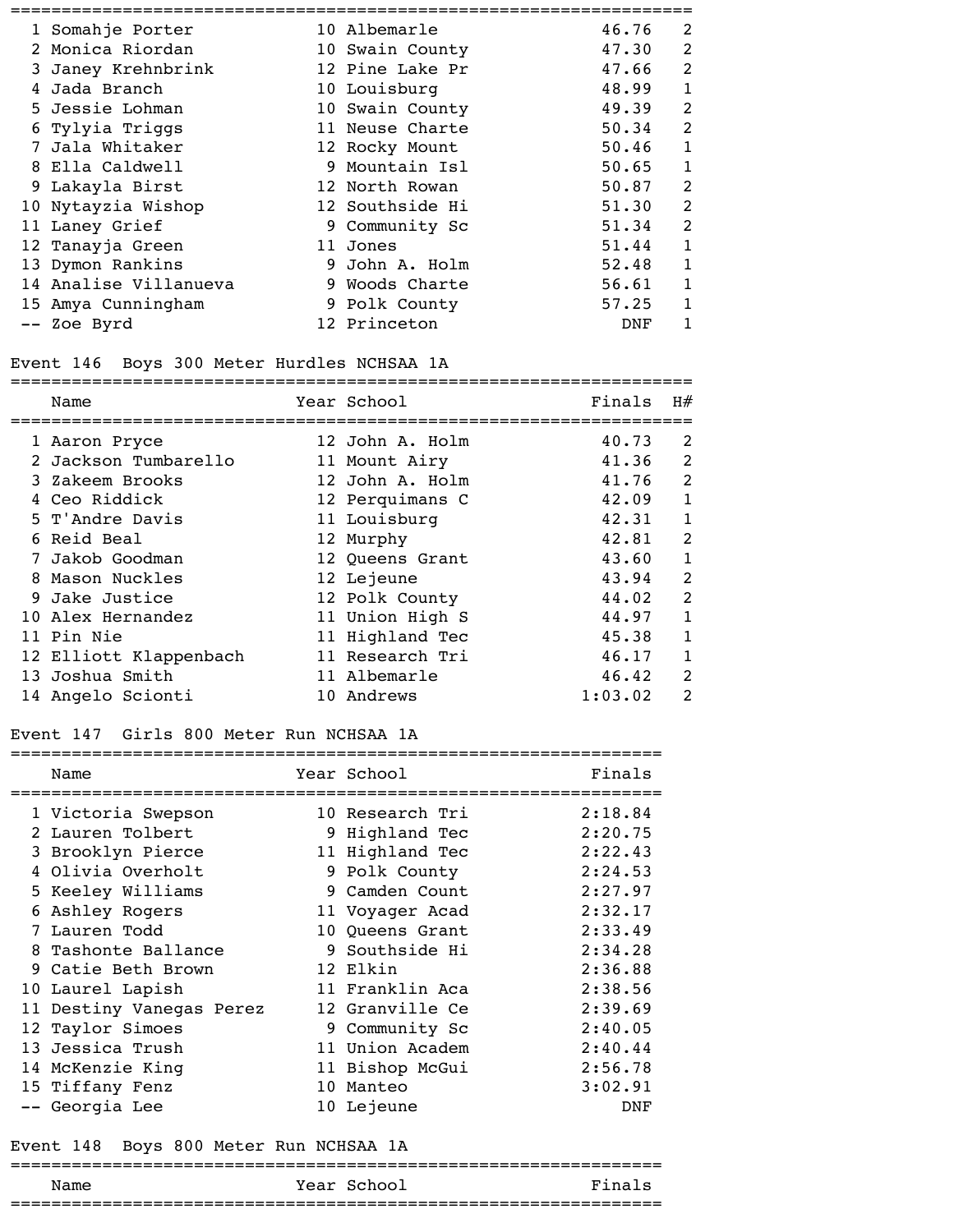| Place | Name | Year | School | Finals | H# |
|---|---|---|---|---|---|
| 1 | Somahje Porter | 10 | Albemarle | 46.76 | 2 |
| 2 | Monica Riordan | 10 | Swain County | 47.30 | 2 |
| 3 | Janey Krehnbrink | 12 | Pine Lake Pr | 47.66 | 2 |
| 4 | Jada Branch | 10 | Louisburg | 48.99 | 1 |
| 5 | Jessie Lohman | 10 | Swain County | 49.39 | 2 |
| 6 | Tylyia Triggs | 11 | Neuse Charte | 50.34 | 2 |
| 7 | Jala Whitaker | 12 | Rocky Mount | 50.46 | 1 |
| 8 | Ella Caldwell | 9 | Mountain Isl | 50.65 | 1 |
| 9 | Lakayla Birst | 12 | North Rowan | 50.87 | 2 |
| 10 | Nytayzia Wishop | 12 | Southside Hi | 51.30 | 2 |
| 11 | Laney Grief | 9 | Community Sc | 51.34 | 2 |
| 12 | Tanayja Green | 11 | Jones | 51.44 | 1 |
| 13 | Dymon Rankins | 9 | John A. Holm | 52.48 | 1 |
| 14 | Analise Villanueva | 9 | Woods Charte | 56.61 | 1 |
| 15 | Amya Cunningham | 9 | Polk County | 57.25 | 1 |
| -- | Zoe Byrd | 12 | Princeton | DNF | 1 |

## Event 146 Boys 300 Meter Hurdles NCHSAA 1A

| Place | Name | Year | School | Finals | H# |
|---|---|---|---|---|---|
| 1 | Aaron Pryce | 12 | John A. Holm | 40.73 | 2 |
| 2 | Jackson Tumbarello | 11 | Mount Airy | 41.36 | 2 |
| 3 | Zakeem Brooks | 12 | John A. Holm | 41.76 | 2 |
| 4 | Ceo Riddick | 12 | Perquimans C | 42.09 | 1 |
| 5 | T'Andre Davis | 11 | Louisburg | 42.31 | 1 |
| 6 | Reid Beal | 12 | Murphy | 42.81 | 2 |
| 7 | Jakob Goodman | 12 | Queens Grant | 43.60 | 1 |
| 8 | Mason Nuckles | 12 | Lejeune | 43.94 | 2 |
| 9 | Jake Justice | 12 | Polk County | 44.02 | 2 |
| 10 | Alex Hernandez | 11 | Union High S | 44.97 | 1 |
| 11 | Pin Nie | 11 | Highland Tec | 45.38 | 1 |
| 12 | Elliott Klappenbach | 11 | Research Tri | 46.17 | 1 |
| 13 | Joshua Smith | 11 | Albemarle | 46.42 | 2 |
| 14 | Angelo Scionti | 10 | Andrews | 1:03.02 | 2 |

## Event 147 Girls 800 Meter Run NCHSAA 1A

| Place | Name | Year | School | Finals |
|---|---|---|---|---|
| 1 | Victoria Swepson | 10 | Research Tri | 2:18.84 |
| 2 | Lauren Tolbert | 9 | Highland Tec | 2:20.75 |
| 3 | Brooklyn Pierce | 11 | Highland Tec | 2:22.43 |
| 4 | Olivia Overholt | 9 | Polk County | 2:24.53 |
| 5 | Keeley Williams | 9 | Camden Count | 2:27.97 |
| 6 | Ashley Rogers | 11 | Voyager Acad | 2:32.17 |
| 7 | Lauren Todd | 10 | Queens Grant | 2:33.49 |
| 8 | Tashonte Ballance | 9 | Southside Hi | 2:34.28 |
| 9 | Catie Beth Brown | 12 | Elkin | 2:36.88 |
| 10 | Laurel Lapish | 11 | Franklin Aca | 2:38.56 |
| 11 | Destiny Vanegas Perez | 12 | Granville Ce | 2:39.69 |
| 12 | Taylor Simoes | 9 | Community Sc | 2:40.05 |
| 13 | Jessica Trush | 11 | Union Academ | 2:40.44 |
| 14 | McKenzie King | 11 | Bishop McGui | 2:56.78 |
| 15 | Tiffany Fenz | 10 | Manteo | 3:02.91 |
| -- | Georgia Lee | 10 | Lejeune | DNF |

## Event 148 Boys 800 Meter Run NCHSAA 1A

| Place | Name | Year | School | Finals |
|---|---|---|---|---|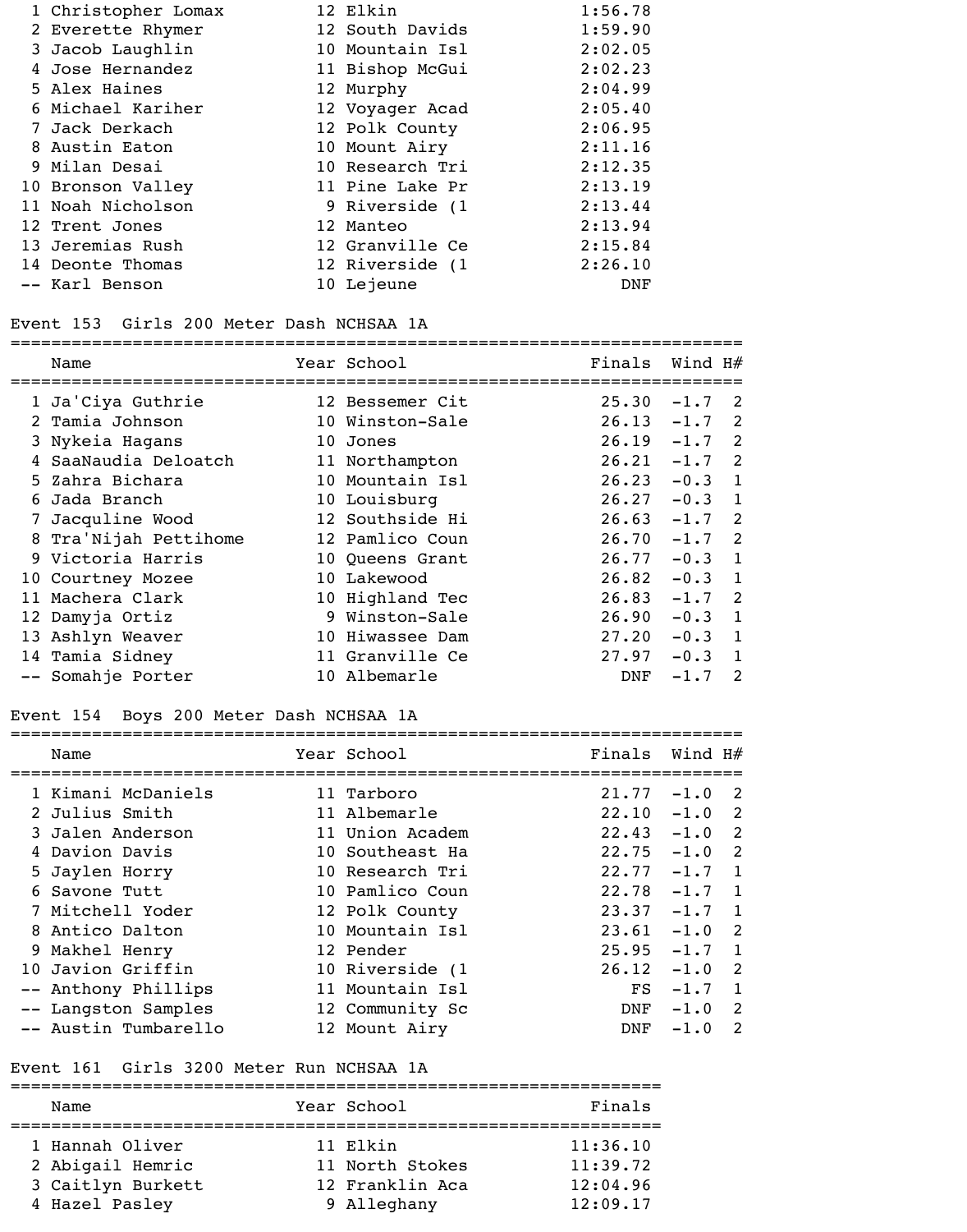| Place | Name | Year | School | Finals |
|---|---|---|---|---|
| 1 | Christopher Lomax | 12 | Elkin | 1:56.78 |
| 2 | Everette Rhymer | 12 | South Davids | 1:59.90 |
| 3 | Jacob Laughlin | 10 | Mountain Isl | 2:02.05 |
| 4 | Jose Hernandez | 11 | Bishop McGui | 2:02.23 |
| 5 | Alex Haines | 12 | Murphy | 2:04.99 |
| 6 | Michael Kariher | 12 | Voyager Acad | 2:05.40 |
| 7 | Jack Derkach | 12 | Polk County | 2:06.95 |
| 8 | Austin Eaton | 10 | Mount Airy | 2:11.16 |
| 9 | Milan Desai | 10 | Research Tri | 2:12.35 |
| 10 | Bronson Valley | 11 | Pine Lake Pr | 2:13.19 |
| 11 | Noah Nicholson | 9 | Riverside (1 | 2:13.44 |
| 12 | Trent Jones | 12 | Manteo | 2:13.94 |
| 13 | Jeremias Rush | 12 | Granville Ce | 2:15.84 |
| 14 | Deonte Thomas | 12 | Riverside (1 | 2:26.10 |
| -- | Karl Benson | 10 | Lejeune | DNF |

## Event 153 Girls 200 Meter Dash NCHSAA 1A

| Place | Name | Year | School | Finals | Wind | H# |
|---|---|---|---|---|---|---|
| 1 | Ja'Ciya Guthrie | 12 | Bessemer Cit | 25.30 | -1.7 | 2 |
| 2 | Tamia Johnson | 10 | Winston-Sale | 26.13 | -1.7 | 2 |
| 3 | Nykeia Hagans | 10 | Jones | 26.19 | -1.7 | 2 |
| 4 | SaaNaudia Deloatch | 11 | Northampton | 26.21 | -1.7 | 2 |
| 5 | Zahra Bichara | 10 | Mountain Isl | 26.23 | -0.3 | 1 |
| 6 | Jada Branch | 10 | Louisburg | 26.27 | -0.3 | 1 |
| 7 | Jacquline Wood | 12 | Southside Hi | 26.63 | -1.7 | 2 |
| 8 | Tra'Nijah Pettihome | 12 | Pamlico Coun | 26.70 | -1.7 | 2 |
| 9 | Victoria Harris | 10 | Queens Grant | 26.77 | -0.3 | 1 |
| 10 | Courtney Mozee | 10 | Lakewood | 26.82 | -0.3 | 1 |
| 11 | Machera Clark | 10 | Highland Tec | 26.83 | -1.7 | 2 |
| 12 | Damyja Ortiz | 9 | Winston-Sale | 26.90 | -0.3 | 1 |
| 13 | Ashlyn Weaver | 10 | Hiwassee Dam | 27.20 | -0.3 | 1 |
| 14 | Tamia Sidney | 11 | Granville Ce | 27.97 | -0.3 | 1 |
| -- | Somahje Porter | 10 | Albemarle | DNF | -1.7 | 2 |

## Event 154 Boys 200 Meter Dash NCHSAA 1A

| Place | Name | Year | School | Finals | Wind | H# |
|---|---|---|---|---|---|---|
| 1 | Kimani McDaniels | 11 | Tarboro | 21.77 | -1.0 | 2 |
| 2 | Julius Smith | 11 | Albemarle | 22.10 | -1.0 | 2 |
| 3 | Jalen Anderson | 11 | Union Academ | 22.43 | -1.0 | 2 |
| 4 | Davion Davis | 10 | Southeast Ha | 22.75 | -1.0 | 2 |
| 5 | Jaylen Horry | 10 | Research Tri | 22.77 | -1.7 | 1 |
| 6 | Savone Tutt | 10 | Pamlico Coun | 22.78 | -1.7 | 1 |
| 7 | Mitchell Yoder | 12 | Polk County | 23.37 | -1.7 | 1 |
| 8 | Antico Dalton | 10 | Mountain Isl | 23.61 | -1.0 | 2 |
| 9 | Makhel Henry | 12 | Pender | 25.95 | -1.7 | 1 |
| 10 | Javion Griffin | 10 | Riverside (1 | 26.12 | -1.0 | 2 |
| -- | Anthony Phillips | 11 | Mountain Isl | FS | -1.7 | 1 |
| -- | Langston Samples | 12 | Community Sc | DNF | -1.0 | 2 |
| -- | Austin Tumbarello | 12 | Mount Airy | DNF | -1.0 | 2 |

## Event 161 Girls 3200 Meter Run NCHSAA 1A

| Place | Name | Year | School | Finals |
|---|---|---|---|---|
| 1 | Hannah Oliver | 11 | Elkin | 11:36.10 |
| 2 | Abigail Hemric | 11 | North Stokes | 11:39.72 |
| 3 | Caitlyn Burkett | 12 | Franklin Aca | 12:04.96 |
| 4 | Hazel Pasley | 9 | Alleghany | 12:09.17 |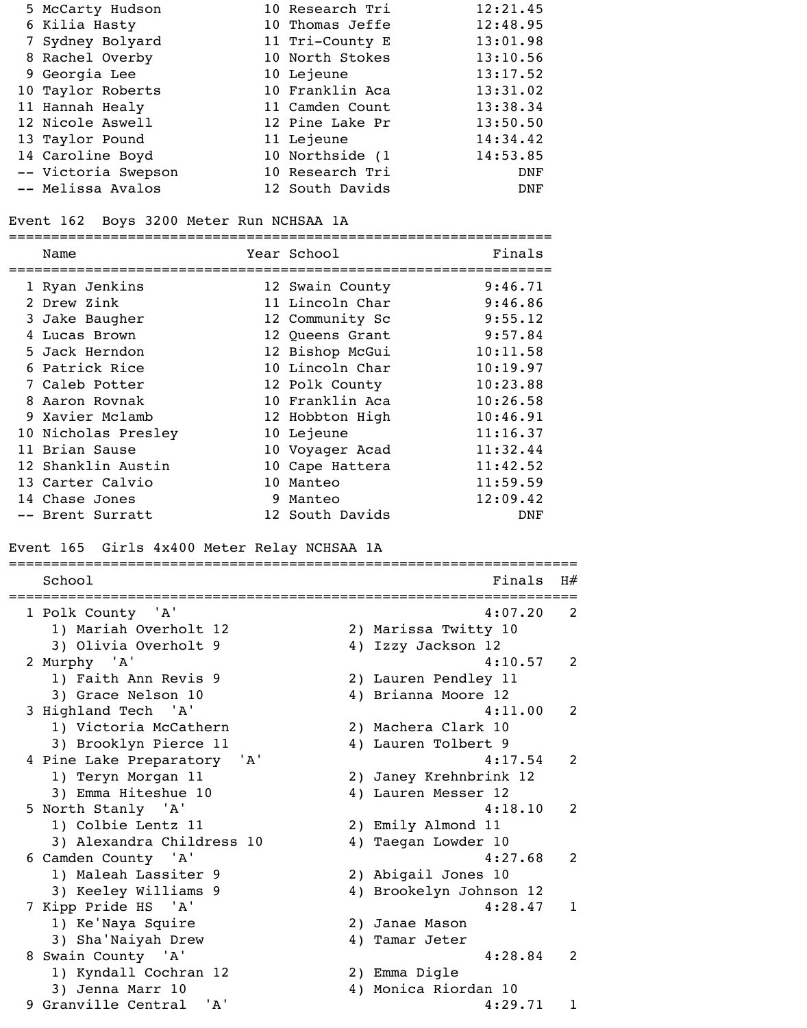| | Name | Year | School | Finals |
|---|---|---|---|---|
| 5 | McCarty Hudson | 10 | Research Tri | 12:21.45 |
| 6 | Kilia Hasty | 10 | Thomas Jeffe | 12:48.95 |
| 7 | Sydney Bolyard | 11 | Tri-County E | 13:01.98 |
| 8 | Rachel Overby | 10 | North Stokes | 13:10.56 |
| 9 | Georgia Lee | 10 | Lejeune | 13:17.52 |
| 10 | Taylor Roberts | 10 | Franklin Aca | 13:31.02 |
| 11 | Hannah Healy | 11 | Camden Count | 13:38.34 |
| 12 | Nicole Aswell | 12 | Pine Lake Pr | 13:50.50 |
| 13 | Taylor Pound | 11 | Lejeune | 14:34.42 |
| 14 | Caroline Boyd | 10 | Northside (1 | 14:53.85 |
| -- | Victoria Swepson | 10 | Research Tri | DNF |
| -- | Melissa Avalos | 12 | South Davids | DNF |

## Event 162 Boys 3200 Meter Run NCHSAA 1A

| | Name | Year | School | Finals |
|---|---|---|---|---|
| 1 | Ryan Jenkins | 12 | Swain County | 9:46.71 |
| 2 | Drew Zink | 11 | Lincoln Char | 9:46.86 |
| 3 | Jake Baugher | 12 | Community Sc | 9:55.12 |
| 4 | Lucas Brown | 12 | Queens Grant | 9:57.84 |
| 5 | Jack Herndon | 12 | Bishop McGui | 10:11.58 |
| 6 | Patrick Rice | 10 | Lincoln Char | 10:19.97 |
| 7 | Caleb Potter | 12 | Polk County | 10:23.88 |
| 8 | Aaron Rovnak | 10 | Franklin Aca | 10:26.58 |
| 9 | Xavier Mclamb | 12 | Hobbton High | 10:46.91 |
| 10 | Nicholas Presley | 10 | Lejeune | 11:16.37 |
| 11 | Brian Sause | 10 | Voyager Acad | 11:32.44 |
| 12 | Shanklin Austin | 10 | Cape Hattera | 11:42.52 |
| 13 | Carter Calvio | 10 | Manteo | 11:59.59 |
| 14 | Chase Jones | 9 | Manteo | 12:09.42 |
| -- | Brent Surratt | 12 | South Davids | DNF |

## Event 165 Girls 4x400 Meter Relay NCHSAA 1A

| | School | Finals | H# |
|---|---|---|---|
| 1 | Polk County 'A' | 4:07.20 | 2 |
| | 1) Mariah Overholt 12; 2) Marissa Twitty 10; 3) Olivia Overholt 9; 4) Izzy Jackson 12 | | |
| 2 | Murphy 'A' | 4:10.57 | 2 |
| | 1) Faith Ann Revis 9; 2) Lauren Pendley 11; 3) Grace Nelson 10; 4) Brianna Moore 12 | | |
| 3 | Highland Tech 'A' | 4:11.00 | 2 |
| | 1) Victoria McCathern; 2) Machera Clark 10; 3) Brooklyn Pierce 11; 4) Lauren Tolbert 9 | | |
| 4 | Pine Lake Preparatory 'A' | 4:17.54 | 2 |
| | 1) Teryn Morgan 11; 2) Janey Krehnbrink 12; 3) Emma Hiteshue 10; 4) Lauren Messer 12 | | |
| 5 | North Stanly 'A' | 4:18.10 | 2 |
| | 1) Colbie Lentz 11; 2) Emily Almond 11; 3) Alexandra Childress 10; 4) Taegan Lowder 10 | | |
| 6 | Camden County 'A' | 4:27.68 | 2 |
| | 1) Maleah Lassiter 9; 2) Abigail Jones 10; 3) Keeley Williams 9; 4) Brookelyn Johnson 12 | | |
| 7 | Kipp Pride HS 'A' | 4:28.47 | 1 |
| | 1) Ke'Naya Squire; 2) Janae Mason; 3) Sha'Naiyah Drew; 4) Tamar Jeter | | |
| 8 | Swain County 'A' | 4:28.84 | 2 |
| | 1) Kyndall Cochran 12; 2) Emma Digle; 3) Jenna Marr 10; 4) Monica Riordan 10 | | |
| 9 | Granville Central 'A' | 4:29.71 | 1 |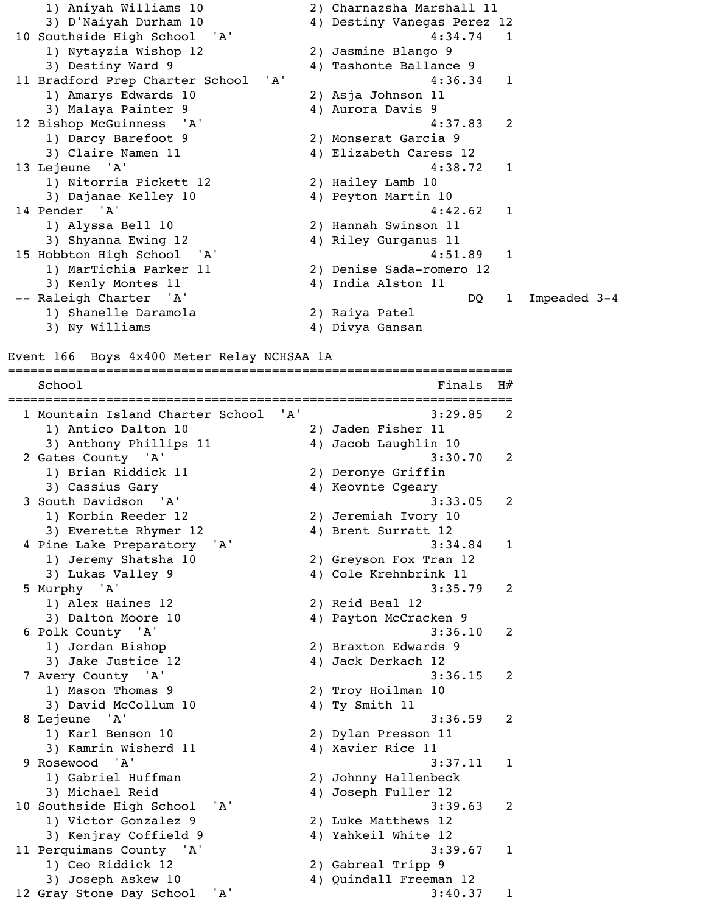```
    1) Aniyah Williams 10              2) Charnazsha Marshall 11
    3) D'Naiyah Durham 10              4) Destiny Vanegas Perez 12
 10 Southside High School  'A'                      4:34.74   1
    1) Nytayzia Wishop 12              2) Jasmine Blango 9
    3) Destiny Ward 9                  4) Tashonte Ballance 9
 11 Bradford Prep Charter School  'A'               4:36.34   1
    1) Amarys Edwards 10               2) Asja Johnson 11
    3) Malaya Painter 9                4) Aurora Davis 9
 12 Bishop McGuinness  'A'                          4:37.83   2
    1) Darcy Barefoot 9                2) Monserat Garcia 9
    3) Claire Namen 11                 4) Elizabeth Caress 12
 13 Lejeune  'A'                                    4:38.72   1
    1) Nitorria Pickett 12             2) Hailey Lamb 10
    3) Dajanae Kelley 10               4) Peyton Martin 10
 14 Pender  'A'                                     4:42.62   1
    1) Alyssa Bell 10                  2) Hannah Swinson 11
    3) Shyanna Ewing 12                4) Riley Gurganus 11
 15 Hobbton High School  'A'                        4:51.89   1
    1) MarTichia Parker 11             2) Denise Sada-romero 12
    3) Kenly Montes 11                 4) India Alston 11
 -- Raleigh Charter  'A'                                 DQ   1  Impeaded 3-4
    1) Shanelle Daramola               2) Raiya Patel
    3) Ny Williams                     4) Divya Gansan
```

## Event 166  Boys 4x400 Meter Relay NCHSAA 1A

```
===================================================================
    School                                            Finals  H#
===================================================================
  1 Mountain Island Charter School  'A'             3:29.85   2
    1) Antico Dalton 10                2) Jaden Fisher 11
    3) Anthony Phillips 11             4) Jacob Laughlin 10
  2 Gates County  'A'                               3:30.70   2
    1) Brian Riddick 11                2) Deronye Griffin
    3) Cassius Gary                    4) Keovnte Cgeary
  3 South Davidson  'A'                             3:33.05   2
    1) Korbin Reeder 12                2) Jeremiah Ivory 10
    3) Everette Rhymer 12              4) Brent Surratt 12
  4 Pine Lake Preparatory  'A'                      3:34.84   1
    1) Jeremy Shatsha 10               2) Greyson Fox Tran 12
    3) Lukas Valley 9                  4) Cole Krehnbrink 11
  5 Murphy  'A'                                     3:35.79   2
    1) Alex Haines 12                  2) Reid Beal 12
    3) Dalton Moore 10                 4) Payton McCracken 9
  6 Polk County  'A'                                3:36.10   2
    1) Jordan Bishop                   2) Braxton Edwards 9
    3) Jake Justice 12                 4) Jack Derkach 12
  7 Avery County  'A'                               3:36.15   2
    1) Mason Thomas 9                  2) Troy Hoilman 10
    3) David McCollum 10               4) Ty Smith 11
  8 Lejeune  'A'                                    3:36.59   2
    1) Karl Benson 10                  2) Dylan Presson 11
    3) Kamrin Wisherd 11               4) Xavier Rice 11
  9 Rosewood  'A'                                   3:37.11   1
    1) Gabriel Huffman                 2) Johnny Hallenbeck
    3) Michael Reid                    4) Joseph Fuller 12
 10 Southside High School  'A'                      3:39.63   2
    1) Victor Gonzalez 9               2) Luke Matthews 12
    3) Kenjray Coffield 9              4) Yahkeil White 12
 11 Perquimans County  'A'                          3:39.67   1
    1) Ceo Riddick 12                  2) Gabreal Tripp 9
    3) Joseph Askew 10                 4) Quindall Freeman 12
 12 Gray Stone Day School  'A'                      3:40.37   1
```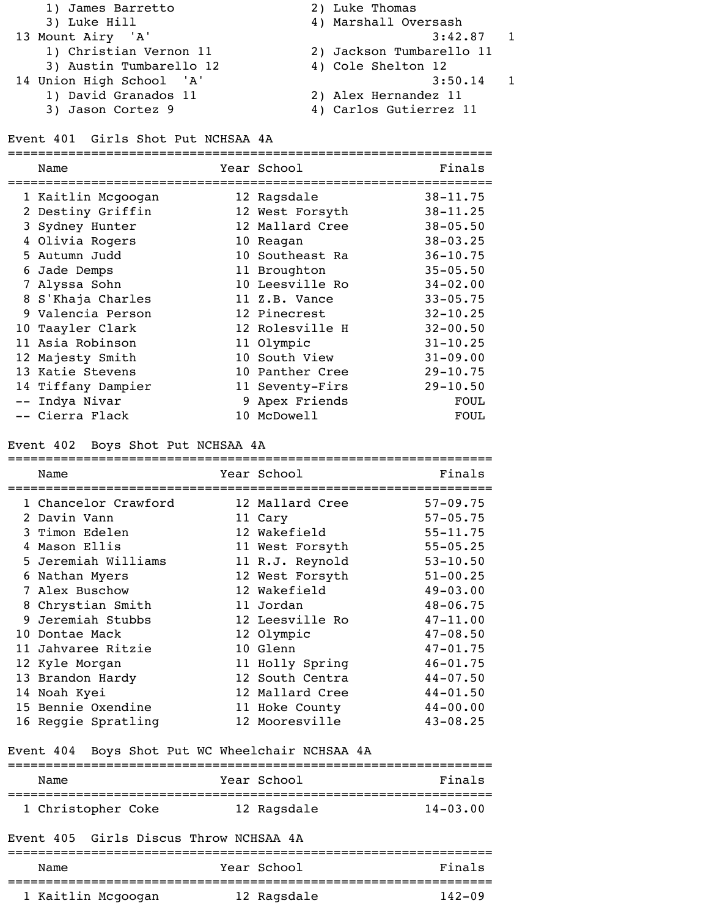1) James Barretto &nbsp;&nbsp;&nbsp;&nbsp; 2) Luke Thomas
3) Luke Hill &nbsp;&nbsp;&nbsp;&nbsp; 4) Marshall Oversash

13 Mount Airy 'A' &nbsp;&nbsp;&nbsp;&nbsp; 3:42.87 &nbsp; 1
1) Christian Vernon 11 &nbsp;&nbsp;&nbsp;&nbsp; 2) Jackson Tumbarello 11
3) Austin Tumbarello 12 &nbsp;&nbsp;&nbsp;&nbsp; 4) Cole Shelton 12

14 Union High School 'A' &nbsp;&nbsp;&nbsp;&nbsp; 3:50.14 &nbsp; 1
1) David Granados 11 &nbsp;&nbsp;&nbsp;&nbsp; 2) Alex Hernandez 11
3) Jason Cortez 9 &nbsp;&nbsp;&nbsp;&nbsp; 4) Carlos Gutierrez 11

## Event 401 Girls Shot Put NCHSAA 4A

| | Name | Year | School | Finals |
|---|---|---|---|---|
| 1 | Kaitlin Mcgoogan | 12 | Ragsdale | 38-11.75 |
| 2 | Destiny Griffin | 12 | West Forsyth | 38-11.25 |
| 3 | Sydney Hunter | 12 | Mallard Cree | 38-05.50 |
| 4 | Olivia Rogers | 10 | Reagan | 38-03.25 |
| 5 | Autumn Judd | 10 | Southeast Ra | 36-10.75 |
| 6 | Jade Demps | 11 | Broughton | 35-05.50 |
| 7 | Alyssa Sohn | 10 | Leesville Ro | 34-02.00 |
| 8 | S'Khaja Charles | 11 | Z.B. Vance | 33-05.75 |
| 9 | Valencia Person | 12 | Pinecrest | 32-10.25 |
| 10 | Taayler Clark | 12 | Rolesville H | 32-00.50 |
| 11 | Asia Robinson | 11 | Olympic | 31-10.25 |
| 12 | Majesty Smith | 10 | South View | 31-09.00 |
| 13 | Katie Stevens | 10 | Panther Cree | 29-10.75 |
| 14 | Tiffany Dampier | 11 | Seventy-Firs | 29-10.50 |
| -- | Indya Nivar | 9 | Apex Friends | FOUL |
| -- | Cierra Flack | 10 | McDowell | FOUL |

## Event 402 Boys Shot Put NCHSAA 4A

| | Name | Year | School | Finals |
|---|---|---|---|---|
| 1 | Chancelor Crawford | 12 | Mallard Cree | 57-09.75 |
| 2 | Davin Vann | 11 | Cary | 57-05.75 |
| 3 | Timon Edelen | 12 | Wakefield | 55-11.75 |
| 4 | Mason Ellis | 11 | West Forsyth | 55-05.25 |
| 5 | Jeremiah Williams | 11 | R.J. Reynold | 53-10.50 |
| 6 | Nathan Myers | 12 | West Forsyth | 51-00.25 |
| 7 | Alex Buschow | 12 | Wakefield | 49-03.00 |
| 8 | Chrystian Smith | 11 | Jordan | 48-06.75 |
| 9 | Jeremiah Stubbs | 12 | Leesville Ro | 47-11.00 |
| 10 | Dontae Mack | 12 | Olympic | 47-08.50 |
| 11 | Jahvaree Ritzie | 10 | Glenn | 47-01.75 |
| 12 | Kyle Morgan | 11 | Holly Spring | 46-01.75 |
| 13 | Brandon Hardy | 12 | South Centra | 44-07.50 |
| 14 | Noah Kyei | 12 | Mallard Cree | 44-01.50 |
| 15 | Bennie Oxendine | 11 | Hoke County | 44-00.00 |
| 16 | Reggie Spratling | 12 | Mooresville | 43-08.25 |

## Event 404 Boys Shot Put WC Wheelchair NCHSAA 4A

| | Name | Year | School | Finals |
|---|---|---|---|---|
| 1 | Christopher Coke | 12 | Ragsdale | 14-03.00 |

## Event 405 Girls Discus Throw NCHSAA 4A

| | Name | Year | School | Finals |
|---|---|---|---|---|
| 1 | Kaitlin Mcgoogan | 12 | Ragsdale | 142-09 |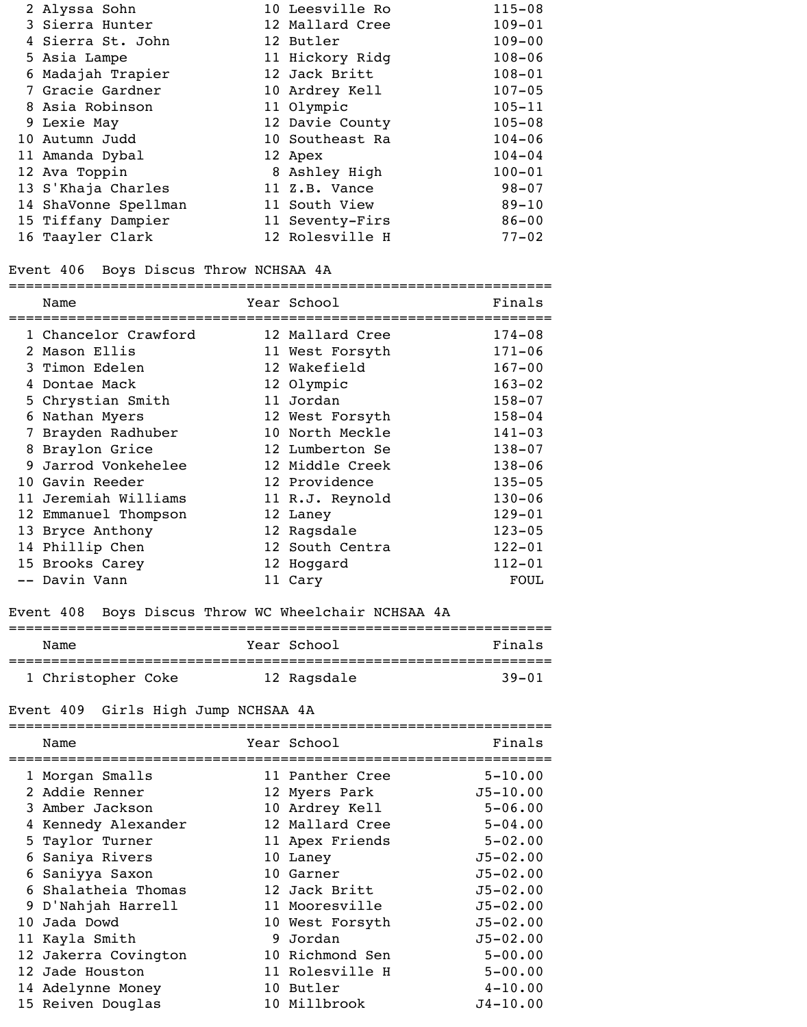| Place | Name | Year | School | Finals |
|---|---|---|---|---|
| 2 | Alyssa Sohn | 10 | Leesville Ro | 115-08 |
| 3 | Sierra Hunter | 12 | Mallard Cree | 109-01 |
| 4 | Sierra St. John | 12 | Butler | 109-00 |
| 5 | Asia Lampe | 11 | Hickory Ridg | 108-06 |
| 6 | Madajah Trapier | 12 | Jack Britt | 108-01 |
| 7 | Gracie Gardner | 10 | Ardrey Kell | 107-05 |
| 8 | Asia Robinson | 11 | Olympic | 105-11 |
| 9 | Lexie May | 12 | Davie County | 105-08 |
| 10 | Autumn Judd | 10 | Southeast Ra | 104-06 |
| 11 | Amanda Dybal | 12 | Apex | 104-04 |
| 12 | Ava Toppin | 8 | Ashley High | 100-01 |
| 13 | S'Khaja Charles | 11 | Z.B. Vance | 98-07 |
| 14 | ShaVonne Spellman | 11 | South View | 89-10 |
| 15 | Tiffany Dampier | 11 | Seventy-Firs | 86-00 |
| 16 | Taayler Clark | 12 | Rolesville H | 77-02 |

## Event 406 Boys Discus Throw NCHSAA 4A

| Place | Name | Year | School | Finals |
|---|---|---|---|---|
| 1 | Chancelor Crawford | 12 | Mallard Cree | 174-08 |
| 2 | Mason Ellis | 11 | West Forsyth | 171-06 |
| 3 | Timon Edelen | 12 | Wakefield | 167-00 |
| 4 | Dontae Mack | 12 | Olympic | 163-02 |
| 5 | Chrystian Smith | 11 | Jordan | 158-07 |
| 6 | Nathan Myers | 12 | West Forsyth | 158-04 |
| 7 | Brayden Radhuber | 10 | North Meckle | 141-03 |
| 8 | Braylon Grice | 12 | Lumberton Se | 138-07 |
| 9 | Jarrod Vonkehelee | 12 | Middle Creek | 138-06 |
| 10 | Gavin Reeder | 12 | Providence | 135-05 |
| 11 | Jeremiah Williams | 11 | R.J. Reynold | 130-06 |
| 12 | Emmanuel Thompson | 12 | Laney | 129-01 |
| 13 | Bryce Anthony | 12 | Ragsdale | 123-05 |
| 14 | Phillip Chen | 12 | South Centra | 122-01 |
| 15 | Brooks Carey | 12 | Hoggard | 112-01 |
| -- | Davin Vann | 11 | Cary | FOUL |

## Event 408 Boys Discus Throw WC Wheelchair NCHSAA 4A

| Place | Name | Year | School | Finals |
|---|---|---|---|---|
| 1 | Christopher Coke | 12 | Ragsdale | 39-01 |

## Event 409 Girls High Jump NCHSAA 4A

| Place | Name | Year | School | Finals |
|---|---|---|---|---|
| 1 | Morgan Smalls | 11 | Panther Cree | 5-10.00 |
| 2 | Addie Renner | 12 | Myers Park | J5-10.00 |
| 3 | Amber Jackson | 10 | Ardrey Kell | 5-06.00 |
| 4 | Kennedy Alexander | 12 | Mallard Cree | 5-04.00 |
| 5 | Taylor Turner | 11 | Apex Friends | 5-02.00 |
| 6 | Saniya Rivers | 10 | Laney | J5-02.00 |
| 6 | Saniyya Saxon | 10 | Garner | J5-02.00 |
| 6 | Shalatheia Thomas | 12 | Jack Britt | J5-02.00 |
| 9 | D'Nahjah Harrell | 11 | Mooresville | J5-02.00 |
| 10 | Jada Dowd | 10 | West Forsyth | J5-02.00 |
| 11 | Kayla Smith | 9 | Jordan | J5-02.00 |
| 12 | Jakerra Covington | 10 | Richmond Sen | 5-00.00 |
| 12 | Jade Houston | 11 | Rolesville H | 5-00.00 |
| 14 | Adelynne Money | 10 | Butler | 4-10.00 |
| 15 | Reiven Douglas | 10 | Millbrook | J4-10.00 |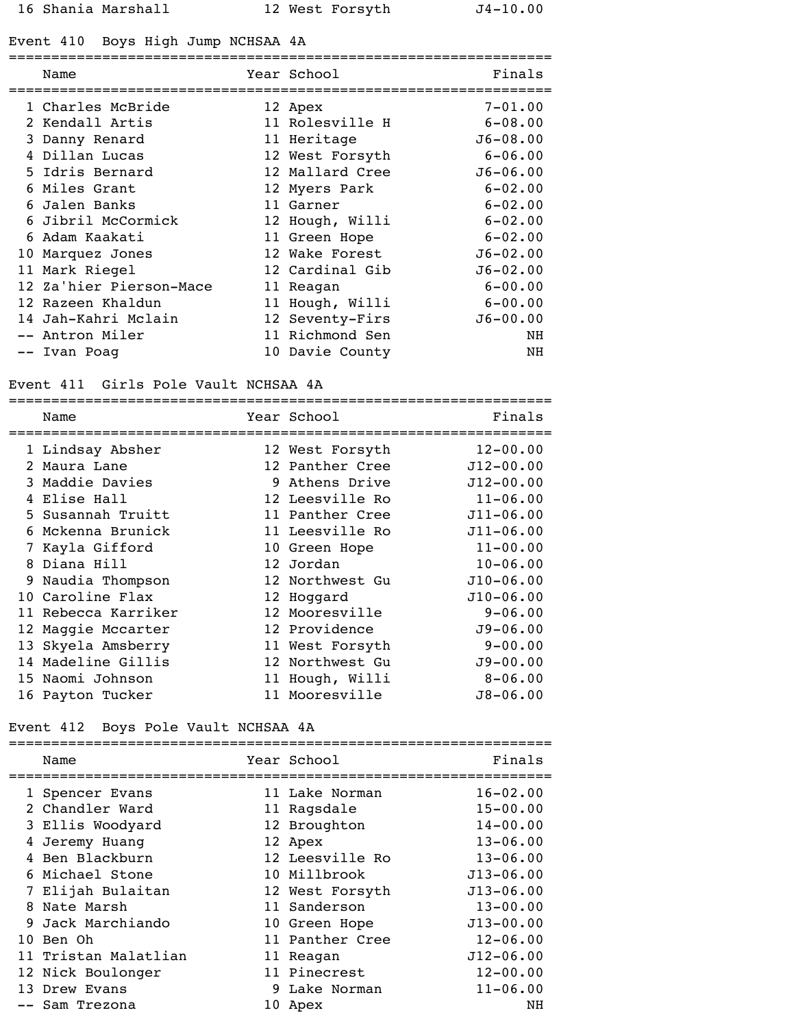| | Name | Year | School | Finals |
|---|---|---|---|---|
| 16 | Shania Marshall | 12 | West Forsyth | J4-10.00 |

## Event 410 Boys High Jump NCHSAA 4A

| | Name | Year | School | Finals |
|---|---|---|---|---|
| 1 | Charles McBride | 12 | Apex | 7-01.00 |
| 2 | Kendall Artis | 11 | Rolesville H | 6-08.00 |
| 3 | Danny Renard | 11 | Heritage | J6-08.00 |
| 4 | Dillan Lucas | 12 | West Forsyth | 6-06.00 |
| 5 | Idris Bernard | 12 | Mallard Cree | J6-06.00 |
| 6 | Miles Grant | 12 | Myers Park | 6-02.00 |
| 6 | Jalen Banks | 11 | Garner | 6-02.00 |
| 6 | Jibril McCormick | 12 | Hough, Willi | 6-02.00 |
| 6 | Adam Kaakati | 11 | Green Hope | 6-02.00 |
| 10 | Marquez Jones | 12 | Wake Forest | J6-02.00 |
| 11 | Mark Riegel | 12 | Cardinal Gib | J6-02.00 |
| 12 | Za'hier Pierson-Mace | 11 | Reagan | 6-00.00 |
| 12 | Razeen Khaldun | 11 | Hough, Willi | 6-00.00 |
| 14 | Jah-Kahri Mclain | 12 | Seventy-Firs | J6-00.00 |
| -- | Antron Miler | 11 | Richmond Sen | NH |
| -- | Ivan Poag | 10 | Davie County | NH |

## Event 411 Girls Pole Vault NCHSAA 4A

| | Name | Year | School | Finals |
|---|---|---|---|---|
| 1 | Lindsay Absher | 12 | West Forsyth | 12-00.00 |
| 2 | Maura Lane | 12 | Panther Cree | J12-00.00 |
| 3 | Maddie Davies | 9 | Athens Drive | J12-00.00 |
| 4 | Elise Hall | 12 | Leesville Ro | 11-06.00 |
| 5 | Susannah Truitt | 11 | Panther Cree | J11-06.00 |
| 6 | Mckenna Brunick | 11 | Leesville Ro | J11-06.00 |
| 7 | Kayla Gifford | 10 | Green Hope | 11-00.00 |
| 8 | Diana Hill | 12 | Jordan | 10-06.00 |
| 9 | Naudia Thompson | 12 | Northwest Gu | J10-06.00 |
| 10 | Caroline Flax | 12 | Hoggard | J10-06.00 |
| 11 | Rebecca Karriker | 12 | Mooresville | 9-06.00 |
| 12 | Maggie Mccarter | 12 | Providence | J9-06.00 |
| 13 | Skyela Amsberry | 11 | West Forsyth | 9-00.00 |
| 14 | Madeline Gillis | 12 | Northwest Gu | J9-00.00 |
| 15 | Naomi Johnson | 11 | Hough, Willi | 8-06.00 |
| 16 | Payton Tucker | 11 | Mooresville | J8-06.00 |

## Event 412 Boys Pole Vault NCHSAA 4A

| | Name | Year | School | Finals |
|---|---|---|---|---|
| 1 | Spencer Evans | 11 | Lake Norman | 16-02.00 |
| 2 | Chandler Ward | 11 | Ragsdale | 15-00.00 |
| 3 | Ellis Woodyard | 12 | Broughton | 14-00.00 |
| 4 | Jeremy Huang | 12 | Apex | 13-06.00 |
| 4 | Ben Blackburn | 12 | Leesville Ro | 13-06.00 |
| 6 | Michael Stone | 10 | Millbrook | J13-06.00 |
| 7 | Elijah Bulaitan | 12 | West Forsyth | J13-06.00 |
| 8 | Nate Marsh | 11 | Sanderson | 13-00.00 |
| 9 | Jack Marchiando | 10 | Green Hope | J13-00.00 |
| 10 | Ben Oh | 11 | Panther Cree | 12-06.00 |
| 11 | Tristan Malatlian | 11 | Reagan | J12-06.00 |
| 12 | Nick Boulonger | 11 | Pinecrest | 12-00.00 |
| 13 | Drew Evans | 9 | Lake Norman | 11-06.00 |
| -- | Sam Trezona | 10 | Apex | NH |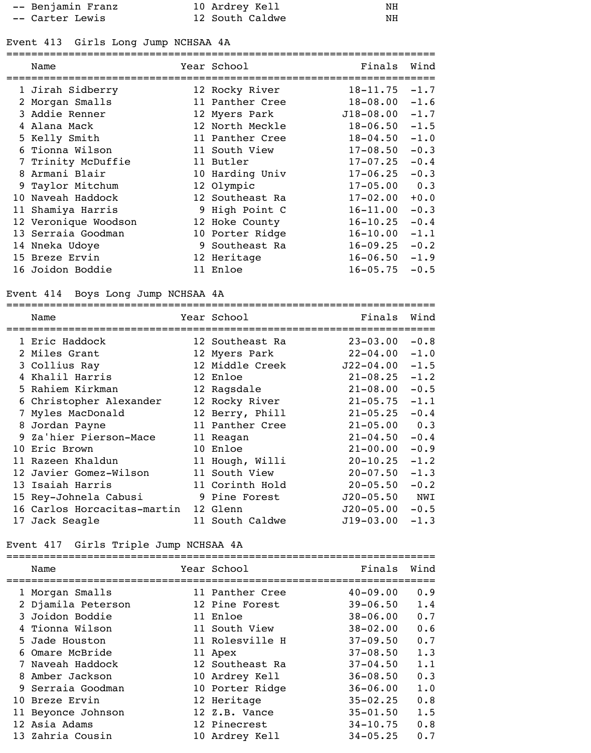| | Name | Year | School | Finals |
|---|---|---|---|---|
| -- | Benjamin Franz | 10 | Ardrey Kell | NH |
| -- | Carter Lewis | 12 | South Caldwe | NH |

## Event 413 Girls Long Jump NCHSAA 4A

| | Name | Year | School | Finals | Wind |
|---|---|---|---|---|---|
| 1 | Jirah Sidberry | 12 | Rocky River | 18-11.75 | -1.7 |
| 2 | Morgan Smalls | 11 | Panther Cree | 18-08.00 | -1.6 |
| 3 | Addie Renner | 12 | Myers Park | J18-08.00 | -1.7 |
| 4 | Alana Mack | 12 | North Meckle | 18-06.50 | -1.5 |
| 5 | Kelly Smith | 11 | Panther Cree | 18-04.50 | -1.0 |
| 6 | Tionna Wilson | 11 | South View | 17-08.50 | -0.3 |
| 7 | Trinity McDuffie | 11 | Butler | 17-07.25 | -0.4 |
| 8 | Armani Blair | 10 | Harding Univ | 17-06.25 | -0.3 |
| 9 | Taylor Mitchum | 12 | Olympic | 17-05.00 | 0.3 |
| 10 | Naveah Haddock | 12 | Southeast Ra | 17-02.00 | +0.0 |
| 11 | Shamiya Harris | 9 | High Point C | 16-11.00 | -0.3 |
| 12 | Veronique Woodson | 12 | Hoke County | 16-10.25 | -0.4 |
| 13 | Serraia Goodman | 10 | Porter Ridge | 16-10.00 | -1.1 |
| 14 | Nneka Udoye | 9 | Southeast Ra | 16-09.25 | -0.2 |
| 15 | Breze Ervin | 12 | Heritage | 16-06.50 | -1.9 |
| 16 | Joidon Boddie | 11 | Enloe | 16-05.75 | -0.5 |

## Event 414 Boys Long Jump NCHSAA 4A

| | Name | Year | School | Finals | Wind |
|---|---|---|---|---|---|
| 1 | Eric Haddock | 12 | Southeast Ra | 23-03.00 | -0.8 |
| 2 | Miles Grant | 12 | Myers Park | 22-04.00 | -1.0 |
| 3 | Collius Ray | 12 | Middle Creek | J22-04.00 | -1.5 |
| 4 | Khalil Harris | 12 | Enloe | 21-08.25 | -1.2 |
| 5 | Rahiem Kirkman | 12 | Ragsdale | 21-08.00 | -0.5 |
| 6 | Christopher Alexander | 12 | Rocky River | 21-05.75 | -1.1 |
| 7 | Myles MacDonald | 12 | Berry, Phill | 21-05.25 | -0.4 |
| 8 | Jordan Payne | 11 | Panther Cree | 21-05.00 | 0.3 |
| 9 | Za'hier Pierson-Mace | 11 | Reagan | 21-04.50 | -0.4 |
| 10 | Eric Brown | 10 | Enloe | 21-00.00 | -0.9 |
| 11 | Razeen Khaldun | 11 | Hough, Willi | 20-10.25 | -1.2 |
| 12 | Javier Gomez-Wilson | 11 | South View | 20-07.50 | -1.3 |
| 13 | Isaiah Harris | 11 | Corinth Hold | 20-05.50 | -0.2 |
| 15 | Rey-Johnela Cabusi | 9 | Pine Forest | J20-05.50 | NWI |
| 16 | Carlos Horcacitas-martin | 12 | Glenn | J20-05.00 | -0.5 |
| 17 | Jack Seagle | 11 | South Caldwe | J19-03.00 | -1.3 |

## Event 417 Girls Triple Jump NCHSAA 4A

| | Name | Year | School | Finals | Wind |
|---|---|---|---|---|---|
| 1 | Morgan Smalls | 11 | Panther Cree | 40-09.00 | 0.9 |
| 2 | Djamila Peterson | 12 | Pine Forest | 39-06.50 | 1.4 |
| 3 | Joidon Boddie | 11 | Enloe | 38-06.00 | 0.7 |
| 4 | Tionna Wilson | 11 | South View | 38-02.00 | 0.6 |
| 5 | Jade Houston | 11 | Rolesville H | 37-09.50 | 0.7 |
| 6 | Omare McBride | 11 | Apex | 37-08.50 | 1.3 |
| 7 | Naveah Haddock | 12 | Southeast Ra | 37-04.50 | 1.1 |
| 8 | Amber Jackson | 10 | Ardrey Kell | 36-08.50 | 0.3 |
| 9 | Serraia Goodman | 10 | Porter Ridge | 36-06.00 | 1.0 |
| 10 | Breze Ervin | 12 | Heritage | 35-02.25 | 0.8 |
| 11 | Beyonce Johnson | 12 | Z.B. Vance | 35-01.50 | 1.5 |
| 12 | Asia Adams | 12 | Pinecrest | 34-10.75 | 0.8 |
| 13 | Zahria Cousin | 10 | Ardrey Kell | 34-05.25 | 0.7 |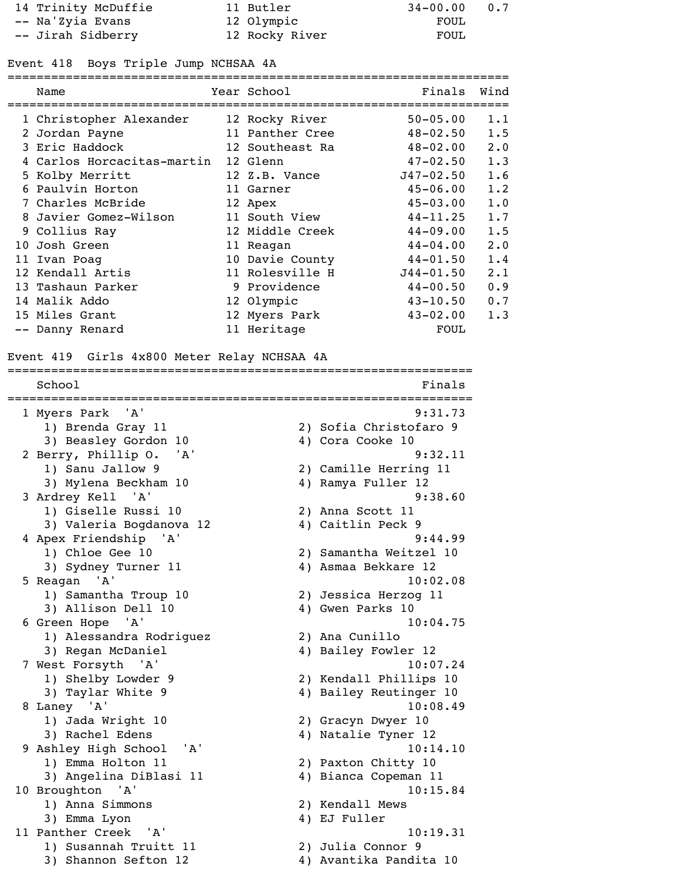| | Name | Year | School | Finals | Wind |
|---|---|---|---|---|---|
| 14 | Trinity McDuffie | 11 | Butler | 34-00.00 | 0.7 |
| -- | Na'Zyia Evans | 12 | Olympic | FOUL | |
| -- | Jirah Sidberry | 12 | Rocky River | FOUL | |

## Event 418 Boys Triple Jump NCHSAA 4A

| | Name | Year | School | Finals | Wind |
|---|---|---|---|---|---|
| 1 | Christopher Alexander | 12 | Rocky River | 50-05.00 | 1.1 |
| 2 | Jordan Payne | 11 | Panther Cree | 48-02.50 | 1.5 |
| 3 | Eric Haddock | 12 | Southeast Ra | 48-02.00 | 2.0 |
| 4 | Carlos Horcacitas-martin | 12 | Glenn | 47-02.50 | 1.3 |
| 5 | Kolby Merritt | 12 | Z.B. Vance | J47-02.50 | 1.6 |
| 6 | Paulvin Horton | 11 | Garner | 45-06.00 | 1.2 |
| 7 | Charles McBride | 12 | Apex | 45-03.00 | 1.0 |
| 8 | Javier Gomez-Wilson | 11 | South View | 44-11.25 | 1.7 |
| 9 | Collius Ray | 12 | Middle Creek | 44-09.00 | 1.5 |
| 10 | Josh Green | 11 | Reagan | 44-04.00 | 2.0 |
| 11 | Ivan Poag | 10 | Davie County | 44-01.50 | 1.4 |
| 12 | Kendall Artis | 11 | Rolesville H | J44-01.50 | 2.1 |
| 13 | Tashaun Parker | 9 | Providence | 44-00.50 | 0.9 |
| 14 | Malik Addo | 12 | Olympic | 43-10.50 | 0.7 |
| 15 | Miles Grant | 12 | Myers Park | 43-02.00 | 1.3 |
| -- | Danny Renard | 11 | Heritage | FOUL | |

## Event 419 Girls 4x800 Meter Relay NCHSAA 4A

| | School | Finals |
|---|---|---|
| 1 | Myers Park 'A' | 9:31.73 |
| | 1) Brenda Gray 11, 2) Sofia Christofaro 9, 3) Beasley Gordon 10, 4) Cora Cooke 10 | |
| 2 | Berry, Phillip O. 'A' | 9:32.11 |
| | 1) Sanu Jallow 9, 2) Camille Herring 11, 3) Mylena Beckham 10, 4) Ramya Fuller 12 | |
| 3 | Ardrey Kell 'A' | 9:38.60 |
| | 1) Giselle Russi 10, 2) Anna Scott 11, 3) Valeria Bogdanova 12, 4) Caitlin Peck 9 | |
| 4 | Apex Friendship 'A' | 9:44.99 |
| | 1) Chloe Gee 10, 2) Samantha Weitzel 10, 3) Sydney Turner 11, 4) Asmaa Bekkare 12 | |
| 5 | Reagan 'A' | 10:02.08 |
| | 1) Samantha Troup 10, 2) Jessica Herzog 11, 3) Allison Dell 10, 4) Gwen Parks 10 | |
| 6 | Green Hope 'A' | 10:04.75 |
| | 1) Alessandra Rodriguez, 2) Ana Cunillo, 3) Regan McDaniel, 4) Bailey Fowler 12 | |
| 7 | West Forsyth 'A' | 10:07.24 |
| | 1) Shelby Lowder 9, 2) Kendall Phillips 10, 3) Taylar White 9, 4) Bailey Reutinger 10 | |
| 8 | Laney 'A' | 10:08.49 |
| | 1) Jada Wright 10, 2) Gracyn Dwyer 10, 3) Rachel Edens, 4) Natalie Tyner 12 | |
| 9 | Ashley High School 'A' | 10:14.10 |
| | 1) Emma Holton 11, 2) Paxton Chitty 10, 3) Angelina DiBlasi 11, 4) Bianca Copeman 11 | |
| 10 | Broughton 'A' | 10:15.84 |
| | 1) Anna Simmons, 2) Kendall Mews, 3) Emma Lyon, 4) EJ Fuller | |
| 11 | Panther Creek 'A' | 10:19.31 |
| | 1) Susannah Truitt 11, 2) Julia Connor 9, 3) Shannon Sefton 12, 4) Avantika Pandita 10 | |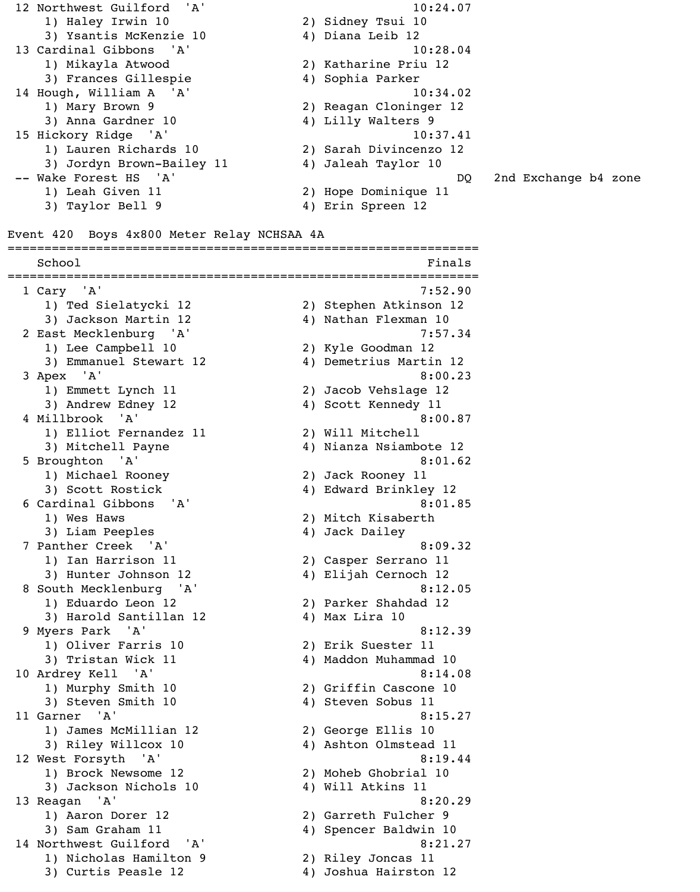| Place | School | Finals | |
|---|---|---|---|
| 12 | Northwest Guilford 'A' | 10:24.07 | |
| | 1) Haley Irwin 10, 2) Sidney Tsui 10, 3) Ysantis McKenzie 10, 4) Diana Leib 12 | | |
| 13 | Cardinal Gibbons 'A' | 10:28.04 | |
| | 1) Mikayla Atwood, 2) Katharine Priu 12, 3) Frances Gillespie, 4) Sophia Parker | | |
| 14 | Hough, William A 'A' | 10:34.02 | |
| | 1) Mary Brown 9, 2) Reagan Cloninger 12, 3) Anna Gardner 10, 4) Lilly Walters 9 | | |
| 15 | Hickory Ridge 'A' | 10:37.41 | |
| | 1) Lauren Richards 10, 2) Sarah Divincenzo 12, 3) Jordyn Brown-Bailey 11, 4) Jaleah Taylor 10 | | |
| -- | Wake Forest HS 'A' | DQ | 2nd Exchange b4 zone |
| | 1) Leah Given 11, 2) Hope Dominique 11, 3) Taylor Bell 9, 4) Erin Spreen 12 | | |

## Event 420 Boys 4x800 Meter Relay NCHSAA 4A

| Place | School | Finals |
|---|---|---|
| 1 | Cary 'A' | 7:52.90 |
| | 1) Ted Sielatycki 12, 2) Stephen Atkinson 12, 3) Jackson Martin 12, 4) Nathan Flexman 10 | |
| 2 | East Mecklenburg 'A' | 7:57.34 |
| | 1) Lee Campbell 10, 2) Kyle Goodman 12, 3) Emmanuel Stewart 12, 4) Demetrius Martin 12 | |
| 3 | Apex 'A' | 8:00.23 |
| | 1) Emmett Lynch 11, 2) Jacob Vehslage 12, 3) Andrew Edney 12, 4) Scott Kennedy 11 | |
| 4 | Millbrook 'A' | 8:00.87 |
| | 1) Elliot Fernandez 11, 2) Will Mitchell, 3) Mitchell Payne, 4) Nianza Nsiambote 12 | |
| 5 | Broughton 'A' | 8:01.62 |
| | 1) Michael Rooney, 2) Jack Rooney 11, 3) Scott Rostick, 4) Edward Brinkley 12 | |
| 6 | Cardinal Gibbons 'A' | 8:01.85 |
| | 1) Wes Haws, 2) Mitch Kisaberth, 3) Liam Peeples, 4) Jack Dailey | |
| 7 | Panther Creek 'A' | 8:09.32 |
| | 1) Ian Harrison 11, 2) Casper Serrano 11, 3) Hunter Johnson 12, 4) Elijah Cernoch 12 | |
| 8 | South Mecklenburg 'A' | 8:12.05 |
| | 1) Eduardo Leon 12, 2) Parker Shahdad 12, 3) Harold Santillan 12, 4) Max Lira 10 | |
| 9 | Myers Park 'A' | 8:12.39 |
| | 1) Oliver Farris 10, 2) Erik Suester 11, 3) Tristan Wick 11, 4) Maddon Muhammad 10 | |
| 10 | Ardrey Kell 'A' | 8:14.08 |
| | 1) Murphy Smith 10, 2) Griffin Cascone 10, 3) Steven Smith 10, 4) Steven Sobus 11 | |
| 11 | Garner 'A' | 8:15.27 |
| | 1) James McMillian 12, 2) George Ellis 10, 3) Riley Willcox 10, 4) Ashton Olmstead 11 | |
| 12 | West Forsyth 'A' | 8:19.44 |
| | 1) Brock Newsome 12, 2) Moheb Ghobrial 10, 3) Jackson Nichols 10, 4) Will Atkins 11 | |
| 13 | Reagan 'A' | 8:20.29 |
| | 1) Aaron Dorer 12, 2) Garreth Fulcher 9, 3) Sam Graham 11, 4) Spencer Baldwin 10 | |
| 14 | Northwest Guilford 'A' | 8:21.27 |
| | 1) Nicholas Hamilton 9, 2) Riley Joncas 11, 3) Curtis Peasle 12, 4) Joshua Hairston 12 | |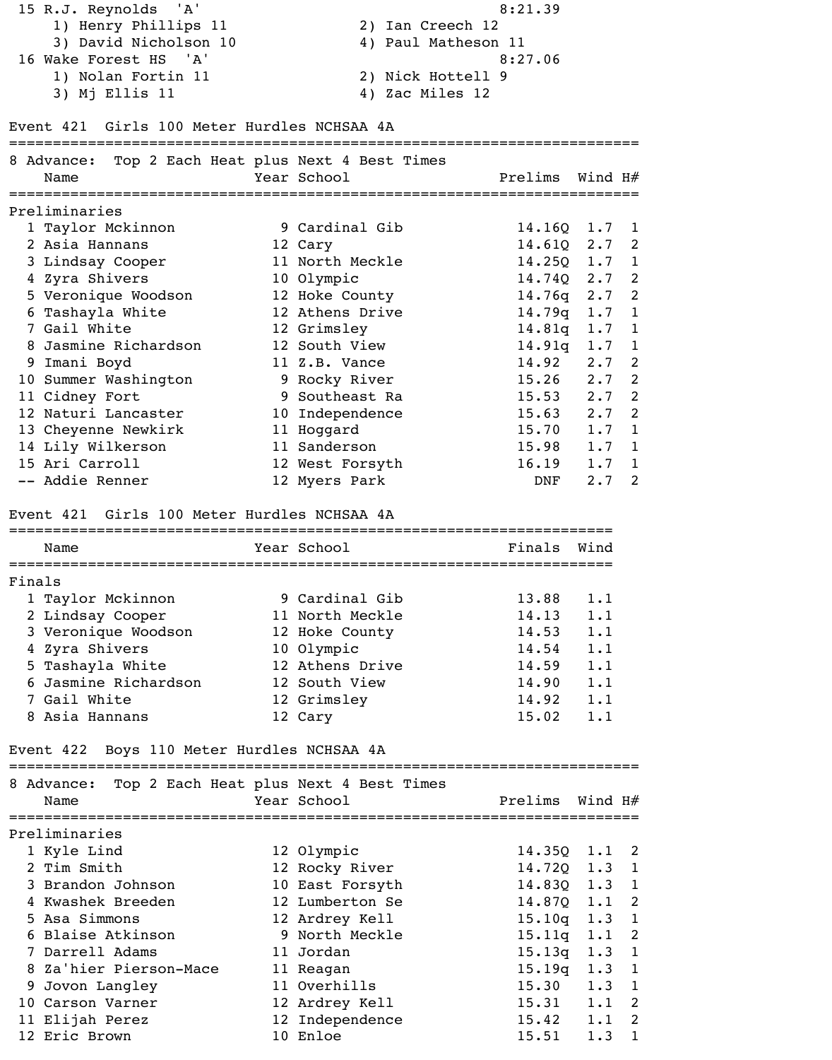| | | | |
|---|---|---|---|
| 15 | R.J. Reynolds 'A' | | 8:21.39 |
| | 1) Henry Phillips 11 | 2) Ian Creech 12 | |
| | 3) David Nicholson 10 | 4) Paul Matheson 11 | |
| 16 | Wake Forest HS 'A' | | 8:27.06 |
| | 1) Nolan Fortin 11 | 2) Nick Hottell 9 | |
| | 3) Mj Ellis 11 | 4) Zac Miles 12 | |

## Event 421 Girls 100 Meter Hurdles NCHSAA 4A

8 Advance: Top 2 Each Heat plus Next 4 Best Times

**Preliminaries**

| | Name | Year | School | Prelims | Wind | H# |
|---|---|---|---|---|---|---|
| 1 | Taylor Mckinnon | 9 | Cardinal Gib | 14.16Q | 1.7 | 1 |
| 2 | Asia Hannans | 12 | Cary | 14.61Q | 2.7 | 2 |
| 3 | Lindsay Cooper | 11 | North Meckle | 14.25Q | 1.7 | 1 |
| 4 | Zyra Shivers | 10 | Olympic | 14.74Q | 2.7 | 2 |
| 5 | Veronique Woodson | 12 | Hoke County | 14.76q | 2.7 | 2 |
| 6 | Tashayla White | 12 | Athens Drive | 14.79q | 1.7 | 1 |
| 7 | Gail White | 12 | Grimsley | 14.81q | 1.7 | 1 |
| 8 | Jasmine Richardson | 12 | South View | 14.91q | 1.7 | 1 |
| 9 | Imani Boyd | 11 | Z.B. Vance | 14.92 | 2.7 | 2 |
| 10 | Summer Washington | 9 | Rocky River | 15.26 | 2.7 | 2 |
| 11 | Cidney Fort | 9 | Southeast Ra | 15.53 | 2.7 | 2 |
| 12 | Naturi Lancaster | 10 | Independence | 15.63 | 2.7 | 2 |
| 13 | Cheyenne Newkirk | 11 | Hoggard | 15.70 | 1.7 | 1 |
| 14 | Lily Wilkerson | 11 | Sanderson | 15.98 | 1.7 | 1 |
| 15 | Ari Carroll | 12 | West Forsyth | 16.19 | 1.7 | 1 |
| -- | Addie Renner | 12 | Myers Park | DNF | 2.7 | 2 |

## Event 421 Girls 100 Meter Hurdles NCHSAA 4A

**Finals**

| | Name | Year | School | Finals | Wind |
|---|---|---|---|---|---|
| 1 | Taylor Mckinnon | 9 | Cardinal Gib | 13.88 | 1.1 |
| 2 | Lindsay Cooper | 11 | North Meckle | 14.13 | 1.1 |
| 3 | Veronique Woodson | 12 | Hoke County | 14.53 | 1.1 |
| 4 | Zyra Shivers | 10 | Olympic | 14.54 | 1.1 |
| 5 | Tashayla White | 12 | Athens Drive | 14.59 | 1.1 |
| 6 | Jasmine Richardson | 12 | South View | 14.90 | 1.1 |
| 7 | Gail White | 12 | Grimsley | 14.92 | 1.1 |
| 8 | Asia Hannans | 12 | Cary | 15.02 | 1.1 |

## Event 422 Boys 110 Meter Hurdles NCHSAA 4A

8 Advance: Top 2 Each Heat plus Next 4 Best Times

**Preliminaries**

| | Name | Year | School | Prelims | Wind | H# |
|---|---|---|---|---|---|---|
| 1 | Kyle Lind | 12 | Olympic | 14.35Q | 1.1 | 2 |
| 2 | Tim Smith | 12 | Rocky River | 14.72Q | 1.3 | 1 |
| 3 | Brandon Johnson | 10 | East Forsyth | 14.83Q | 1.3 | 1 |
| 4 | Kwashek Breeden | 12 | Lumberton Se | 14.87Q | 1.1 | 2 |
| 5 | Asa Simmons | 12 | Ardrey Kell | 15.10q | 1.3 | 1 |
| 6 | Blaise Atkinson | 9 | North Meckle | 15.11q | 1.1 | 2 |
| 7 | Darrell Adams | 11 | Jordan | 15.13q | 1.3 | 1 |
| 8 | Za'hier Pierson-Mace | 11 | Reagan | 15.19q | 1.3 | 1 |
| 9 | Jovon Langley | 11 | Overhills | 15.30 | 1.3 | 1 |
| 10 | Carson Varner | 12 | Ardrey Kell | 15.31 | 1.1 | 2 |
| 11 | Elijah Perez | 12 | Independence | 15.42 | 1.1 | 2 |
| 12 | Eric Brown | 10 | Enloe | 15.51 | 1.3 | 1 |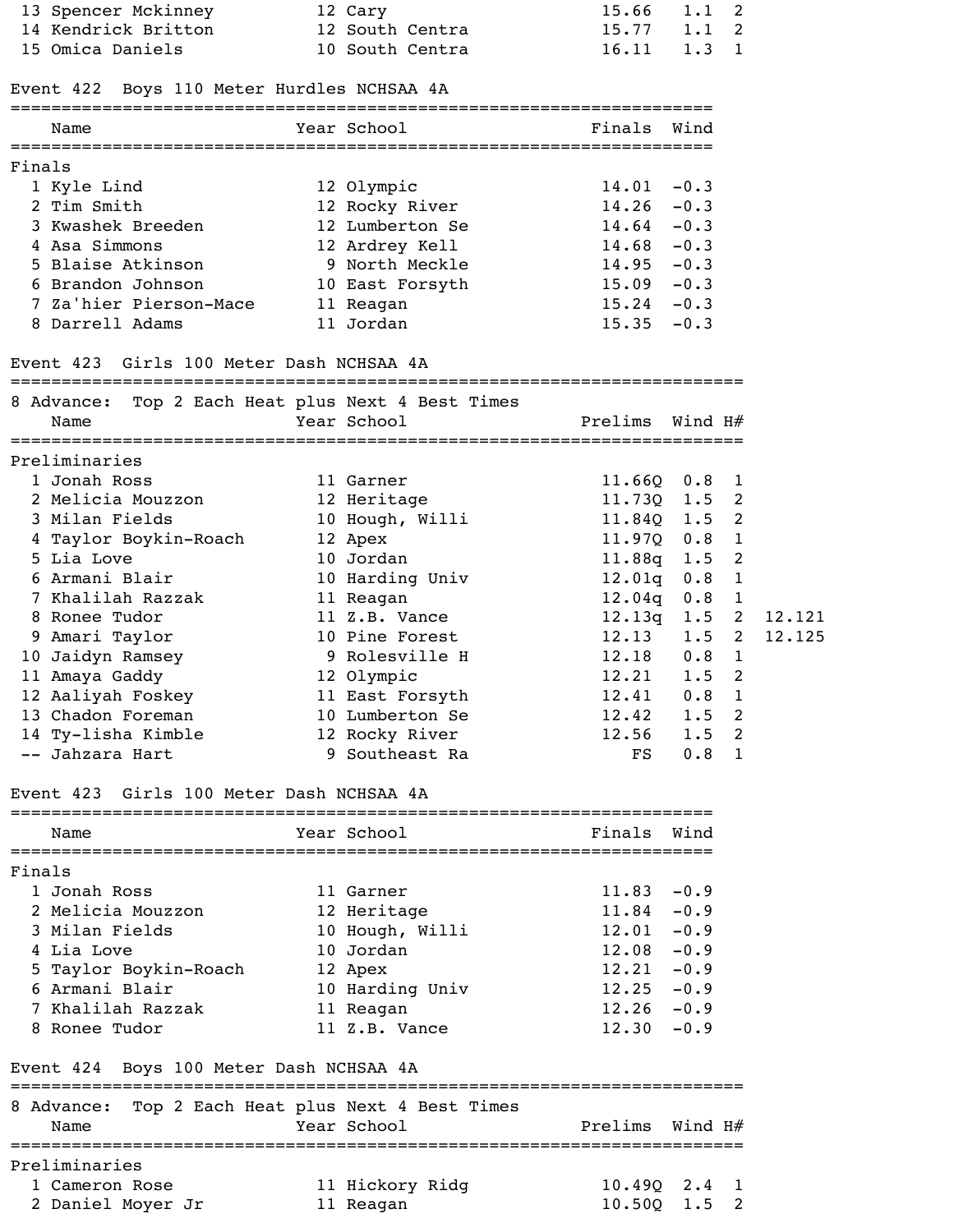| | Name | Year | School | Prelims | Wind | H# |
|---|---|---|---|---|---|---|
| 13 | Spencer Mckinney | 12 | Cary | 15.66 | 1.1 | 2 |
| 14 | Kendrick Britton | 12 | South Centra | 15.77 | 1.1 | 2 |
| 15 | Omica Daniels | 10 | South Centra | 16.11 | 1.3 | 1 |

## Event 422 Boys 110 Meter Hurdles NCHSAA 4A

**Finals**

| | Name | Year | School | Finals | Wind |
|---|---|---|---|---|---|
| 1 | Kyle Lind | 12 | Olympic | 14.01 | -0.3 |
| 2 | Tim Smith | 12 | Rocky River | 14.26 | -0.3 |
| 3 | Kwashek Breeden | 12 | Lumberton Se | 14.64 | -0.3 |
| 4 | Asa Simmons | 12 | Ardrey Kell | 14.68 | -0.3 |
| 5 | Blaise Atkinson | 9 | North Meckle | 14.95 | -0.3 |
| 6 | Brandon Johnson | 10 | East Forsyth | 15.09 | -0.3 |
| 7 | Za'hier Pierson-Mace | 11 | Reagan | 15.24 | -0.3 |
| 8 | Darrell Adams | 11 | Jordan | 15.35 | -0.3 |

## Event 423 Girls 100 Meter Dash NCHSAA 4A

8 Advance: Top 2 Each Heat plus Next 4 Best Times

**Preliminaries**

| | Name | Year | School | Prelims | Wind | H# | |
|---|---|---|---|---|---|---|---|
| 1 | Jonah Ross | 11 | Garner | 11.66Q | 0.8 | 1 | |
| 2 | Melicia Mouzzon | 12 | Heritage | 11.73Q | 1.5 | 2 | |
| 3 | Milan Fields | 10 | Hough, Willi | 11.84Q | 1.5 | 2 | |
| 4 | Taylor Boykin-Roach | 12 | Apex | 11.97Q | 0.8 | 1 | |
| 5 | Lia Love | 10 | Jordan | 11.88q | 1.5 | 2 | |
| 6 | Armani Blair | 10 | Harding Univ | 12.01q | 0.8 | 1 | |
| 7 | Khalilah Razzak | 11 | Reagan | 12.04q | 0.8 | 1 | |
| 8 | Ronee Tudor | 11 | Z.B. Vance | 12.13q | 1.5 | 2 | 12.121 |
| 9 | Amari Taylor | 10 | Pine Forest | 12.13 | 1.5 | 2 | 12.125 |
| 10 | Jaidyn Ramsey | 9 | Rolesville H | 12.18 | 0.8 | 1 | |
| 11 | Amaya Gaddy | 12 | Olympic | 12.21 | 1.5 | 2 | |
| 12 | Aaliyah Foskey | 11 | East Forsyth | 12.41 | 0.8 | 1 | |
| 13 | Chadon Foreman | 10 | Lumberton Se | 12.42 | 1.5 | 2 | |
| 14 | Ty-lisha Kimble | 12 | Rocky River | 12.56 | 1.5 | 2 | |
| -- | Jahzara Hart | 9 | Southeast Ra | FS | 0.8 | 1 | |

## Event 423 Girls 100 Meter Dash NCHSAA 4A

**Finals**

| | Name | Year | School | Finals | Wind |
|---|---|---|---|---|---|
| 1 | Jonah Ross | 11 | Garner | 11.83 | -0.9 |
| 2 | Melicia Mouzzon | 12 | Heritage | 11.84 | -0.9 |
| 3 | Milan Fields | 10 | Hough, Willi | 12.01 | -0.9 |
| 4 | Lia Love | 10 | Jordan | 12.08 | -0.9 |
| 5 | Taylor Boykin-Roach | 12 | Apex | 12.21 | -0.9 |
| 6 | Armani Blair | 10 | Harding Univ | 12.25 | -0.9 |
| 7 | Khalilah Razzak | 11 | Reagan | 12.26 | -0.9 |
| 8 | Ronee Tudor | 11 | Z.B. Vance | 12.30 | -0.9 |

## Event 424 Boys 100 Meter Dash NCHSAA 4A

8 Advance: Top 2 Each Heat plus Next 4 Best Times

**Preliminaries**

| | Name | Year | School | Prelims | Wind | H# |
|---|---|---|---|---|---|---|
| 1 | Cameron Rose | 11 | Hickory Ridg | 10.49Q | 2.4 | 1 |
| 2 | Daniel Moyer Jr | 11 | Reagan | 10.50Q | 1.5 | 2 |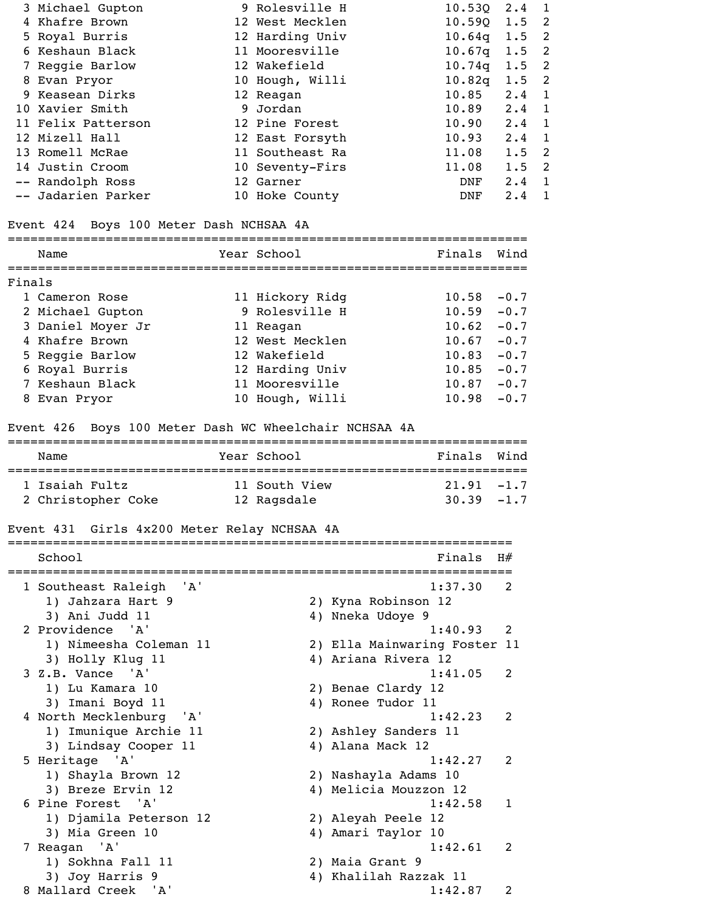| Place | Name | Year | School | Prelims | Wind | H# |
|---|---|---|---|---|---|---|
| 3 | Michael Gupton | 9 | Rolesville H | 10.53Q | 2.4 | 1 |
| 4 | Khafre Brown | 12 | West Mecklen | 10.59Q | 1.5 | 2 |
| 5 | Royal Burris | 12 | Harding Univ | 10.64q | 1.5 | 2 |
| 6 | Keshaun Black | 11 | Mooresville | 10.67q | 1.5 | 2 |
| 7 | Reggie Barlow | 12 | Wakefield | 10.74q | 1.5 | 2 |
| 8 | Evan Pryor | 10 | Hough, Willi | 10.82q | 1.5 | 2 |
| 9 | Keasean Dirks | 12 | Reagan | 10.85 | 2.4 | 1 |
| 10 | Xavier Smith | 9 | Jordan | 10.89 | 2.4 | 1 |
| 11 | Felix Patterson | 12 | Pine Forest | 10.90 | 2.4 | 1 |
| 12 | Mizell Hall | 12 | East Forsyth | 10.93 | 2.4 | 1 |
| 13 | Romell McRae | 11 | Southeast Ra | 11.08 | 1.5 | 2 |
| 14 | Justin Croom | 10 | Seventy-Firs | 11.08 | 1.5 | 2 |
| -- | Randolph Ross | 12 | Garner | DNF | 2.4 | 1 |
| -- | Jadarien Parker | 10 | Hoke County | DNF | 2.4 | 1 |

## Event 424 Boys 100 Meter Dash NCHSAA 4A

**Finals**

| Place | Name | Year | School | Finals | Wind |
|---|---|---|---|---|---|
| 1 | Cameron Rose | 11 | Hickory Ridg | 10.58 | -0.7 |
| 2 | Michael Gupton | 9 | Rolesville H | 10.59 | -0.7 |
| 3 | Daniel Moyer Jr | 11 | Reagan | 10.62 | -0.7 |
| 4 | Khafre Brown | 12 | West Mecklen | 10.67 | -0.7 |
| 5 | Reggie Barlow | 12 | Wakefield | 10.83 | -0.7 |
| 6 | Royal Burris | 12 | Harding Univ | 10.85 | -0.7 |
| 7 | Keshaun Black | 11 | Mooresville | 10.87 | -0.7 |
| 8 | Evan Pryor | 10 | Hough, Willi | 10.98 | -0.7 |

## Event 426 Boys 100 Meter Dash WC Wheelchair NCHSAA 4A

| Place | Name | Year | School | Finals | Wind |
|---|---|---|---|---|---|
| 1 | Isaiah Fultz | 11 | South View | 21.91 | -1.7 |
| 2 | Christopher Coke | 12 | Ragsdale | 30.39 | -1.7 |

## Event 431 Girls 4x200 Meter Relay NCHSAA 4A

| Place | School | Finals | H# |
|---|---|---|---|
| 1 | Southeast Raleigh 'A' | 1:37.30 | 2 |
| | 1) Jahzara Hart 9, 2) Kyna Robinson 12, 3) Ani Judd 11, 4) Nneka Udoye 9 | | |
| 2 | Providence 'A' | 1:40.93 | 2 |
| | 1) Nimeesha Coleman 11, 2) Ella Mainwaring Foster 11, 3) Holly Klug 11, 4) Ariana Rivera 12 | | |
| 3 | Z.B. Vance 'A' | 1:41.05 | 2 |
| | 1) Lu Kamara 10, 2) Benae Clardy 12, 3) Imani Boyd 11, 4) Ronee Tudor 11 | | |
| 4 | North Mecklenburg 'A' | 1:42.23 | 2 |
| | 1) Imunique Archie 11, 2) Ashley Sanders 11, 3) Lindsay Cooper 11, 4) Alana Mack 12 | | |
| 5 | Heritage 'A' | 1:42.27 | 2 |
| | 1) Shayla Brown 12, 2) Nashayla Adams 10, 3) Breze Ervin 12, 4) Melicia Mouzzon 12 | | |
| 6 | Pine Forest 'A' | 1:42.58 | 1 |
| | 1) Djamila Peterson 12, 2) Aleyah Peele 12, 3) Mia Green 10, 4) Amari Taylor 10 | | |
| 7 | Reagan 'A' | 1:42.61 | 2 |
| | 1) Sokhna Fall 11, 2) Maia Grant 9, 3) Joy Harris 9, 4) Khalilah Razzak 11 | | |
| 8 | Mallard Creek 'A' | 1:42.87 | 2 |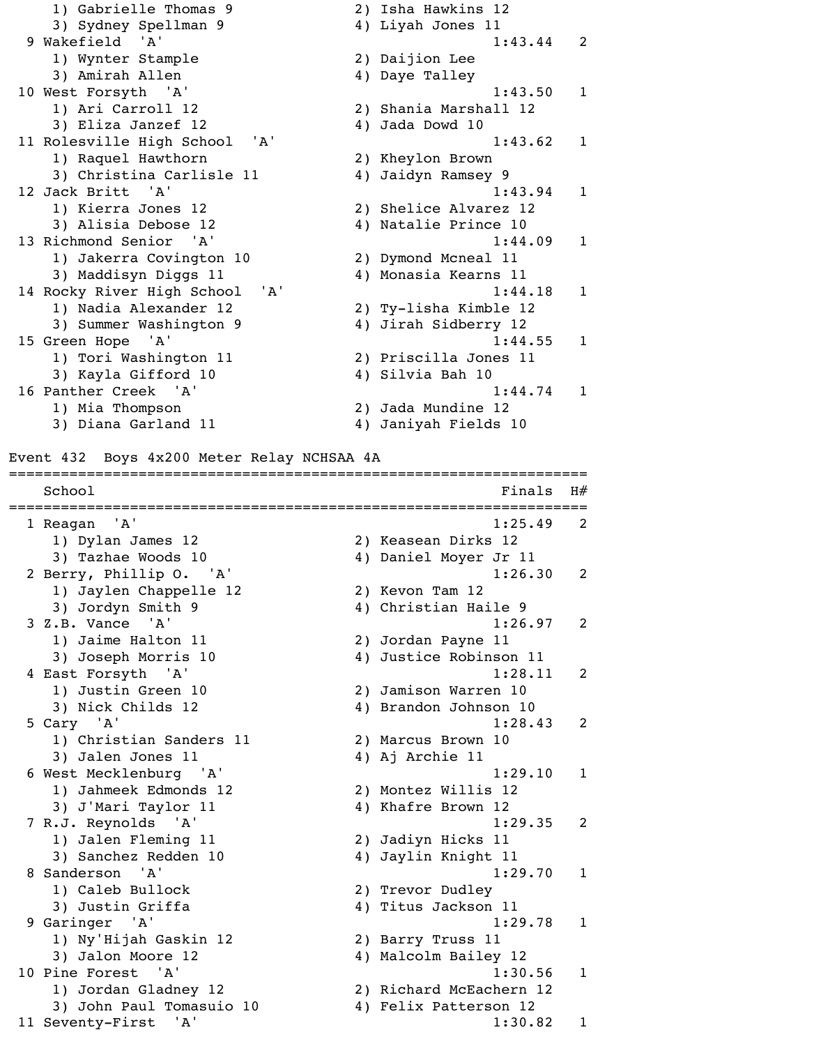1) Gabrielle Thomas 9 2) Isha Hawkins 12
3) Sydney Spellman 9 4) Liyah Jones 11

| | School | Finals | H# |
|---|---|---|---|
| 9 | Wakefield 'A' | 1:43.44 | 2 |
| | 1) Wynter Stample 2) Daijion Lee 3) Amirah Allen 4) Daye Talley | | |
| 10 | West Forsyth 'A' | 1:43.50 | 1 |
| | 1) Ari Carroll 12 2) Shania Marshall 12 3) Eliza Janzef 12 4) Jada Dowd 10 | | |
| 11 | Rolesville High School 'A' | 1:43.62 | 1 |
| | 1) Raquel Hawthorn 2) Kheylon Brown 3) Christina Carlisle 11 4) Jaidyn Ramsey 9 | | |
| 12 | Jack Britt 'A' | 1:43.94 | 1 |
| | 1) Kierra Jones 12 2) Shelice Alvarez 12 3) Alisia Debose 12 4) Natalie Prince 10 | | |
| 13 | Richmond Senior 'A' | 1:44.09 | 1 |
| | 1) Jakerra Covington 10 2) Dymond Mcneal 11 3) Maddisyn Diggs 11 4) Monasia Kearns 11 | | |
| 14 | Rocky River High School 'A' | 1:44.18 | 1 |
| | 1) Nadia Alexander 12 2) Ty-lisha Kimble 12 3) Summer Washington 9 4) Jirah Sidberry 12 | | |
| 15 | Green Hope 'A' | 1:44.55 | 1 |
| | 1) Tori Washington 11 2) Priscilla Jones 11 3) Kayla Gifford 10 4) Silvia Bah 10 | | |
| 16 | Panther Creek 'A' | 1:44.74 | 1 |
| | 1) Mia Thompson 2) Jada Mundine 12 3) Diana Garland 11 4) Janiyah Fields 10 | | |

## Event 432 Boys 4x200 Meter Relay NCHSAA 4A

| | School | Finals | H# |
|---|---|---|---|
| 1 | Reagan 'A' | 1:25.49 | 2 |
| | 1) Dylan James 12 2) Keasean Dirks 12 3) Tazhae Woods 10 4) Daniel Moyer Jr 11 | | |
| 2 | Berry, Phillip O. 'A' | 1:26.30 | 2 |
| | 1) Jaylen Chappelle 12 2) Kevon Tam 12 3) Jordyn Smith 9 4) Christian Haile 9 | | |
| 3 | Z.B. Vance 'A' | 1:26.97 | 2 |
| | 1) Jaime Halton 11 2) Jordan Payne 11 3) Joseph Morris 10 4) Justice Robinson 11 | | |
| 4 | East Forsyth 'A' | 1:28.11 | 2 |
| | 1) Justin Green 10 2) Jamison Warren 10 3) Nick Childs 12 4) Brandon Johnson 10 | | |
| 5 | Cary 'A' | 1:28.43 | 2 |
| | 1) Christian Sanders 11 2) Marcus Brown 10 3) Jalen Jones 11 4) Aj Archie 11 | | |
| 6 | West Mecklenburg 'A' | 1:29.10 | 1 |
| | 1) Jahmeek Edmonds 12 2) Montez Willis 12 3) J'Mari Taylor 11 4) Khafre Brown 12 | | |
| 7 | R.J. Reynolds 'A' | 1:29.35 | 2 |
| | 1) Jalen Fleming 11 2) Jadiyn Hicks 11 3) Sanchez Redden 10 4) Jaylin Knight 11 | | |
| 8 | Sanderson 'A' | 1:29.70 | 1 |
| | 1) Caleb Bullock 2) Trevor Dudley 3) Justin Griffa 4) Titus Jackson 11 | | |
| 9 | Garinger 'A' | 1:29.78 | 1 |
| | 1) Ny'Hijah Gaskin 12 2) Barry Truss 11 3) Jalon Moore 12 4) Malcolm Bailey 12 | | |
| 10 | Pine Forest 'A' | 1:30.56 | 1 |
| | 1) Jordan Gladney 12 2) Richard McEachern 12 3) John Paul Tomasuio 10 4) Felix Patterson 12 | | |
| 11 | Seventy-First 'A' | 1:30.82 | 1 |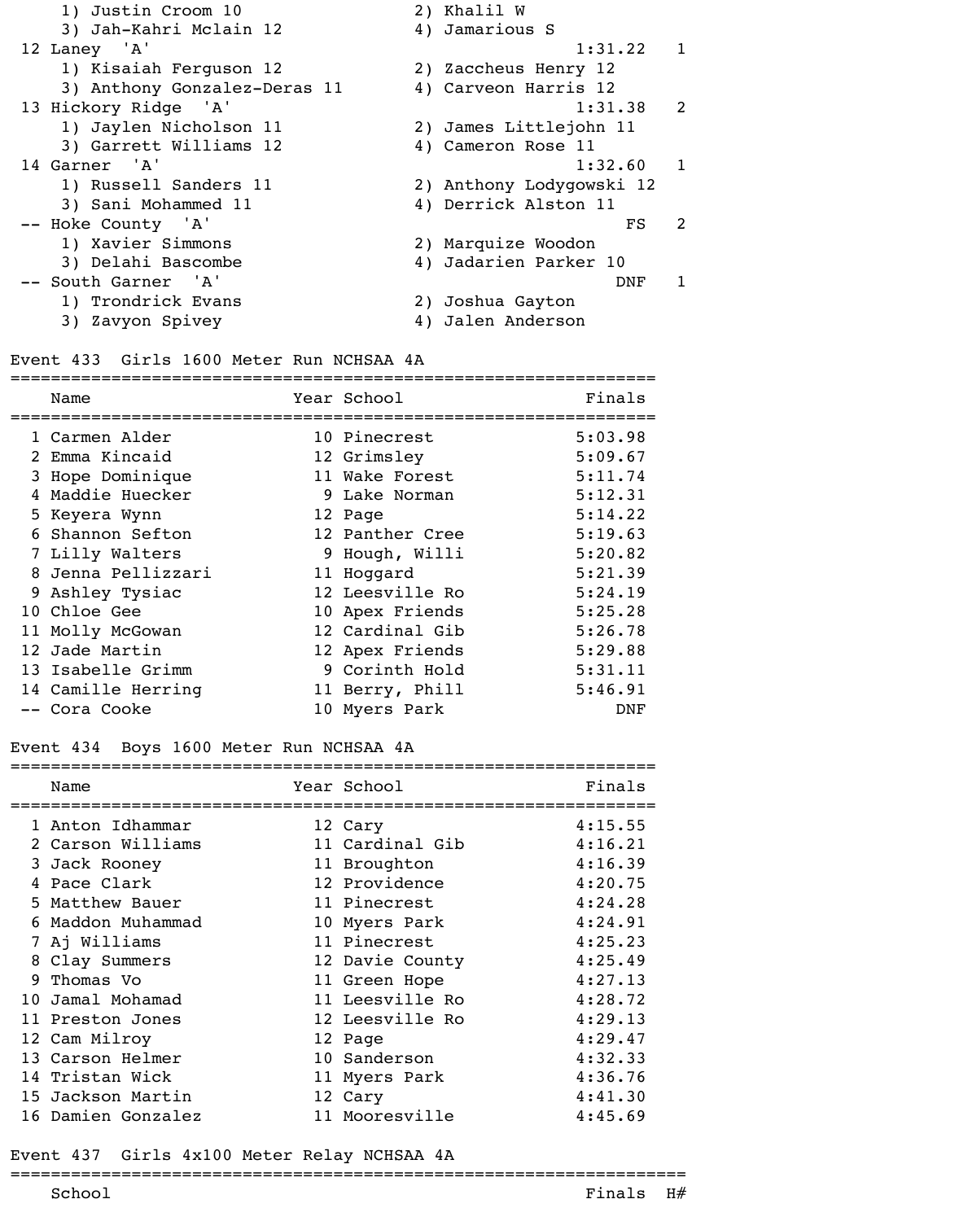| Place | School | Finals | H# |
|---|---|---|---|
| | 1) Justin Croom 10; 2) Khalil W; 3) Jah-Kahri Mclain 12; 4) Jamarious S | | |
| 12 | Laney 'A' | 1:31.22 | 1 |
| | 1) Kisaiah Ferguson 12; 2) Zaccheus Henry 12; 3) Anthony Gonzalez-Deras 11; 4) Carveon Harris 12 | | |
| 13 | Hickory Ridge 'A' | 1:31.38 | 2 |
| | 1) Jaylen Nicholson 11; 2) James Littlejohn 11; 3) Garrett Williams 12; 4) Cameron Rose 11 | | |
| 14 | Garner 'A' | 1:32.60 | 1 |
| | 1) Russell Sanders 11; 2) Anthony Lodygowski 12; 3) Sani Mohammed 11; 4) Derrick Alston 11 | | |
| -- | Hoke County 'A' | FS | 2 |
| | 1) Xavier Simmons; 2) Marquize Woodon; 3) Delahi Bascombe; 4) Jadarien Parker 10 | | |
| -- | South Garner 'A' | DNF | 1 |
| | 1) Trondrick Evans; 2) Joshua Gayton; 3) Zavyon Spivey; 4) Jalen Anderson | | |

## Event 433 Girls 1600 Meter Run NCHSAA 4A

| Place | Name | Year | School | Finals |
|---|---|---|---|---|
| 1 | Carmen Alder | 10 | Pinecrest | 5:03.98 |
| 2 | Emma Kincaid | 12 | Grimsley | 5:09.67 |
| 3 | Hope Dominique | 11 | Wake Forest | 5:11.74 |
| 4 | Maddie Huecker | 9 | Lake Norman | 5:12.31 |
| 5 | Keyera Wynn | 12 | Page | 5:14.22 |
| 6 | Shannon Sefton | 12 | Panther Cree | 5:19.63 |
| 7 | Lilly Walters | 9 | Hough, Willi | 5:20.82 |
| 8 | Jenna Pellizzari | 11 | Hoggard | 5:21.39 |
| 9 | Ashley Tysiac | 12 | Leesville Ro | 5:24.19 |
| 10 | Chloe Gee | 10 | Apex Friends | 5:25.28 |
| 11 | Molly McGowan | 12 | Cardinal Gib | 5:26.78 |
| 12 | Jade Martin | 12 | Apex Friends | 5:29.88 |
| 13 | Isabelle Grimm | 9 | Corinth Hold | 5:31.11 |
| 14 | Camille Herring | 11 | Berry, Phill | 5:46.91 |
| -- | Cora Cooke | 10 | Myers Park | DNF |

## Event 434 Boys 1600 Meter Run NCHSAA 4A

| Place | Name | Year | School | Finals |
|---|---|---|---|---|
| 1 | Anton Idhammar | 12 | Cary | 4:15.55 |
| 2 | Carson Williams | 11 | Cardinal Gib | 4:16.21 |
| 3 | Jack Rooney | 11 | Broughton | 4:16.39 |
| 4 | Pace Clark | 12 | Providence | 4:20.75 |
| 5 | Matthew Bauer | 11 | Pinecrest | 4:24.28 |
| 6 | Maddon Muhammad | 10 | Myers Park | 4:24.91 |
| 7 | Aj Williams | 11 | Pinecrest | 4:25.23 |
| 8 | Clay Summers | 12 | Davie County | 4:25.49 |
| 9 | Thomas Vo | 11 | Green Hope | 4:27.13 |
| 10 | Jamal Mohamad | 11 | Leesville Ro | 4:28.72 |
| 11 | Preston Jones | 12 | Leesville Ro | 4:29.13 |
| 12 | Cam Milroy | 12 | Page | 4:29.47 |
| 13 | Carson Helmer | 10 | Sanderson | 4:32.33 |
| 14 | Tristan Wick | 11 | Myers Park | 4:36.76 |
| 15 | Jackson Martin | 12 | Cary | 4:41.30 |
| 16 | Damien Gonzalez | 11 | Mooresville | 4:45.69 |

## Event 437 Girls 4x100 Meter Relay NCHSAA 4A

| School | Finals | H# |
|---|---|---|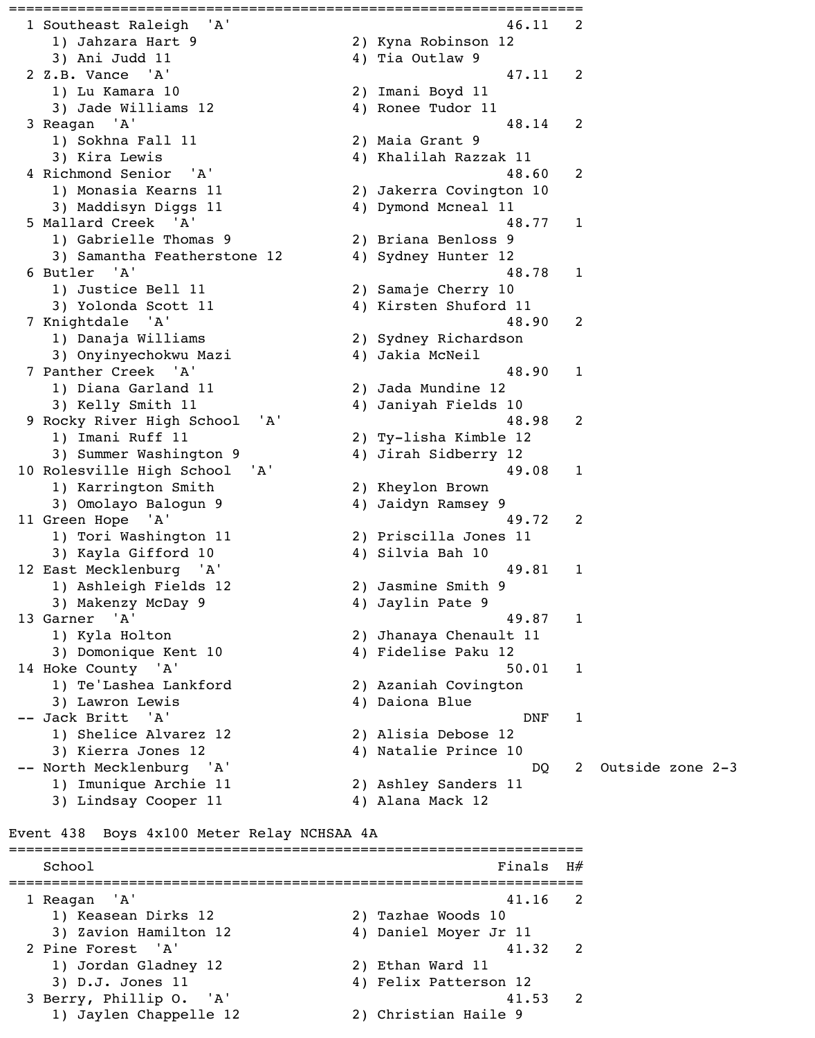```
=================================================================
  1 Southeast Raleigh  'A'                              46.11   2
     1) Jahzara Hart 9                 2) Kyna Robinson 12
     3) Ani Judd 11                    4) Tia Outlaw 9
  2 Z.B. Vance  'A'                                     47.11   2
     1) Lu Kamara 10                   2) Imani Boyd 11
     3) Jade Williams 12               4) Ronee Tudor 11
  3 Reagan  'A'                                         48.14   2
     1) Sokhna Fall 11                 2) Maia Grant 9
     3) Kira Lewis                     4) Khalilah Razzak 11
  4 Richmond Senior  'A'                                48.60   2
     1) Monasia Kearns 11              2) Jakerra Covington 10
     3) Maddisyn Diggs 11              4) Dymond Mcneal 11
  5 Mallard Creek  'A'                                  48.77   1
     1) Gabrielle Thomas 9             2) Briana Benloss 9
     3) Samantha Featherstone 12       4) Sydney Hunter 12
  6 Butler  'A'                                         48.78   1
     1) Justice Bell 11                2) Samaje Cherry 10
     3) Yolonda Scott 11               4) Kirsten Shuford 11
  7 Knightdale  'A'                                     48.90   2
     1) Danaja Williams                2) Sydney Richardson
     3) Onyinyechokwu Mazi             4) Jakia McNeil
  7 Panther Creek  'A'                                  48.90   1
     1) Diana Garland 11               2) Jada Mundine 12
     3) Kelly Smith 11                 4) Janiyah Fields 10
  9 Rocky River High School  'A'                        48.98   2
     1) Imani Ruff 11                  2) Ty-lisha Kimble 12
     3) Summer Washington 9            4) Jirah Sidberry 12
 10 Rolesville High School  'A'                         49.08   1
     1) Karrington Smith               2) Kheylon Brown
     3) Omolayo Balogun 9              4) Jaidyn Ramsey 9
 11 Green Hope  'A'                                     49.72   2
     1) Tori Washington 11             2) Priscilla Jones 11
     3) Kayla Gifford 10               4) Silvia Bah 10
 12 East Mecklenburg  'A'                               49.81   1
     1) Ashleigh Fields 12             2) Jasmine Smith 9
     3) Makenzy McDay 9                4) Jaylin Pate 9
 13 Garner  'A'                                         49.87   1
     1) Kyla Holton                    2) Jhanaya Chenault 11
     3) Domonique Kent 10              4) Fidelise Paku 12
 14 Hoke County  'A'                                    50.01   1
     1) Te'Lashea Lankford             2) Azaniah Covington
     3) Lawron Lewis                   4) Daiona Blue
 -- Jack Britt  'A'                                       DNF   1
     1) Shelice Alvarez 12             2) Alisia Debose 12
     3) Kierra Jones 12                4) Natalie Prince 10
 -- North Mecklenburg  'A'                                 DQ   2  Outside zone 2-3
     1) Imunique Archie 11             2) Ashley Sanders 11
     3) Lindsay Cooper 11              4) Alana Mack 12

Event 438  Boys 4x100 Meter Relay NCHSAA 4A
=================================================================
    School                                             Finals  H#
=================================================================
  1 Reagan  'A'                                         41.16   2
     1) Keasean Dirks 12               2) Tazhae Woods 10
     3) Zavion Hamilton 12             4) Daniel Moyer Jr 11
  2 Pine Forest  'A'                                    41.32   2
     1) Jordan Gladney 12              2) Ethan Ward 11
     3) D.J. Jones 11                  4) Felix Patterson 12
  3 Berry, Phillip O.  'A'                              41.53   2
     1) Jaylen Chappelle 12            2) Christian Haile 9
```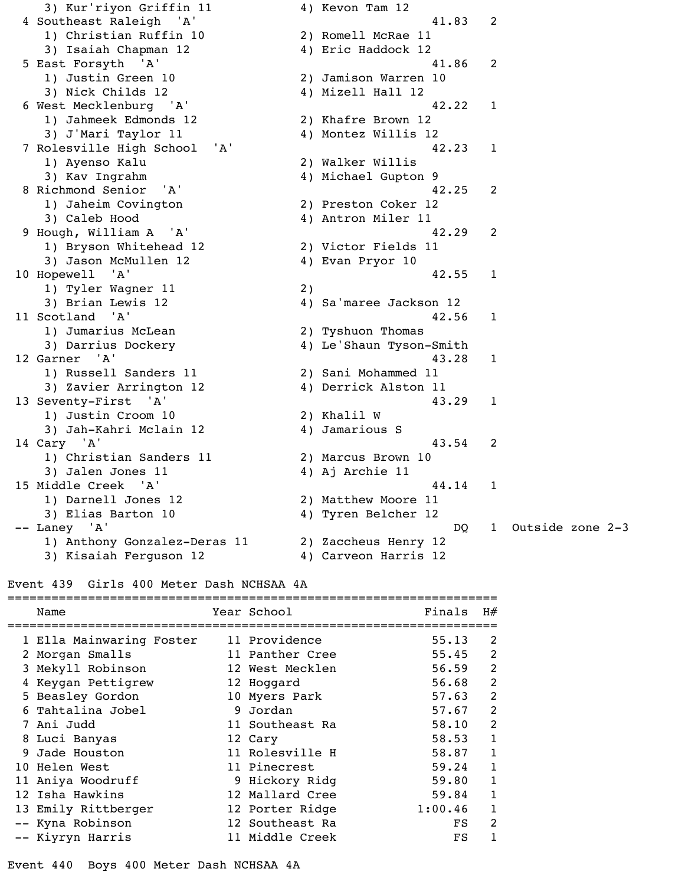| Place | Team | Finals | H# | Notes |
|---|---|---|---|---|
| | 3) Kur'riyon Griffin 11 / 4) Kevon Tam 12 | | | |
| 4 | Southeast Raleigh 'A' | 41.83 | 2 | |
| | 1) Christian Ruffin 10 / 2) Romell McRae 11 / 3) Isaiah Chapman 12 / 4) Eric Haddock 12 | | | |
| 5 | East Forsyth 'A' | 41.86 | 2 | |
| | 1) Justin Green 10 / 2) Jamison Warren 10 / 3) Nick Childs 12 / 4) Mizell Hall 12 | | | |
| 6 | West Mecklenburg 'A' | 42.22 | 1 | |
| | 1) Jahmeek Edmonds 12 / 2) Khafre Brown 12 / 3) J'Mari Taylor 11 / 4) Montez Willis 12 | | | |
| 7 | Rolesville High School 'A' | 42.23 | 1 | |
| | 1) Ayenso Kalu / 2) Walker Willis / 3) Kav Ingrahm / 4) Michael Gupton 9 | | | |
| 8 | Richmond Senior 'A' | 42.25 | 2 | |
| | 1) Jaheim Covington / 2) Preston Coker 12 / 3) Caleb Hood / 4) Antron Miler 11 | | | |
| 9 | Hough, William A 'A' | 42.29 | 2 | |
| | 1) Bryson Whitehead 12 / 2) Victor Fields 11 / 3) Jason McMullen 12 / 4) Evan Pryor 10 | | | |
| 10 | Hopewell 'A' | 42.55 | 1 | |
| | 1) Tyler Wagner 11 / 2) / 3) Brian Lewis 12 / 4) Sa'maree Jackson 12 | | | |
| 11 | Scotland 'A' | 42.56 | 1 | |
| | 1) Jumarius McLean / 2) Tyshuon Thomas / 3) Darrius Dockery / 4) Le'Shaun Tyson-Smith | | | |
| 12 | Garner 'A' | 43.28 | 1 | |
| | 1) Russell Sanders 11 / 2) Sani Mohammed 11 / 3) Zavier Arrington 12 / 4) Derrick Alston 11 | | | |
| 13 | Seventy-First 'A' | 43.29 | 1 | |
| | 1) Justin Croom 10 / 2) Khalil W / 3) Jah-Kahri Mclain 12 / 4) Jamarious S | | | |
| 14 | Cary 'A' | 43.54 | 2 | |
| | 1) Christian Sanders 11 / 2) Marcus Brown 10 / 3) Jalen Jones 11 / 4) Aj Archie 11 | | | |
| 15 | Middle Creek 'A' | 44.14 | 1 | |
| | 1) Darnell Jones 12 / 2) Matthew Moore 11 / 3) Elias Barton 10 / 4) Tyren Belcher 12 | | | |
| -- | Laney 'A' | DQ | 1 | Outside zone 2-3 |
| | 1) Anthony Gonzalez-Deras 11 / 2) Zaccheus Henry 12 / 3) Kisaiah Ferguson 12 / 4) Carveon Harris 12 | | | |

## Event 439 Girls 400 Meter Dash NCHSAA 4A

| | Name | Year | School | Finals | H# |
|---|---|---|---|---|---|
| 1 | Ella Mainwaring Foster | 11 | Providence | 55.13 | 2 |
| 2 | Morgan Smalls | 11 | Panther Cree | 55.45 | 2 |
| 3 | Mekyll Robinson | 12 | West Mecklen | 56.59 | 2 |
| 4 | Keygan Pettigrew | 12 | Hoggard | 56.68 | 2 |
| 5 | Beasley Gordon | 10 | Myers Park | 57.63 | 2 |
| 6 | Tahtalina Jobel | 9 | Jordan | 57.67 | 2 |
| 7 | Ani Judd | 11 | Southeast Ra | 58.10 | 2 |
| 8 | Luci Banyas | 12 | Cary | 58.53 | 1 |
| 9 | Jade Houston | 11 | Rolesville H | 58.87 | 1 |
| 10 | Helen West | 11 | Pinecrest | 59.24 | 1 |
| 11 | Aniya Woodruff | 9 | Hickory Ridg | 59.80 | 1 |
| 12 | Isha Hawkins | 12 | Mallard Cree | 59.84 | 1 |
| 13 | Emily Rittberger | 12 | Porter Ridge | 1:00.46 | 1 |
| -- | Kyna Robinson | 12 | Southeast Ra | FS | 2 |
| -- | Kiyryn Harris | 11 | Middle Creek | FS | 1 |

## Event 440 Boys 400 Meter Dash NCHSAA 4A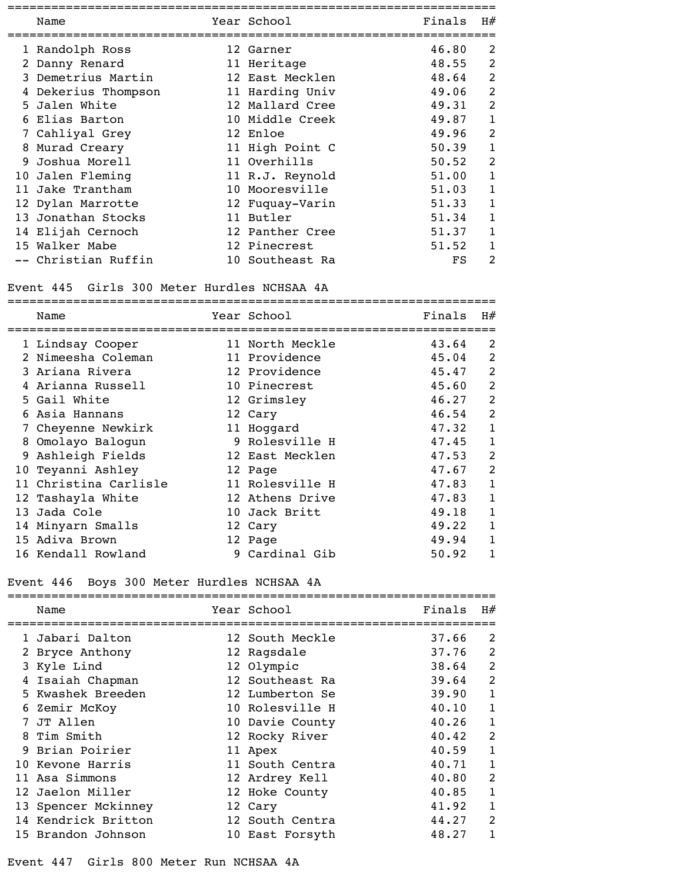| | Name | Year | School | Finals | H# |
|---|---|---|---|---|---|
| 1 | Randolph Ross | 12 | Garner | 46.80 | 2 |
| 2 | Danny Renard | 11 | Heritage | 48.55 | 2 |
| 3 | Demetrius Martin | 12 | East Mecklen | 48.64 | 2 |
| 4 | Dekerius Thompson | 11 | Harding Univ | 49.06 | 2 |
| 5 | Jalen White | 12 | Mallard Cree | 49.31 | 2 |
| 6 | Elias Barton | 10 | Middle Creek | 49.87 | 1 |
| 7 | Cahliyal Grey | 12 | Enloe | 49.96 | 2 |
| 8 | Murad Creary | 11 | High Point C | 50.39 | 1 |
| 9 | Joshua Morell | 11 | Overhills | 50.52 | 2 |
| 10 | Jalen Fleming | 11 | R.J. Reynold | 51.00 | 1 |
| 11 | Jake Trantham | 10 | Mooresville | 51.03 | 1 |
| 12 | Dylan Marrotte | 12 | Fuquay-Varin | 51.33 | 1 |
| 13 | Jonathan Stocks | 11 | Butler | 51.34 | 1 |
| 14 | Elijah Cernoch | 12 | Panther Cree | 51.37 | 1 |
| 15 | Walker Mabe | 12 | Pinecrest | 51.52 | 1 |
| -- | Christian Ruffin | 10 | Southeast Ra | FS | 2 |

Event 445 Girls 300 Meter Hurdles NCHSAA 4A

| | Name | Year | School | Finals | H# |
|---|---|---|---|---|---|
| 1 | Lindsay Cooper | 11 | North Meckle | 43.64 | 2 |
| 2 | Nimeesha Coleman | 11 | Providence | 45.04 | 2 |
| 3 | Ariana Rivera | 12 | Providence | 45.47 | 2 |
| 4 | Arianna Russell | 10 | Pinecrest | 45.60 | 2 |
| 5 | Gail White | 12 | Grimsley | 46.27 | 2 |
| 6 | Asia Hannans | 12 | Cary | 46.54 | 2 |
| 7 | Cheyenne Newkirk | 11 | Hoggard | 47.32 | 1 |
| 8 | Omolayo Balogun | 9 | Rolesville H | 47.45 | 1 |
| 9 | Ashleigh Fields | 12 | East Mecklen | 47.53 | 2 |
| 10 | Teyanni Ashley | 12 | Page | 47.67 | 2 |
| 11 | Christina Carlisle | 11 | Rolesville H | 47.83 | 1 |
| 12 | Tashayla White | 12 | Athens Drive | 47.83 | 1 |
| 13 | Jada Cole | 10 | Jack Britt | 49.18 | 1 |
| 14 | Minyarn Smalls | 12 | Cary | 49.22 | 1 |
| 15 | Adiva Brown | 12 | Page | 49.94 | 1 |
| 16 | Kendall Rowland | 9 | Cardinal Gib | 50.92 | 1 |

Event 446 Boys 300 Meter Hurdles NCHSAA 4A

| | Name | Year | School | Finals | H# |
|---|---|---|---|---|---|
| 1 | Jabari Dalton | 12 | South Meckle | 37.66 | 2 |
| 2 | Bryce Anthony | 12 | Ragsdale | 37.76 | 2 |
| 3 | Kyle Lind | 12 | Olympic | 38.64 | 2 |
| 4 | Isaiah Chapman | 12 | Southeast Ra | 39.64 | 2 |
| 5 | Kwashek Breeden | 12 | Lumberton Se | 39.90 | 1 |
| 6 | Zemir McKoy | 10 | Rolesville H | 40.10 | 1 |
| 7 | JT Allen | 10 | Davie County | 40.26 | 1 |
| 8 | Tim Smith | 12 | Rocky River | 40.42 | 2 |
| 9 | Brian Poirier | 11 | Apex | 40.59 | 1 |
| 10 | Kevone Harris | 11 | South Centra | 40.71 | 1 |
| 11 | Asa Simmons | 12 | Ardrey Kell | 40.80 | 2 |
| 12 | Jaelon Miller | 12 | Hoke County | 40.85 | 1 |
| 13 | Spencer Mckinney | 12 | Cary | 41.92 | 1 |
| 14 | Kendrick Britton | 12 | South Centra | 44.27 | 2 |
| 15 | Brandon Johnson | 10 | East Forsyth | 48.27 | 1 |

Event 447 Girls 800 Meter Run NCHSAA 4A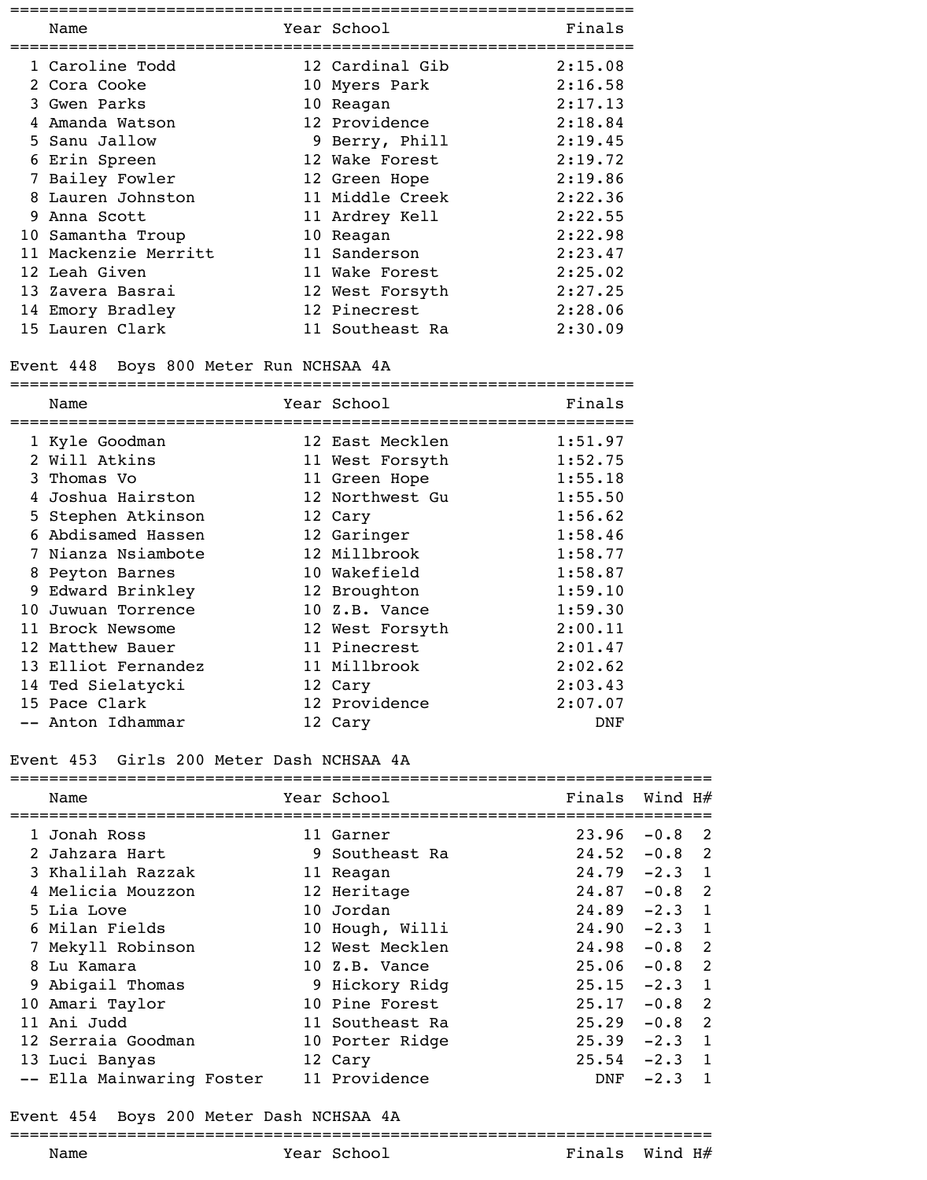| | Name | Year | School | Finals |
|---|---|---|---|---|
| 1 | Caroline Todd | 12 | Cardinal Gib | 2:15.08 |
| 2 | Cora Cooke | 10 | Myers Park | 2:16.58 |
| 3 | Gwen Parks | 10 | Reagan | 2:17.13 |
| 4 | Amanda Watson | 12 | Providence | 2:18.84 |
| 5 | Sanu Jallow | 9 | Berry, Phill | 2:19.45 |
| 6 | Erin Spreen | 12 | Wake Forest | 2:19.72 |
| 7 | Bailey Fowler | 12 | Green Hope | 2:19.86 |
| 8 | Lauren Johnston | 11 | Middle Creek | 2:22.36 |
| 9 | Anna Scott | 11 | Ardrey Kell | 2:22.55 |
| 10 | Samantha Troup | 10 | Reagan | 2:22.98 |
| 11 | Mackenzie Merritt | 11 | Sanderson | 2:23.47 |
| 12 | Leah Given | 11 | Wake Forest | 2:25.02 |
| 13 | Zavera Basrai | 12 | West Forsyth | 2:27.25 |
| 14 | Emory Bradley | 12 | Pinecrest | 2:28.06 |
| 15 | Lauren Clark | 11 | Southeast Ra | 2:30.09 |

Event 448 Boys 800 Meter Run NCHSAA 4A

| | Name | Year | School | Finals |
|---|---|---|---|---|
| 1 | Kyle Goodman | 12 | East Mecklen | 1:51.97 |
| 2 | Will Atkins | 11 | West Forsyth | 1:52.75 |
| 3 | Thomas Vo | 11 | Green Hope | 1:55.18 |
| 4 | Joshua Hairston | 12 | Northwest Gu | 1:55.50 |
| 5 | Stephen Atkinson | 12 | Cary | 1:56.62 |
| 6 | Abdisamed Hassen | 12 | Garinger | 1:58.46 |
| 7 | Nianza Nsiambote | 12 | Millbrook | 1:58.77 |
| 8 | Peyton Barnes | 10 | Wakefield | 1:58.87 |
| 9 | Edward Brinkley | 12 | Broughton | 1:59.10 |
| 10 | Juwuan Torrence | 10 | Z.B. Vance | 1:59.30 |
| 11 | Brock Newsome | 12 | West Forsyth | 2:00.11 |
| 12 | Matthew Bauer | 11 | Pinecrest | 2:01.47 |
| 13 | Elliot Fernandez | 11 | Millbrook | 2:02.62 |
| 14 | Ted Sielatycki | 12 | Cary | 2:03.43 |
| 15 | Pace Clark | 12 | Providence | 2:07.07 |
| -- | Anton Idhammar | 12 | Cary | DNF |

Event 453 Girls 200 Meter Dash NCHSAA 4A

| | Name | Year | School | Finals | Wind | H# |
|---|---|---|---|---|---|---|
| 1 | Jonah Ross | 11 | Garner | 23.96 | -0.8 | 2 |
| 2 | Jahzara Hart | 9 | Southeast Ra | 24.52 | -0.8 | 2 |
| 3 | Khalilah Razzak | 11 | Reagan | 24.79 | -2.3 | 1 |
| 4 | Melicia Mouzzon | 12 | Heritage | 24.87 | -0.8 | 2 |
| 5 | Lia Love | 10 | Jordan | 24.89 | -2.3 | 1 |
| 6 | Milan Fields | 10 | Hough, Willi | 24.90 | -2.3 | 1 |
| 7 | Mekyll Robinson | 12 | West Mecklen | 24.98 | -0.8 | 2 |
| 8 | Lu Kamara | 10 | Z.B. Vance | 25.06 | -0.8 | 2 |
| 9 | Abigail Thomas | 9 | Hickory Ridg | 25.15 | -2.3 | 1 |
| 10 | Amari Taylor | 10 | Pine Forest | 25.17 | -0.8 | 2 |
| 11 | Ani Judd | 11 | Southeast Ra | 25.29 | -0.8 | 2 |
| 12 | Serraia Goodman | 10 | Porter Ridge | 25.39 | -2.3 | 1 |
| 13 | Luci Banyas | 12 | Cary | 25.54 | -2.3 | 1 |
| -- | Ella Mainwaring Foster | 11 | Providence | DNF | -2.3 | 1 |

Event 454 Boys 200 Meter Dash NCHSAA 4A

| | Name | Year | School | Finals | Wind | H# |
|---|---|---|---|---|---|---|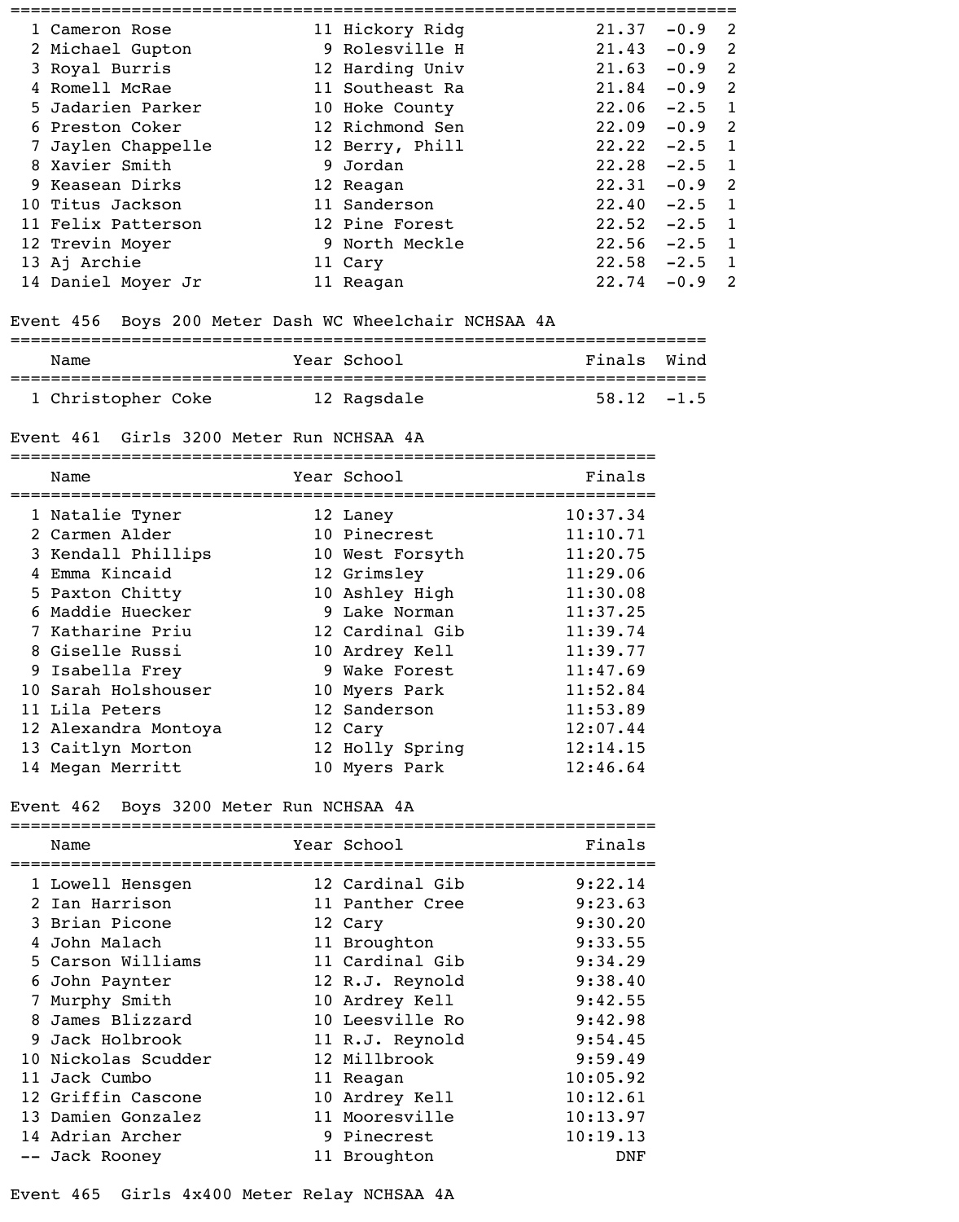| Place | Name | Year | School | Finals | Wind | H# |
|---|---|---|---|---|---|---|
| 1 | Cameron Rose | 11 | Hickory Ridg | 21.37 | -0.9 | 2 |
| 2 | Michael Gupton | 9 | Rolesville H | 21.43 | -0.9 | 2 |
| 3 | Royal Burris | 12 | Harding Univ | 21.63 | -0.9 | 2 |
| 4 | Romell McRae | 11 | Southeast Ra | 21.84 | -0.9 | 2 |
| 5 | Jadarien Parker | 10 | Hoke County | 22.06 | -2.5 | 1 |
| 6 | Preston Coker | 12 | Richmond Sen | 22.09 | -0.9 | 2 |
| 7 | Jaylen Chappelle | 12 | Berry, Phill | 22.22 | -2.5 | 1 |
| 8 | Xavier Smith | 9 | Jordan | 22.28 | -2.5 | 1 |
| 9 | Keasean Dirks | 12 | Reagan | 22.31 | -0.9 | 2 |
| 10 | Titus Jackson | 11 | Sanderson | 22.40 | -2.5 | 1 |
| 11 | Felix Patterson | 12 | Pine Forest | 22.52 | -2.5 | 1 |
| 12 | Trevin Moyer | 9 | North Meckle | 22.56 | -2.5 | 1 |
| 13 | Aj Archie | 11 | Cary | 22.58 | -2.5 | 1 |
| 14 | Daniel Moyer Jr | 11 | Reagan | 22.74 | -0.9 | 2 |

Event 456 Boys 200 Meter Dash WC Wheelchair NCHSAA 4A

| Place | Name | Year | School | Finals | Wind |
|---|---|---|---|---|---|
| 1 | Christopher Coke | 12 | Ragsdale | 58.12 | -1.5 |

Event 461 Girls 3200 Meter Run NCHSAA 4A

| Place | Name | Year | School | Finals |
|---|---|---|---|---|
| 1 | Natalie Tyner | 12 | Laney | 10:37.34 |
| 2 | Carmen Alder | 10 | Pinecrest | 11:10.71 |
| 3 | Kendall Phillips | 10 | West Forsyth | 11:20.75 |
| 4 | Emma Kincaid | 12 | Grimsley | 11:29.06 |
| 5 | Paxton Chitty | 10 | Ashley High | 11:30.08 |
| 6 | Maddie Huecker | 9 | Lake Norman | 11:37.25 |
| 7 | Katharine Priu | 12 | Cardinal Gib | 11:39.74 |
| 8 | Giselle Russi | 10 | Ardrey Kell | 11:39.77 |
| 9 | Isabella Frey | 9 | Wake Forest | 11:47.69 |
| 10 | Sarah Holshouser | 10 | Myers Park | 11:52.84 |
| 11 | Lila Peters | 12 | Sanderson | 11:53.89 |
| 12 | Alexandra Montoya | 12 | Cary | 12:07.44 |
| 13 | Caitlyn Morton | 12 | Holly Spring | 12:14.15 |
| 14 | Megan Merritt | 10 | Myers Park | 12:46.64 |

Event 462 Boys 3200 Meter Run NCHSAA 4A

| Place | Name | Year | School | Finals |
|---|---|---|---|---|
| 1 | Lowell Hensgen | 12 | Cardinal Gib | 9:22.14 |
| 2 | Ian Harrison | 11 | Panther Cree | 9:23.63 |
| 3 | Brian Picone | 12 | Cary | 9:30.20 |
| 4 | John Malach | 11 | Broughton | 9:33.55 |
| 5 | Carson Williams | 11 | Cardinal Gib | 9:34.29 |
| 6 | John Paynter | 12 | R.J. Reynold | 9:38.40 |
| 7 | Murphy Smith | 10 | Ardrey Kell | 9:42.55 |
| 8 | James Blizzard | 10 | Leesville Ro | 9:42.98 |
| 9 | Jack Holbrook | 11 | R.J. Reynold | 9:54.45 |
| 10 | Nickolas Scudder | 12 | Millbrook | 9:59.49 |
| 11 | Jack Cumbo | 11 | Reagan | 10:05.92 |
| 12 | Griffin Cascone | 10 | Ardrey Kell | 10:12.61 |
| 13 | Damien Gonzalez | 11 | Mooresville | 10:13.97 |
| 14 | Adrian Archer | 9 | Pinecrest | 10:19.13 |
| -- | Jack Rooney | 11 | Broughton | DNF |

Event 465 Girls 4x400 Meter Relay NCHSAA 4A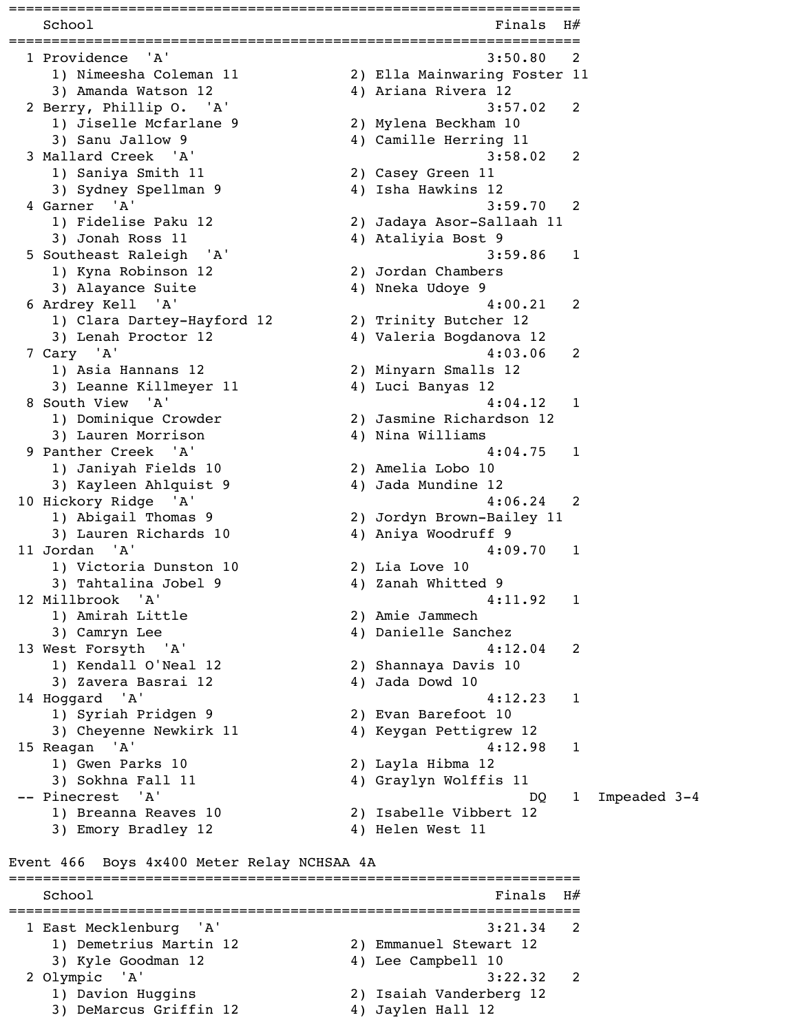| Place | School | Finals | H# | Note |
|---|---|---|---|---|
| 1 | Providence 'A' | 3:50.80 | 2 | |
| | 1) Nimeesha Coleman 11, 2) Ella Mainwaring Foster 11, 3) Amanda Watson 12, 4) Ariana Rivera 12 | | | |
| 2 | Berry, Phillip O. 'A' | 3:57.02 | 2 | |
| | 1) Jiselle Mcfarlane 9, 2) Mylena Beckham 10, 3) Sanu Jallow 9, 4) Camille Herring 11 | | | |
| 3 | Mallard Creek 'A' | 3:58.02 | 2 | |
| | 1) Saniya Smith 11, 2) Casey Green 11, 3) Sydney Spellman 9, 4) Isha Hawkins 12 | | | |
| 4 | Garner 'A' | 3:59.70 | 2 | |
| | 1) Fidelise Paku 12, 2) Jadaya Asor-Sallaah 11, 3) Jonah Ross 11, 4) Ataliyia Bost 9 | | | |
| 5 | Southeast Raleigh 'A' | 3:59.86 | 1 | |
| | 1) Kyna Robinson 12, 2) Jordan Chambers, 3) Alayance Suite, 4) Nneka Udoye 9 | | | |
| 6 | Ardrey Kell 'A' | 4:00.21 | 2 | |
| | 1) Clara Dartey-Hayford 12, 2) Trinity Butcher 12, 3) Lenah Proctor 12, 4) Valeria Bogdanova 12 | | | |
| 7 | Cary 'A' | 4:03.06 | 2 | |
| | 1) Asia Hannans 12, 2) Minyarn Smalls 12, 3) Leanne Killmeyer 11, 4) Luci Banyas 12 | | | |
| 8 | South View 'A' | 4:04.12 | 1 | |
| | 1) Dominique Crowder, 2) Jasmine Richardson 12, 3) Lauren Morrison, 4) Nina Williams | | | |
| 9 | Panther Creek 'A' | 4:04.75 | 1 | |
| | 1) Janiyah Fields 10, 2) Amelia Lobo 10, 3) Kayleen Ahlquist 9, 4) Jada Mundine 12 | | | |
| 10 | Hickory Ridge 'A' | 4:06.24 | 2 | |
| | 1) Abigail Thomas 9, 2) Jordyn Brown-Bailey 11, 3) Lauren Richards 10, 4) Aniya Woodruff 9 | | | |
| 11 | Jordan 'A' | 4:09.70 | 1 | |
| | 1) Victoria Dunston 10, 2) Lia Love 10, 3) Tahtalina Jobel 9, 4) Zanah Whitted 9 | | | |
| 12 | Millbrook 'A' | 4:11.92 | 1 | |
| | 1) Amirah Little, 2) Amie Jammech, 3) Camryn Lee, 4) Danielle Sanchez | | | |
| 13 | West Forsyth 'A' | 4:12.04 | 2 | |
| | 1) Kendall O'Neal 12, 2) Shannaya Davis 10, 3) Zavera Basrai 12, 4) Jada Dowd 10 | | | |
| 14 | Hoggard 'A' | 4:12.23 | 1 | |
| | 1) Syriah Pridgen 9, 2) Evan Barefoot 10, 3) Cheyenne Newkirk 11, 4) Keygan Pettigrew 12 | | | |
| 15 | Reagan 'A' | 4:12.98 | 1 | |
| | 1) Gwen Parks 10, 2) Layla Hibma 12, 3) Sokhna Fall 11, 4) Graylyn Wolffis 11 | | | |
| -- | Pinecrest 'A' | DQ | 1 | Impeaded 3-4 |
| | 1) Breanna Reaves 10, 2) Isabelle Vibbert 12, 3) Emory Bradley 12, 4) Helen West 11 | | | |

## Event 466 Boys 4x400 Meter Relay NCHSAA 4A

| Place | School | Finals | H# |
|---|---|---|---|
| 1 | East Mecklenburg 'A' | 3:21.34 | 2 |
| | 1) Demetrius Martin 12, 2) Emmanuel Stewart 12, 3) Kyle Goodman 12, 4) Lee Campbell 10 | | |
| 2 | Olympic 'A' | 3:22.32 | 2 |
| | 1) Davion Huggins, 2) Isaiah Vanderberg 12, 3) DeMarcus Griffin 12, 4) Jaylen Hall 12 | | |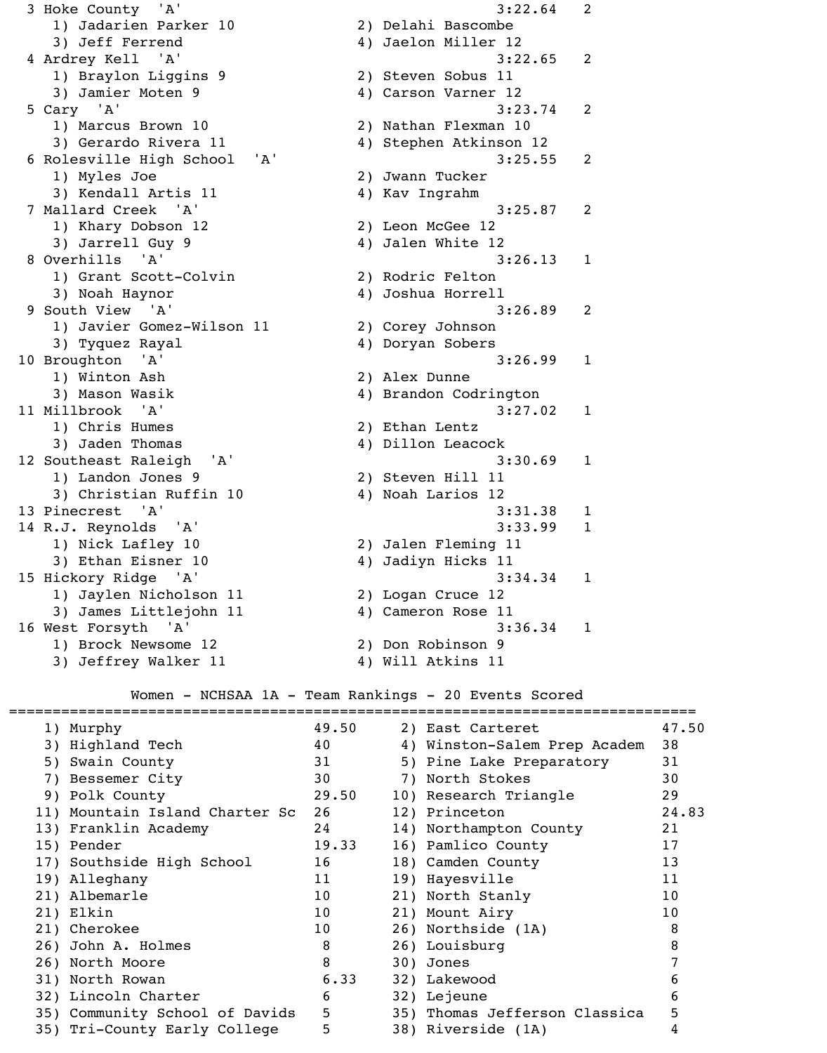```
  3 Hoke County  'A'                                       3:22.64   2
     1) Jadarien Parker 10              2) Delahi Bascombe
     3) Jeff Ferrend                    4) Jaelon Miller 12
  4 Ardrey Kell  'A'                                       3:22.65   2
     1) Braylon Liggins 9               2) Steven Sobus 11
     3) Jamier Moten 9                  4) Carson Varner 12
  5 Cary  'A'                                              3:23.74   2
     1) Marcus Brown 10                 2) Nathan Flexman 10
     3) Gerardo Rivera 11               4) Stephen Atkinson 12
  6 Rolesville High School  'A'                            3:25.55   2
     1) Myles Joe                       2) Jwann Tucker
     3) Kendall Artis 11                4) Kav Ingrahm
  7 Mallard Creek  'A'                                     3:25.87   2
     1) Khary Dobson 12                 2) Leon McGee 12
     3) Jarrell Guy 9                   4) Jalen White 12
  8 Overhills  'A'                                         3:26.13   1
     1) Grant Scott-Colvin              2) Rodric Felton
     3) Noah Haynor                     4) Joshua Horrell
  9 South View  'A'                                        3:26.89   2
     1) Javier Gomez-Wilson 11          2) Corey Johnson
     3) Tyquez Rayal                    4) Doryan Sobers
 10 Broughton  'A'                                         3:26.99   1
     1) Winton Ash                      2) Alex Dunne
     3) Mason Wasik                     4) Brandon Codrington
 11 Millbrook  'A'                                         3:27.02   1
     1) Chris Humes                     2) Ethan Lentz
     3) Jaden Thomas                    4) Dillon Leacock
 12 Southeast Raleigh  'A'                                 3:30.69   1
     1) Landon Jones 9                  2) Steven Hill 11
     3) Christian Ruffin 10             4) Noah Larios 12
 13 Pinecrest  'A'                                         3:31.38   1
 14 R.J. Reynolds  'A'                                     3:33.99   1
     1) Nick Lafley 10                  2) Jalen Fleming 11
     3) Ethan Eisner 10                 4) Jadiyn Hicks 11
 15 Hickory Ridge  'A'                                     3:34.34   1
     1) Jaylen Nicholson 11             2) Logan Cruce 12
     3) James Littlejohn 11             4) Cameron Rose 11
 16 West Forsyth  'A'                                      3:36.34   1
     1) Brock Newsome 12                2) Don Robinson 9
     3) Jeffrey Walker 11               4) Will Atkins 11
```

## Women - NCHSAA 1A - Team Rankings - 20 Events Scored

| Rank | Team | Points | Rank | Team | Points |
|---|---|---|---|---|---|
| 1) | Murphy | 49.50 | 2) | East Carteret | 47.50 |
| 3) | Highland Tech | 40 | 4) | Winston-Salem Prep Academ | 38 |
| 5) | Swain County | 31 | 5) | Pine Lake Preparatory | 31 |
| 7) | Bessemer City | 30 | 7) | North Stokes | 30 |
| 9) | Polk County | 29.50 | 10) | Research Triangle | 29 |
| 11) | Mountain Island Charter Sc | 26 | 12) | Princeton | 24.83 |
| 13) | Franklin Academy | 24 | 14) | Northampton County | 21 |
| 15) | Pender | 19.33 | 16) | Pamlico County | 17 |
| 17) | Southside High School | 16 | 18) | Camden County | 13 |
| 19) | Alleghany | 11 | 19) | Hayesville | 11 |
| 21) | Albemarle | 10 | 21) | North Stanly | 10 |
| 21) | Elkin | 10 | 21) | Mount Airy | 10 |
| 21) | Cherokee | 10 | 26) | Northside (1A) | 8 |
| 26) | John A. Holmes | 8 | 26) | Louisburg | 8 |
| 26) | North Moore | 8 | 30) | Jones | 7 |
| 31) | North Rowan | 6.33 | 32) | Lakewood | 6 |
| 32) | Lincoln Charter | 6 | 32) | Lejeune | 6 |
| 35) | Community School of Davids | 5 | 35) | Thomas Jefferson Classica | 5 |
| 35) | Tri-County Early College | 5 | 38) | Riverside (1A) | 4 |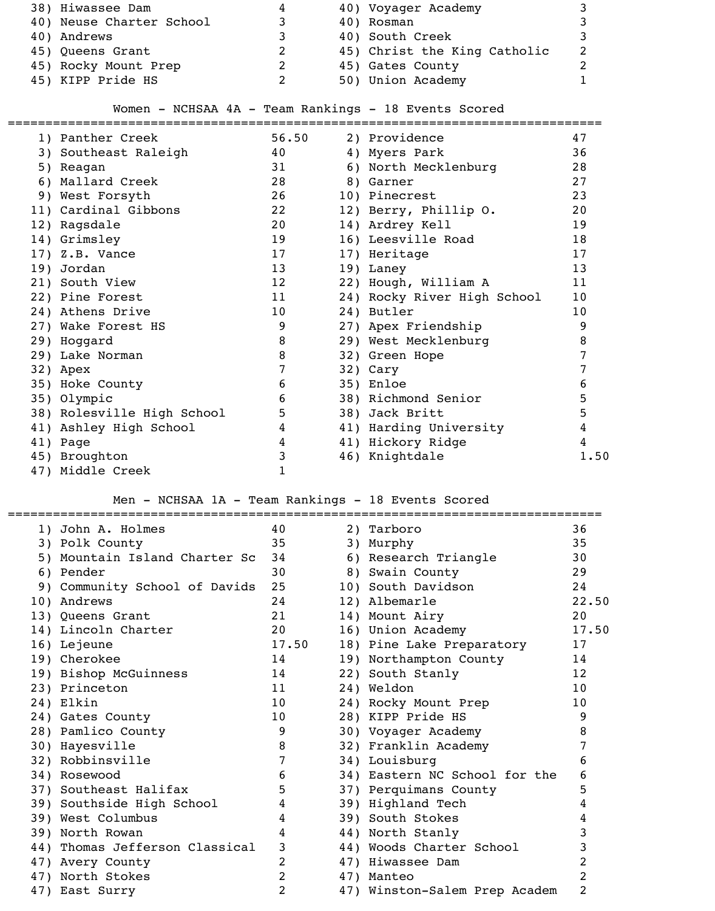| Rank | Team | Points | Rank | Team | Points |
|---|---|---|---|---|---|
| 38) | Hiwassee Dam | 4 | 40) | Voyager Academy | 3 |
| 40) | Neuse Charter School | 3 | 40) | Rosman | 3 |
| 40) | Andrews | 3 | 40) | South Creek | 3 |
| 45) | Queens Grant | 2 | 45) | Christ the King Catholic | 2 |
| 45) | Rocky Mount Prep | 2 | 45) | Gates County | 2 |
| 45) | KIPP Pride HS | 2 | 50) | Union Academy | 1 |

## Women - NCHSAA 4A - Team Rankings - 18 Events Scored

| Rank | Team | Points | Rank | Team | Points |
|---|---|---|---|---|---|
| 1) | Panther Creek | 56.50 | 2) | Providence | 47 |
| 3) | Southeast Raleigh | 40 | 4) | Myers Park | 36 |
| 5) | Reagan | 31 | 6) | North Mecklenburg | 28 |
| 6) | Mallard Creek | 28 | 8) | Garner | 27 |
| 9) | West Forsyth | 26 | 10) | Pinecrest | 23 |
| 11) | Cardinal Gibbons | 22 | 12) | Berry, Phillip O. | 20 |
| 12) | Ragsdale | 20 | 14) | Ardrey Kell | 19 |
| 14) | Grimsley | 19 | 16) | Leesville Road | 18 |
| 17) | Z.B. Vance | 17 | 17) | Heritage | 17 |
| 19) | Jordan | 13 | 19) | Laney | 13 |
| 21) | South View | 12 | 22) | Hough, William A | 11 |
| 22) | Pine Forest | 11 | 24) | Rocky River High School | 10 |
| 24) | Athens Drive | 10 | 24) | Butler | 10 |
| 27) | Wake Forest HS | 9 | 27) | Apex Friendship | 9 |
| 29) | Hoggard | 8 | 29) | West Mecklenburg | 8 |
| 29) | Lake Norman | 8 | 32) | Green Hope | 7 |
| 32) | Apex | 7 | 32) | Cary | 7 |
| 35) | Hoke County | 6 | 35) | Enloe | 6 |
| 35) | Olympic | 6 | 38) | Richmond Senior | 5 |
| 38) | Rolesville High School | 5 | 38) | Jack Britt | 5 |
| 41) | Ashley High School | 4 | 41) | Harding University | 4 |
| 41) | Page | 4 | 41) | Hickory Ridge | 4 |
| 45) | Broughton | 3 | 46) | Knightdale | 1.50 |
| 47) | Middle Creek | 1 | | | |

## Men - NCHSAA 1A - Team Rankings - 18 Events Scored

| Rank | Team | Points | Rank | Team | Points |
|---|---|---|---|---|---|
| 1) | John A. Holmes | 40 | 2) | Tarboro | 36 |
| 3) | Polk County | 35 | 3) | Murphy | 35 |
| 5) | Mountain Island Charter Sc | 34 | 6) | Research Triangle | 30 |
| 6) | Pender | 30 | 8) | Swain County | 29 |
| 9) | Community School of Davids | 25 | 10) | South Davidson | 24 |
| 10) | Andrews | 24 | 12) | Albemarle | 22.50 |
| 13) | Queens Grant | 21 | 14) | Mount Airy | 20 |
| 14) | Lincoln Charter | 20 | 16) | Union Academy | 17.50 |
| 16) | Lejeune | 17.50 | 18) | Pine Lake Preparatory | 17 |
| 19) | Cherokee | 14 | 19) | Northampton County | 14 |
| 19) | Bishop McGuinness | 14 | 22) | South Stanly | 12 |
| 23) | Princeton | 11 | 24) | Weldon | 10 |
| 24) | Elkin | 10 | 24) | Rocky Mount Prep | 10 |
| 24) | Gates County | 10 | 28) | KIPP Pride HS | 9 |
| 28) | Pamlico County | 9 | 30) | Voyager Academy | 8 |
| 30) | Hayesville | 8 | 32) | Franklin Academy | 7 |
| 32) | Robbinsville | 7 | 34) | Louisburg | 6 |
| 34) | Rosewood | 6 | 34) | Eastern NC School for the | 6 |
| 37) | Southeast Halifax | 5 | 37) | Perquimans County | 5 |
| 39) | Southside High School | 4 | 39) | Highland Tech | 4 |
| 39) | West Columbus | 4 | 39) | South Stokes | 4 |
| 39) | North Rowan | 4 | 44) | North Stanly | 3 |
| 44) | Thomas Jefferson Classical | 3 | 44) | Woods Charter School | 3 |
| 47) | Avery County | 2 | 47) | Hiwassee Dam | 2 |
| 47) | North Stokes | 2 | 47) | Manteo | 2 |
| 47) | East Surry | 2 | 47) | Winston-Salem Prep Academ | 2 |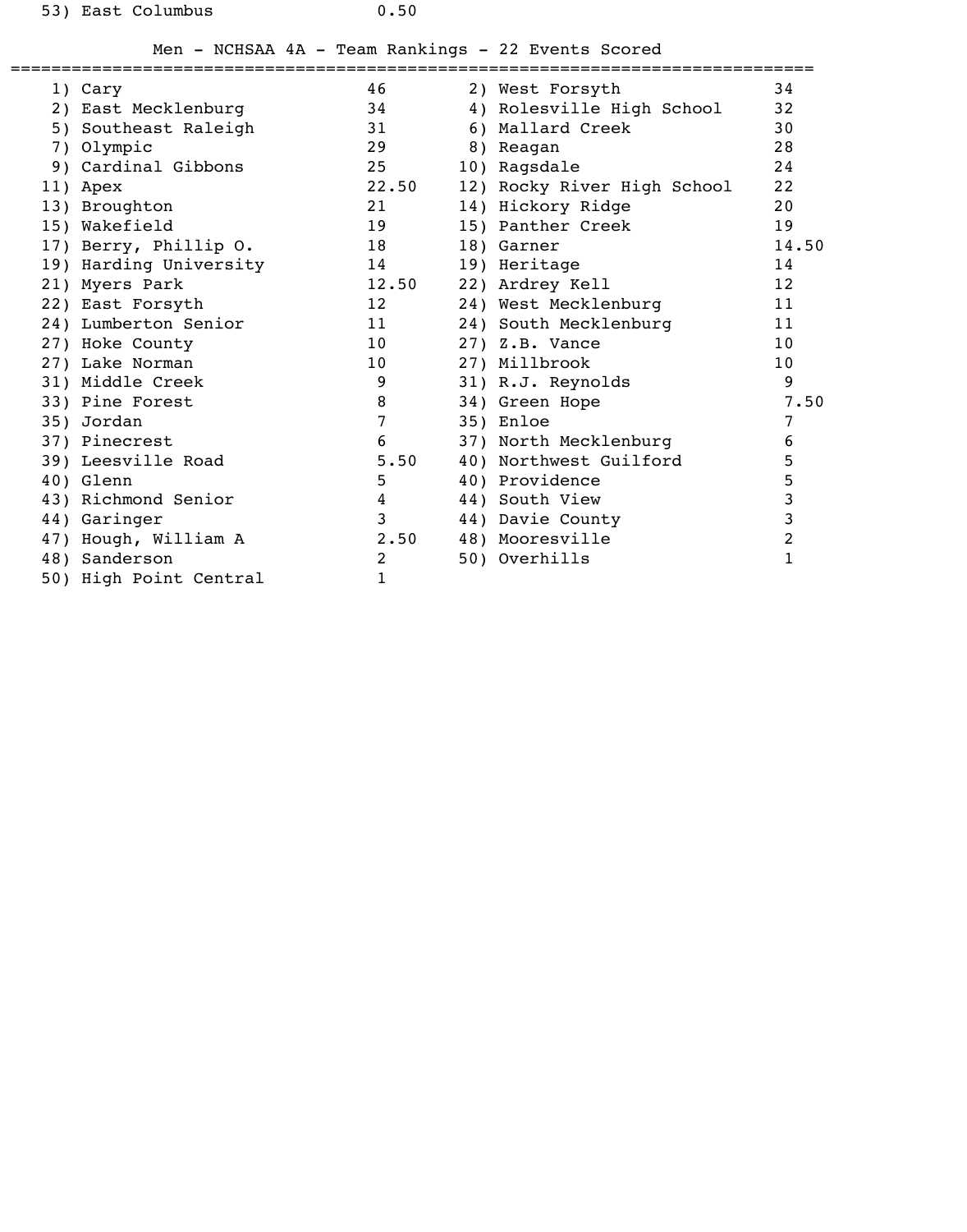53) East Columbus 0.50

## Men - NCHSAA 4A - Team Rankings - 22 Events Scored

| | | | |
|---|---|---|---|
| 1) Cary | 46 | 2) West Forsyth | 34 |
| 2) East Mecklenburg | 34 | 4) Rolesville High School | 32 |
| 5) Southeast Raleigh | 31 | 6) Mallard Creek | 30 |
| 7) Olympic | 29 | 8) Reagan | 28 |
| 9) Cardinal Gibbons | 25 | 10) Ragsdale | 24 |
| 11) Apex | 22.50 | 12) Rocky River High School | 22 |
| 13) Broughton | 21 | 14) Hickory Ridge | 20 |
| 15) Wakefield | 19 | 15) Panther Creek | 19 |
| 17) Berry, Phillip O. | 18 | 18) Garner | 14.50 |
| 19) Harding University | 14 | 19) Heritage | 14 |
| 21) Myers Park | 12.50 | 22) Ardrey Kell | 12 |
| 22) East Forsyth | 12 | 24) West Mecklenburg | 11 |
| 24) Lumberton Senior | 11 | 24) South Mecklenburg | 11 |
| 27) Hoke County | 10 | 27) Z.B. Vance | 10 |
| 27) Lake Norman | 10 | 27) Millbrook | 10 |
| 31) Middle Creek | 9 | 31) R.J. Reynolds | 9 |
| 33) Pine Forest | 8 | 34) Green Hope | 7.50 |
| 35) Jordan | 7 | 35) Enloe | 7 |
| 37) Pinecrest | 6 | 37) North Mecklenburg | 6 |
| 39) Leesville Road | 5.50 | 40) Northwest Guilford | 5 |
| 40) Glenn | 5 | 40) Providence | 5 |
| 43) Richmond Senior | 4 | 44) South View | 3 |
| 44) Garinger | 3 | 44) Davie County | 3 |
| 47) Hough, William A | 2.50 | 48) Mooresville | 2 |
| 48) Sanderson | 2 | 50) Overhills | 1 |
| 50) High Point Central | 1 | | |